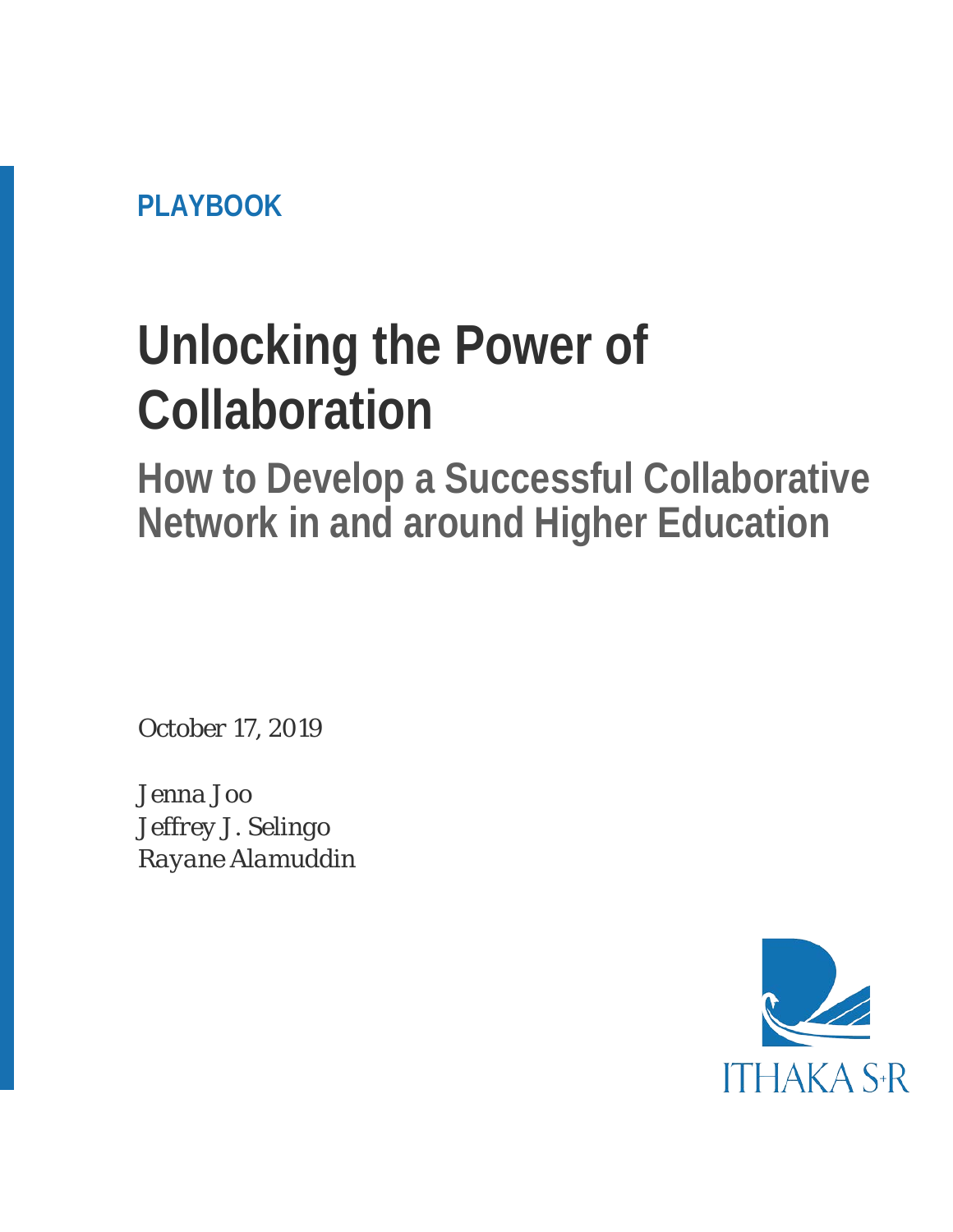PLAYBOOK

# Unlocking the Power of Collaboration

## How to Develop a Successful Collaborative Network in and around Higher Education

*October 17, 2019*

*Jenna Joo*
*Jeffrey J. Selingo*
*Rayane Alamuddin*

ITHAKA S+R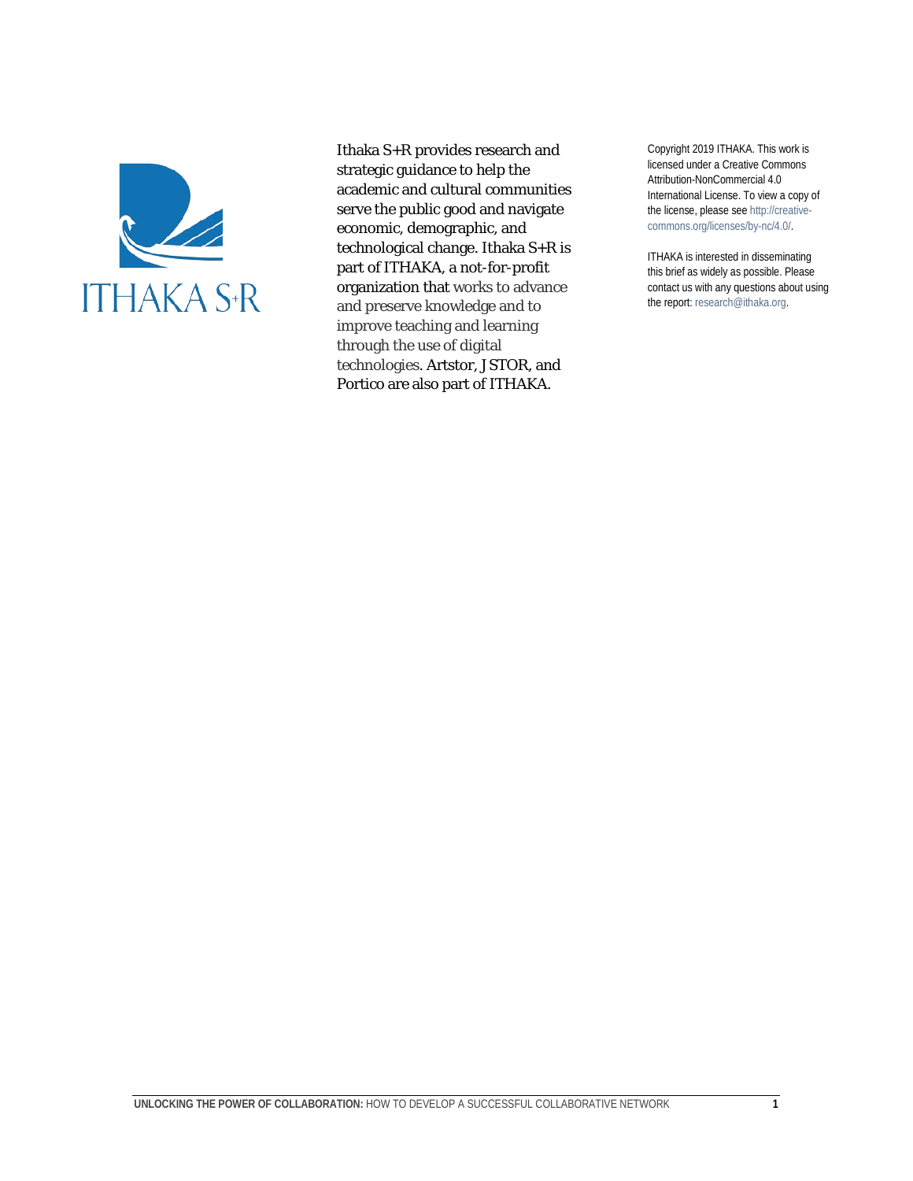Ithaka S+R provides research and strategic guidance to help the academic and cultural communities serve the public good and navigate economic, demographic, and technological change. Ithaka S+R is part of ITHAKA, a not-for-profit organization that works to advance and preserve knowledge and to improve teaching and learning through the use of digital technologies. Artstor, JSTOR, and Portico are also part of ITHAKA.

Copyright 2019 ITHAKA. This work is licensed under a Creative Commons Attribution-NonCommercial 4.0 International License. To view a copy of the license, please see http://creative-commons.org/licenses/by-nc/4.0/.

ITHAKA is interested in disseminating this brief as widely as possible. Please contact us with any questions about using the report: research@ithaka.org.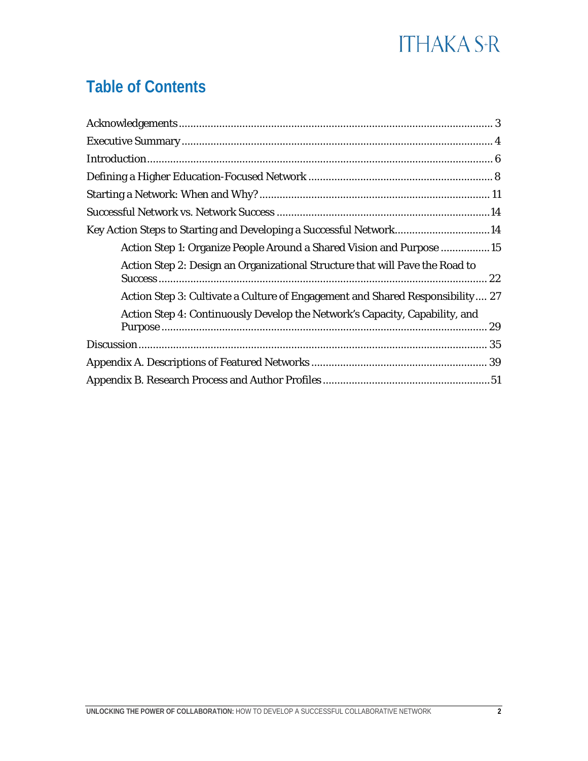# Table of Contents

Acknowledgements ... 3
Executive Summary ... 4
Introduction ... 6
Defining a Higher Education-Focused Network ... 8
Starting a Network: When and Why? ... 11
Successful Network vs. Network Success ... 14
Key Action Steps to Starting and Developing a Successful Network ... 14
- Action Step 1: Organize People Around a Shared Vision and Purpose ... 15
- Action Step 2: Design an Organizational Structure that will Pave the Road to Success ... 22
- Action Step 3: Cultivate a Culture of Engagement and Shared Responsibility ... 27
- Action Step 4: Continuously Develop the Network's Capacity, Capability, and Purpose ... 29

Discussion ... 35
Appendix A. Descriptions of Featured Networks ... 39
Appendix B. Research Process and Author Profiles ... 51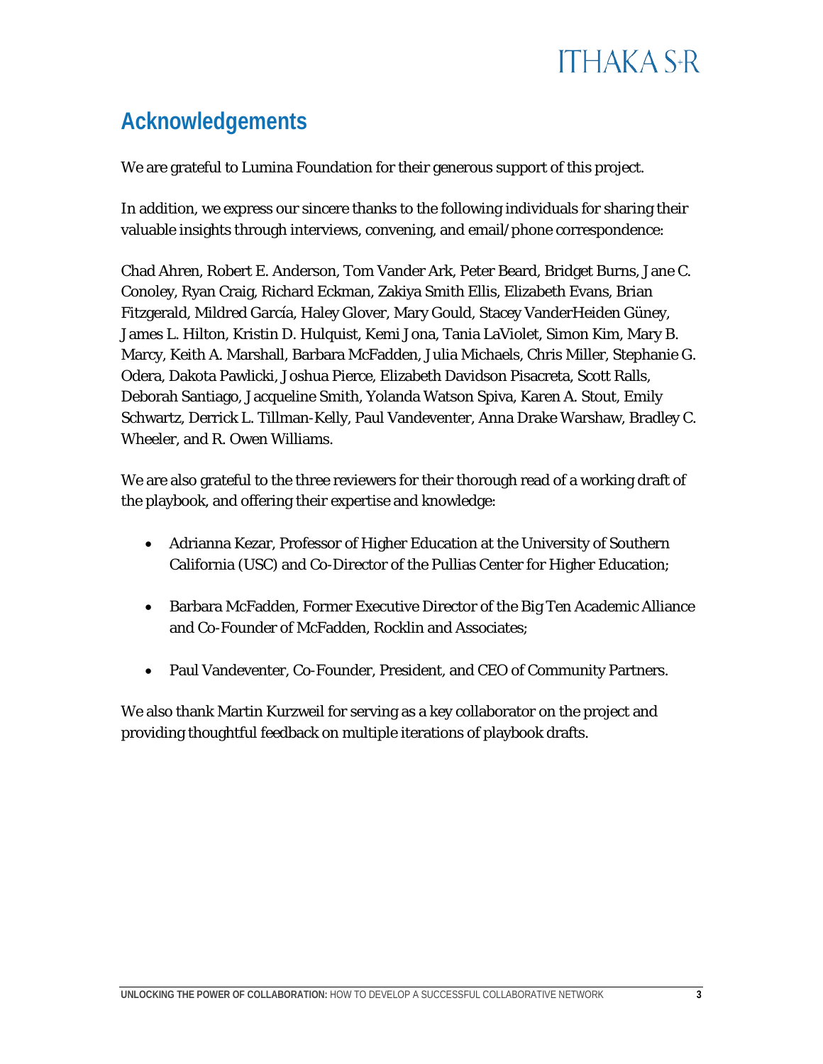## Acknowledgements

We are grateful to Lumina Foundation for their generous support of this project.

In addition, we express our sincere thanks to the following individuals for sharing their valuable insights through interviews, convening, and email/phone correspondence:

Chad Ahren, Robert E. Anderson, Tom Vander Ark, Peter Beard, Bridget Burns, Jane C. Conoley, Ryan Craig, Richard Eckman, Zakiya Smith Ellis, Elizabeth Evans, Brian Fitzgerald, Mildred García, Haley Glover, Mary Gould, Stacey VanderHeiden Güney, James L. Hilton, Kristin D. Hulquist, Kemi Jona, Tania LaViolet, Simon Kim, Mary B. Marcy, Keith A. Marshall, Barbara McFadden, Julia Michaels, Chris Miller, Stephanie G. Odera, Dakota Pawlicki, Joshua Pierce, Elizabeth Davidson Pisacreta, Scott Ralls, Deborah Santiago, Jacqueline Smith, Yolanda Watson Spiva, Karen A. Stout, Emily Schwartz, Derrick L. Tillman-Kelly, Paul Vandeventer, Anna Drake Warshaw, Bradley C. Wheeler, and R. Owen Williams.

We are also grateful to the three reviewers for their thorough read of a working draft of the playbook, and offering their expertise and knowledge:

- Adrianna Kezar, Professor of Higher Education at the University of Southern California (USC) and Co-Director of the Pullias Center for Higher Education;
- Barbara McFadden, Former Executive Director of the Big Ten Academic Alliance and Co-Founder of McFadden, Rocklin and Associates;
- Paul Vandeventer, Co-Founder, President, and CEO of Community Partners.

We also thank Martin Kurzweil for serving as a key collaborator on the project and providing thoughtful feedback on multiple iterations of playbook drafts.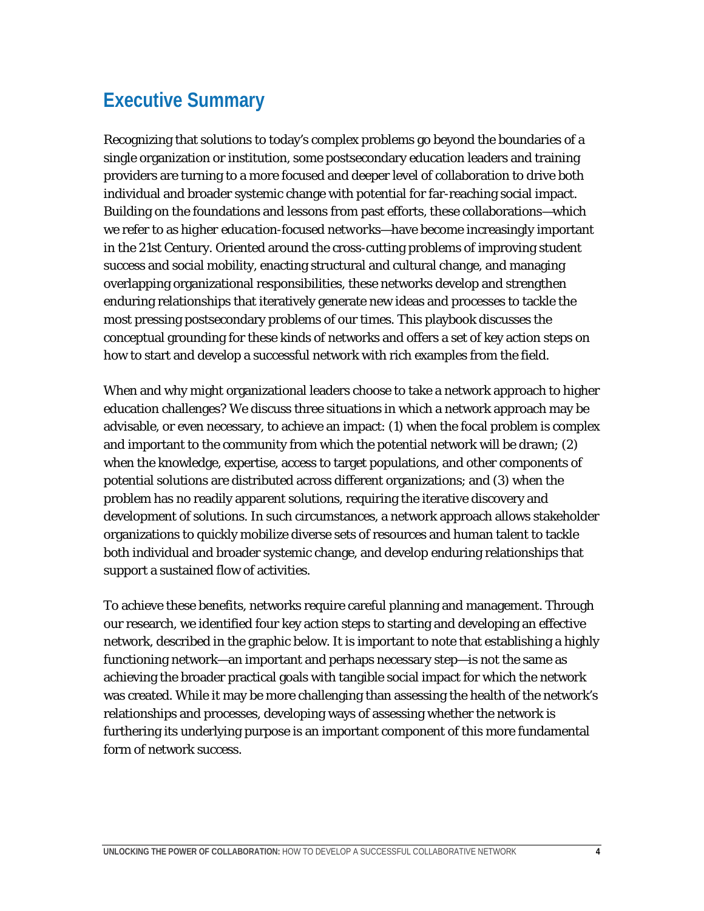## Executive Summary

Recognizing that solutions to today's complex problems go beyond the boundaries of a single organization or institution, some postsecondary education leaders and training providers are turning to a more focused and deeper level of collaboration to drive both individual and broader systemic change with potential for far-reaching social impact. Building on the foundations and lessons from past efforts, these collaborations—which we refer to as *higher education-focused networks*—have become increasingly important in the 21st Century. Oriented around the cross-cutting problems of improving student success and social mobility, enacting structural and cultural change, and managing overlapping organizational responsibilities, these networks develop and strengthen enduring relationships that iteratively generate new ideas and processes to tackle the most pressing postsecondary problems of our times. This playbook discusses the conceptual grounding for these kinds of networks and offers a set of key action steps on how to start and develop a successful network with rich examples from the field.

When and why might organizational leaders choose to take a network approach to higher education challenges? We discuss three situations in which a network approach may be advisable, or even necessary, to achieve an impact: (1) when the focal problem is complex and important to the community from which the potential network will be drawn; (2) when the knowledge, expertise, access to target populations, and other components of potential solutions are distributed across different organizations; and (3) when the problem has no readily apparent solutions, requiring the iterative discovery and development of solutions. In such circumstances, a network approach allows stakeholder organizations to quickly mobilize diverse sets of resources and human talent to tackle both individual and broader systemic change, and develop enduring relationships that support a sustained flow of activities.

To achieve these benefits, networks require careful planning and management. Through our research, we identified four key action steps to starting and developing an effective network, described in the graphic below. It is important to note that establishing a highly functioning network—an important and perhaps necessary step—is not the same as achieving the broader practical goals with tangible social impact for which the network was created. While it may be more challenging than assessing the health of the network's relationships and processes, developing ways of assessing whether the network is furthering its underlying purpose is an important component of this more fundamental form of network success.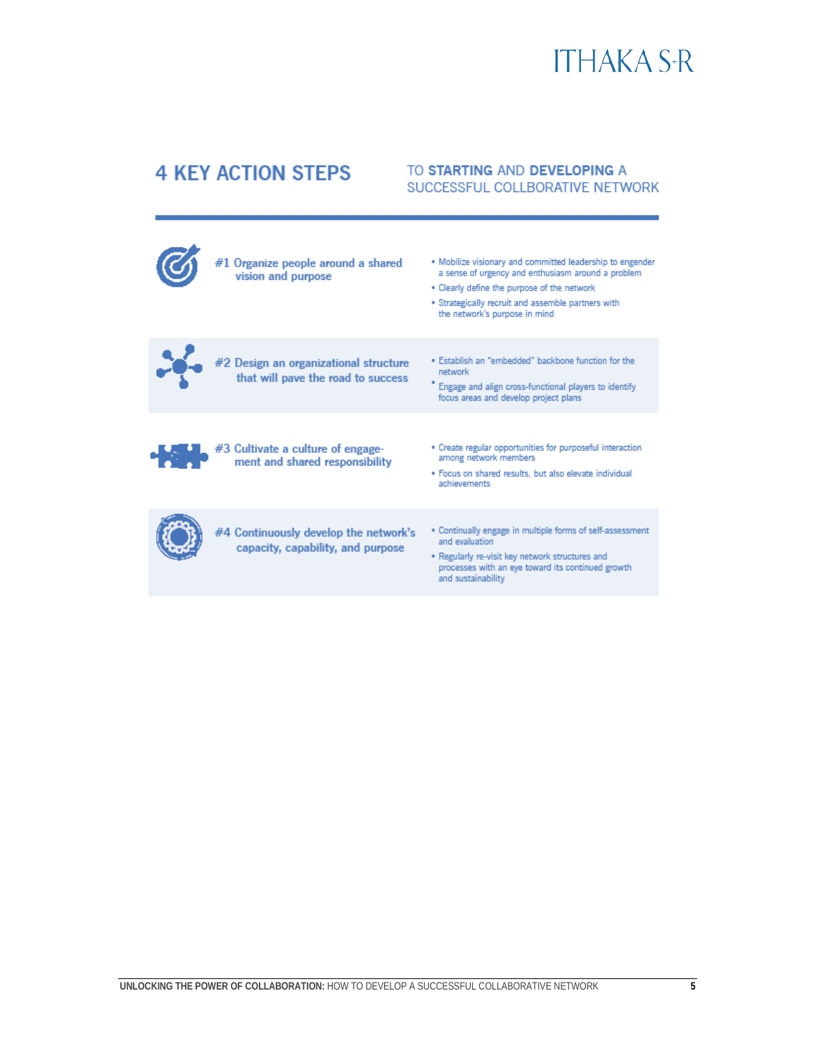## 4 KEY ACTION STEPS

TO **STARTING** AND **DEVELOPING** A SUCCESSFUL COLLBORATIVE NETWORK

### #1 Organize people around a shared vision and purpose

- Mobilize visionary and committed leadership to engender a sense of urgency and enthusiasm around a problem
- Clearly define the purpose of the network
- Strategically recruit and assemble partners with the network's purpose in mind

### #2 Design an organizational structure that will pave the road to success

- Establish an "embedded" backbone function for the network
- Engage and align cross-functional players to identify focus areas and develop project plans

### #3 Cultivate a culture of engagement and shared responsibility

- Create regular opportunities for purposeful interaction among network members
- Focus on shared results, but also elevate individual achievements

### #4 Continuously develop the network's capacity, capability, and purpose

- Continually engage in multiple forms of self-assessment and evaluation
- Regularly re-visit key network structures and processes with an eye toward its continued growth and sustainability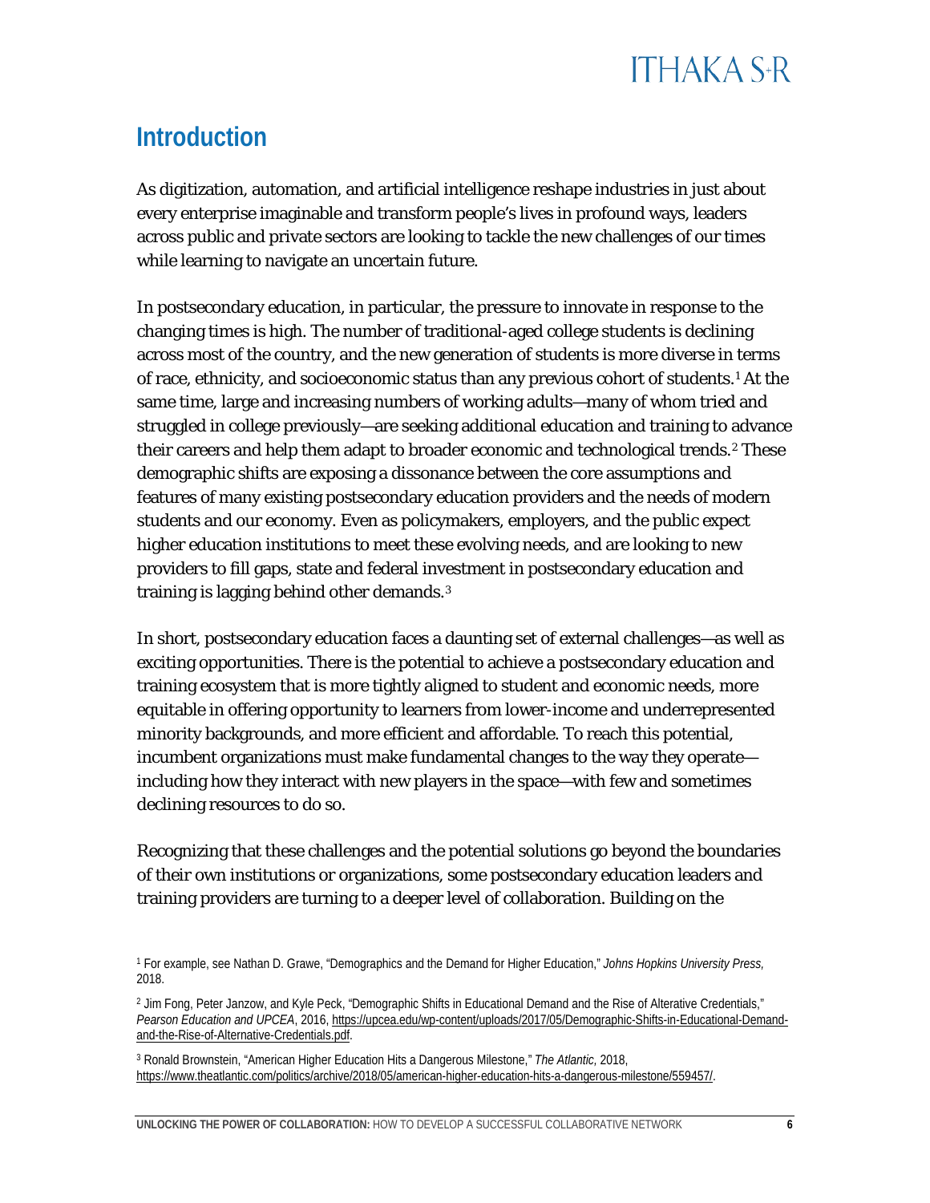## Introduction

As digitization, automation, and artificial intelligence reshape industries in just about every enterprise imaginable and transform people's lives in profound ways, leaders across public and private sectors are looking to tackle the new challenges of our times while learning to navigate an uncertain future.

In postsecondary education, in particular, the pressure to innovate in response to the changing times is high. The number of traditional-aged college students is declining across most of the country, and the new generation of students is more diverse in terms of race, ethnicity, and socioeconomic status than any previous cohort of students.[1] At the same time, large and increasing numbers of working adults—many of whom tried and struggled in college previously—are seeking additional education and training to advance their careers and help them adapt to broader economic and technological trends.[2] These demographic shifts are exposing a dissonance between the core assumptions and features of many existing postsecondary education providers and the needs of modern students and our economy. Even as policymakers, employers, and the public expect higher education institutions to meet these evolving needs, and are looking to new providers to fill gaps, state and federal investment in postsecondary education and training is lagging behind other demands.[3]

In short, postsecondary education faces a daunting set of external challenges—as well as exciting opportunities. There is the potential to achieve a postsecondary education and training ecosystem that is more tightly aligned to student and economic needs, more equitable in offering opportunity to learners from lower-income and underrepresented minority backgrounds, and more efficient and affordable. To reach this potential, incumbent organizations must make fundamental changes to the way they operate—including how they interact with new players in the space—with few and sometimes declining resources to do so.

Recognizing that these challenges and the potential solutions go beyond the boundaries of their own institutions or organizations, some postsecondary education leaders and training providers are turning to a deeper level of collaboration. Building on the

[1] For example, see Nathan D. Grawe, "Demographics and the Demand for Higher Education," *Johns Hopkins University Press*, 2018.

[2] Jim Fong, Peter Janzow, and Kyle Peck, "Demographic Shifts in Educational Demand and the Rise of Alterative Credentials," *Pearson Education and UPCEA*, 2016, https://upcea.edu/wp-content/uploads/2017/05/Demographic-Shifts-in-Educational-Demand-and-the-Rise-of-Alternative-Credentials.pdf.

[3] Ronald Brownstein, "American Higher Education Hits a Dangerous Milestone," *The Atlantic*, 2018, https://www.theatlantic.com/politics/archive/2018/05/american-higher-education-hits-a-dangerous-milestone/559457/.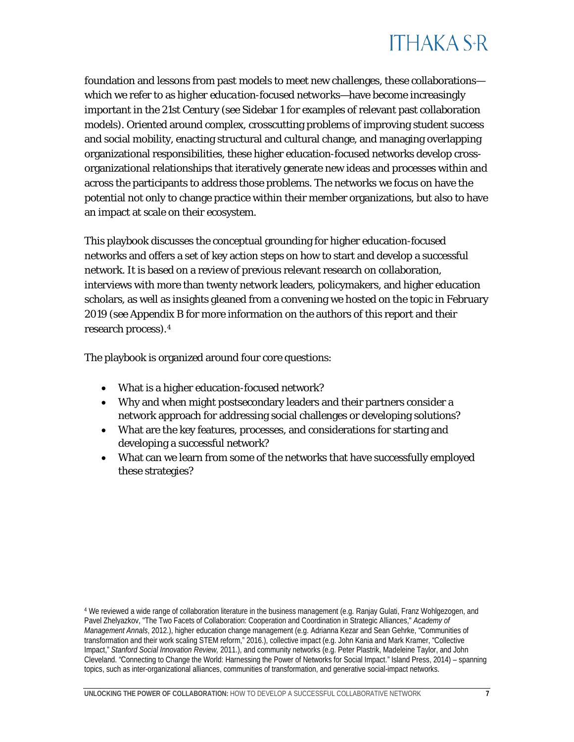foundation and lessons from past models to meet new challenges, these collaborations—which we refer to as *higher education-focused networks*—have become increasingly important in the 21st Century (see Sidebar 1 for examples of relevant past collaboration models). Oriented around complex, crosscutting problems of improving student success and social mobility, enacting structural and cultural change, and managing overlapping organizational responsibilities, these higher education-focused networks develop cross-organizational relationships that iteratively generate new ideas and processes within and across the participants to address those problems. The networks we focus on have the potential not only to change practice within their member organizations, but also to have an impact at scale on their ecosystem.

This playbook discusses the conceptual grounding for higher education-focused networks and offers a set of key action steps on how to start and develop a successful network. It is based on a review of previous relevant research on collaboration, interviews with more than twenty network leaders, policymakers, and higher education scholars, as well as insights gleaned from a convening we hosted on the topic in February 2019 (see Appendix B for more information on the authors of this report and their research process).[4]

The playbook is organized around four core questions:

- What is a higher education-focused network?
- Why and when might postsecondary leaders and their partners consider a network approach for addressing social challenges or developing solutions?
- What are the key features, processes, and considerations for starting and developing a successful network?
- What can we learn from some of the networks that have successfully employed these strategies?

[4] We reviewed a wide range of collaboration literature in the business management (e.g. Ranjay Gulati, Franz Wohlgezogen, and Pavel Zhelyazkov, "The Two Facets of Collaboration: Cooperation and Coordination in Strategic Alliances," *Academy of Management Annals*, 2012.), higher education change management (e.g. Adrianna Kezar and Sean Gehrke, "Communities of transformation and their work scaling STEM reform," 2016.), collective impact (e.g. John Kania and Mark Kramer, "Collective Impact," *Stanford Social Innovation Review*, 2011.), and community networks (e.g. Peter Plastrik, Madeleine Taylor, and John Cleveland. "Connecting to Change the World: Harnessing the Power of Networks for Social Impact." Island Press, 2014) – spanning topics, such as inter-organizational alliances, communities of transformation, and generative social-impact networks.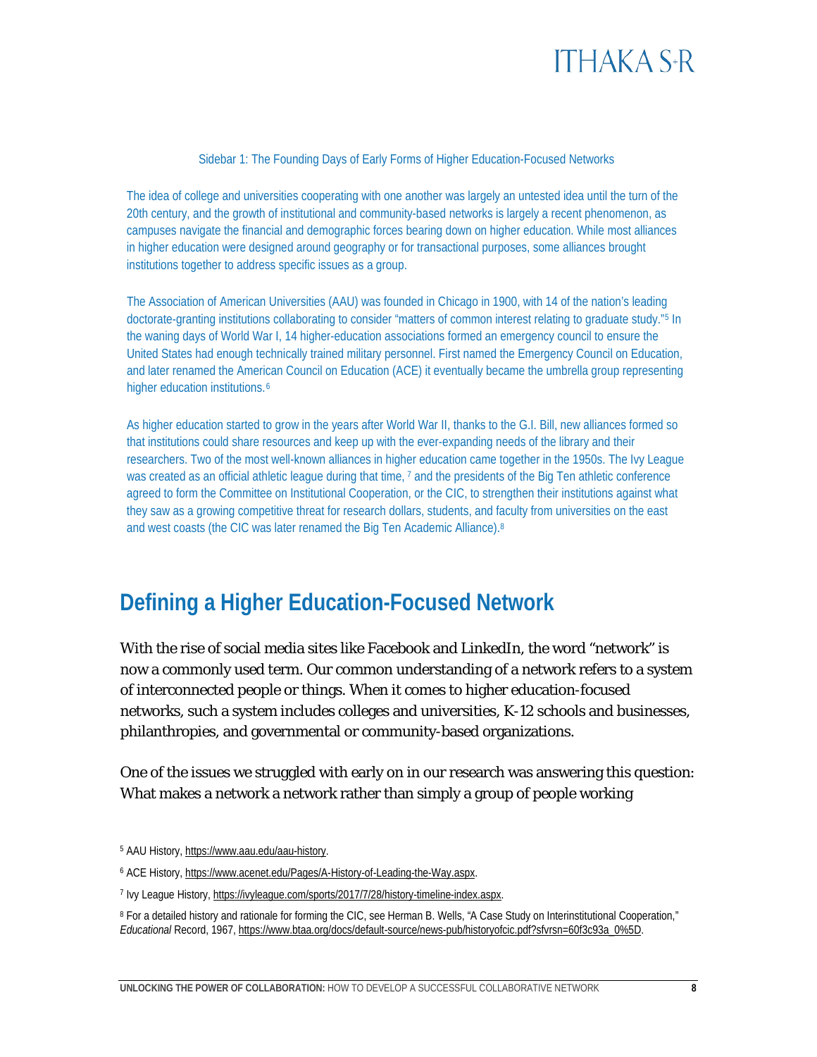Sidebar 1: The Founding Days of Early Forms of Higher Education-Focused Networks

The idea of college and universities cooperating with one another was largely an untested idea until the turn of the 20th century, and the growth of institutional and community-based networks is largely a recent phenomenon, as campuses navigate the financial and demographic forces bearing down on higher education. While most alliances in higher education were designed around geography or for transactional purposes, some alliances brought institutions together to address specific issues as a group.

The Association of American Universities (AAU) was founded in Chicago in 1900, with 14 of the nation's leading doctorate-granting institutions collaborating to consider "matters of common interest relating to graduate study."[5] In the waning days of World War I, 14 higher-education associations formed an emergency council to ensure the United States had enough technically trained military personnel. First named the Emergency Council on Education, and later renamed the American Council on Education (ACE) it eventually became the umbrella group representing higher education institutions.[6]

As higher education started to grow in the years after World War II, thanks to the G.I. Bill, new alliances formed so that institutions could share resources and keep up with the ever-expanding needs of the library and their researchers. Two of the most well-known alliances in higher education came together in the 1950s. The Ivy League was created as an official athletic league during that time,[7] and the presidents of the Big Ten athletic conference agreed to form the Committee on Institutional Cooperation, or the CIC, to strengthen their institutions against what they saw as a growing competitive threat for research dollars, students, and faculty from universities on the east and west coasts (the CIC was later renamed the Big Ten Academic Alliance).[8]

## Defining a Higher Education-Focused Network

With the rise of social media sites like Facebook and LinkedIn, the word "network" is now a commonly used term. Our common understanding of a network refers to a system of interconnected people or things. When it comes to higher education-focused networks, such a system includes colleges and universities, K-12 schools and businesses, philanthropies, and governmental or community-based organizations.

One of the issues we struggled with early on in our research was answering this question: What makes a network a network rather than simply a group of people working

[5] AAU History, https://www.aau.edu/aau-history.

[6] ACE History, https://www.acenet.edu/Pages/A-History-of-Leading-the-Way.aspx.

[7] Ivy League History, https://ivyleague.com/sports/2017/7/28/history-timeline-index.aspx.

[8] For a detailed history and rationale for forming the CIC, see Herman B. Wells, "A Case Study on Interinstitutional Cooperation," *Educational* Record, 1967, https://www.btaa.org/docs/default-source/news-pub/historyofcic.pdf?sfvrsn=60f3c93a_0%5D.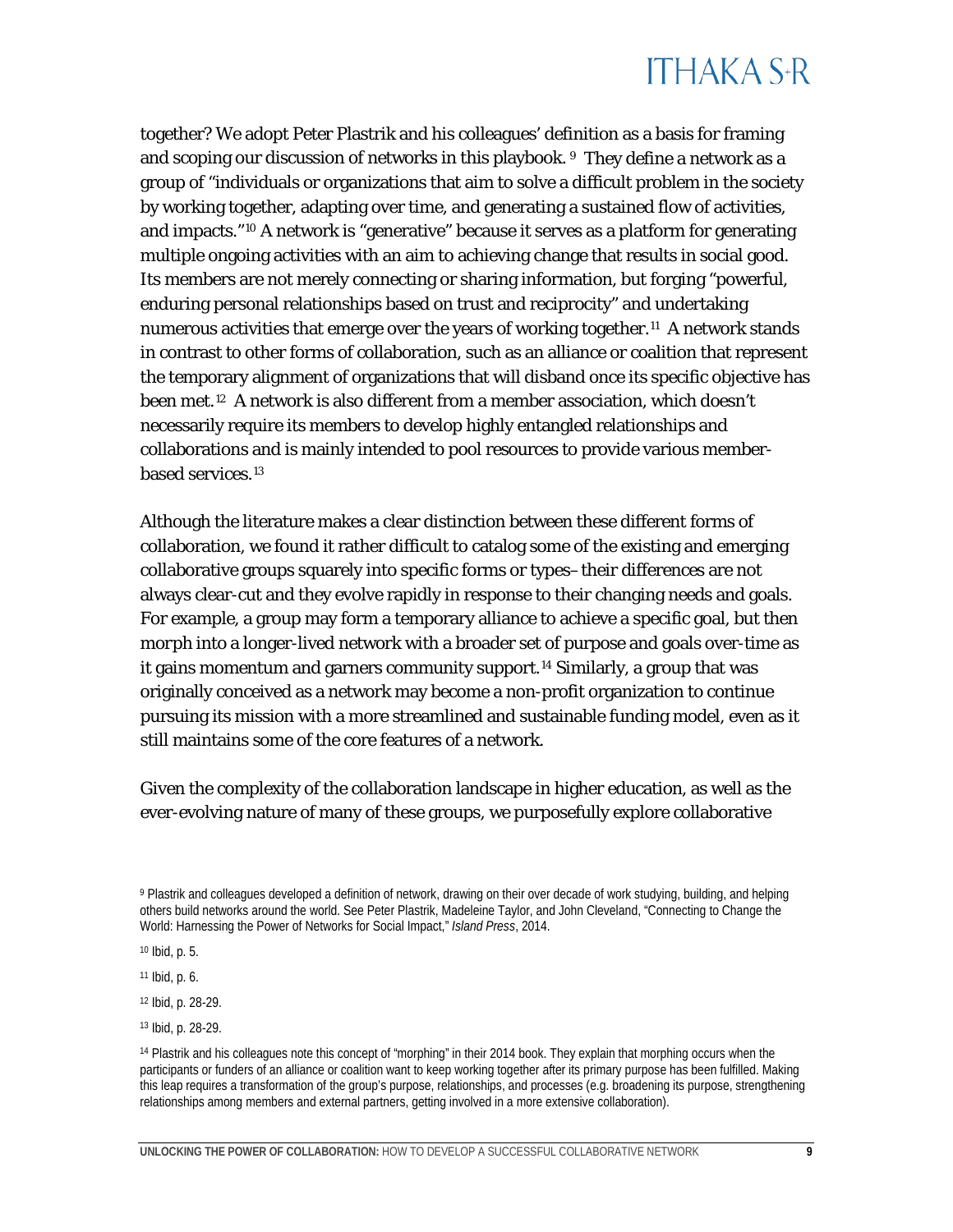together? We adopt Peter Plastrik and his colleagues' definition as a basis for framing and scoping our discussion of networks in this playbook.[9] They define a network as a group of "individuals or organizations that aim to solve a difficult problem in the society by working together, adapting over time, and generating a sustained flow of activities, and impacts."[10] A network is "generative" because it serves as a platform for generating multiple ongoing activities with an aim to achieving change that results in social good. Its members are not merely connecting or sharing information, but forging "powerful, enduring personal relationships based on trust and reciprocity" and undertaking numerous activities that emerge over the years of working together.[11] A network stands in contrast to other forms of collaboration, such as an alliance or coalition that represent the temporary alignment of organizations that will disband once its specific objective has been met.[12] A network is also different from a member association, which doesn't necessarily require its members to develop highly entangled relationships and collaborations and is mainly intended to pool resources to provide various member-based services.[13]

Although the literature makes a clear distinction between these different forms of collaboration, we found it rather difficult to catalog some of the existing and emerging collaborative groups squarely into specific forms or types– their differences are not always clear-cut and they evolve rapidly in response to their changing needs and goals. For example, a group may form a temporary alliance to achieve a specific goal, but then morph into a longer-lived network with a broader set of purpose and goals over-time as it gains momentum and garners community support.[14] Similarly, a group that was originally conceived as a network may become a non-profit organization to continue pursuing its mission with a more streamlined and sustainable funding model, even as it still maintains some of the core features of a network.

Given the complexity of the collaboration landscape in higher education, as well as the ever-evolving nature of many of these groups, we purposefully explore collaborative

[9] Plastrik and colleagues developed a definition of network, drawing on their over decade of work studying, building, and helping others build networks around the world. See Peter Plastrik, Madeleine Taylor, and John Cleveland, "Connecting to Change the World: Harnessing the Power of Networks for Social Impact," *Island Press*, 2014.

[10] Ibid, p. 5.

[11] Ibid, p. 6.

[12] Ibid, p. 28-29.

[13] Ibid, p. 28-29.

[14] Plastrik and his colleagues note this concept of "morphing" in their 2014 book. They explain that morphing occurs when the participants or funders of an alliance or coalition want to keep working together after its primary purpose has been fulfilled. Making this leap requires a transformation of the group's purpose, relationships, and processes (e.g. broadening its purpose, strengthening relationships among members and external partners, getting involved in a more extensive collaboration).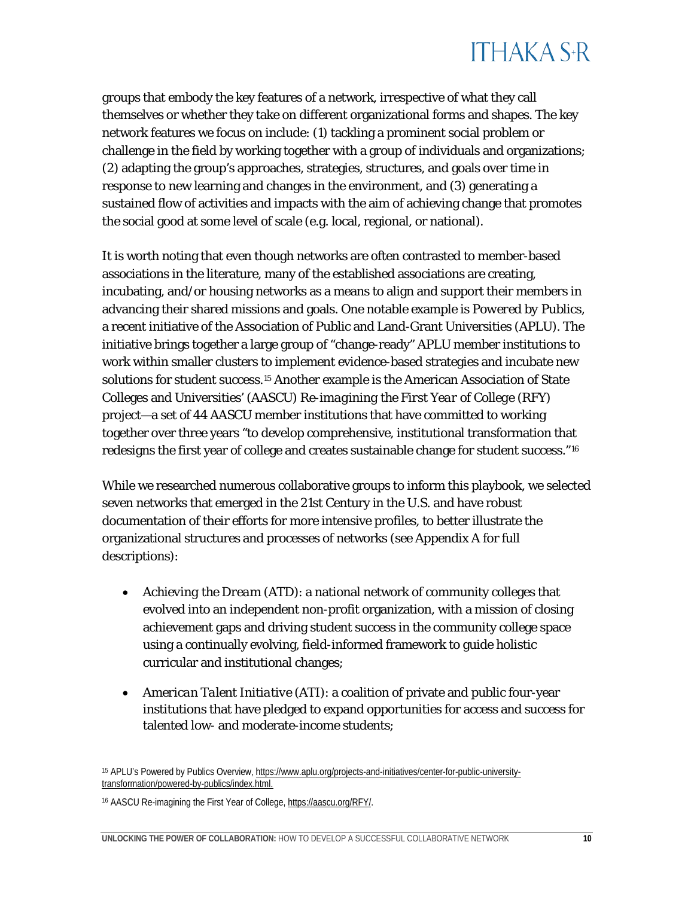groups that embody the key features of a network, irrespective of what they call themselves or whether they take on different organizational forms and shapes. The key network features we focus on include: (1) tackling a prominent social problem or challenge in the field by working together with a group of individuals and organizations; (2) adapting the group's approaches, strategies, structures, and goals over time in response to new learning and changes in the environment, and (3) generating a sustained flow of activities and impacts with the aim of achieving change that promotes the social good at some level of scale (e.g. local, regional, or national).

It is worth noting that even though networks are often contrasted to member-based associations in the literature, many of the established associations are creating, incubating, and/or housing networks as a means to align and support their members in advancing their shared missions and goals. One notable example is *Powered by Publics*, a recent initiative of the Association of Public and Land-Grant Universities (APLU). The initiative brings together a large group of "change-ready" APLU member institutions to work within smaller clusters to implement evidence-based strategies and incubate new solutions for student success.[15] Another example is the American Association of State Colleges and Universities' (AASCU) *Re-imagining the First Year of College* (RFY) project—a set of 44 AASCU member institutions that have committed to working together over three years "to develop comprehensive, institutional transformation that redesigns the first year of college and creates sustainable change for student success."[16]

While we researched numerous collaborative groups to inform this playbook, we selected seven networks that emerged in the 21st Century in the U.S. and have robust documentation of their efforts for more intensive profiles, to better illustrate the organizational structures and processes of networks (see Appendix A for full descriptions):

- *Achieving the Dream* (ATD): a national network of community colleges that evolved into an independent non-profit organization, with a mission of closing achievement gaps and driving student success in the community college space using a continually evolving, field-informed framework to guide holistic curricular and institutional changes;
- *American Talent Initiative* (ATI): a coalition of private and public four-year institutions that have pledged to expand opportunities for access and success for talented low- and moderate-income students;

[15] APLU's Powered by Publics Overview, https://www.aplu.org/projects-and-initiatives/center-for-public-university-transformation/powered-by-publics/index.html.

[16] AASCU Re-imagining the First Year of College, https://aascu.org/RFY/.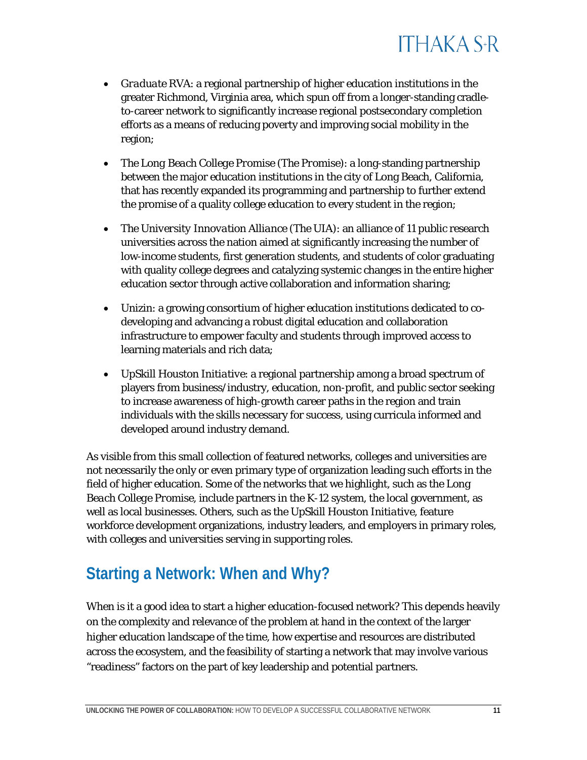- *Graduate RVA*: a regional partnership of higher education institutions in the greater Richmond, Virginia area, which spun off from a longer-standing cradle-to-career network to significantly increase regional postsecondary completion efforts as a means of reducing poverty and improving social mobility in the region;

- *The Long Beach College Promise (The Promise)*: a long-standing partnership between the major education institutions in the city of Long Beach, California, that has recently expanded its programming and partnership to further extend the promise of a quality college education to every student in the region;

- *The University Innovation Alliance (The UIA)*: an alliance of 11 public research universities across the nation aimed at significantly increasing the number of low-income students, first generation students, and students of color graduating with quality college degrees and catalyzing systemic changes in the entire higher education sector through active collaboration and information sharing;

- *Unizin*: a growing consortium of higher education institutions dedicated to co-developing and advancing a robust digital education and collaboration infrastructure to empower faculty and students through improved access to learning materials and rich data;

- *UpSkill Houston Initiative*: a regional partnership among a broad spectrum of players from business/industry, education, non-profit, and public sector seeking to increase awareness of high-growth career paths in the region and train individuals with the skills necessary for success, using curricula informed and developed around industry demand.

As visible from this small collection of featured networks, colleges and universities are not necessarily the only or even primary type of organization leading such efforts in the field of higher education. Some of the networks that we highlight, such as the *Long Beach College Promise*, include partners in the K-12 system, the local government, as well as local businesses. Others, such as the *UpSkill Houston Initiative*, feature workforce development organizations, industry leaders, and employers in primary roles, with colleges and universities serving in supporting roles.

## Starting a Network: When and Why?

When is it a good idea to start a higher education-focused network? This depends heavily on the complexity and relevance of the problem at hand in the context of the larger higher education landscape of the time, how expertise and resources are distributed across the ecosystem, and the feasibility of starting a network that may involve various "readiness" factors on the part of key leadership and potential partners.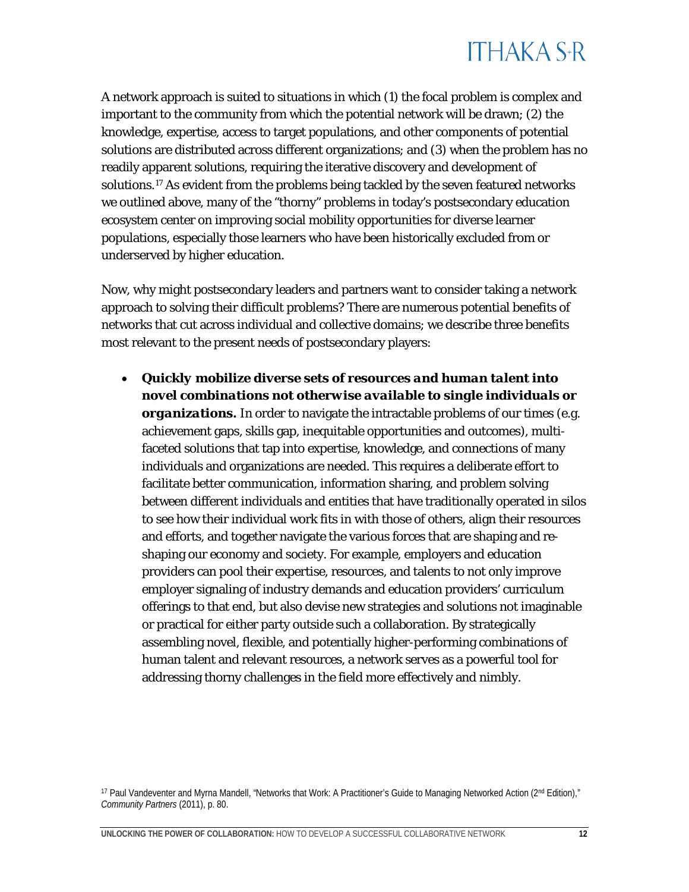A network approach is suited to situations in which (1) the focal problem is complex and important to the community from which the potential network will be drawn; (2) the knowledge, expertise, access to target populations, and other components of potential solutions are distributed across different organizations; and (3) when the problem has no readily apparent solutions, requiring the iterative discovery and development of solutions.[17] As evident from the problems being tackled by the seven featured networks we outlined above, many of the "thorny" problems in today's postsecondary education ecosystem center on improving social mobility opportunities for diverse learner populations, especially those learners who have been historically excluded from or underserved by higher education.

Now, why might postsecondary leaders and partners want to consider taking a network approach to solving their difficult problems? There are numerous potential benefits of networks that cut across individual and collective domains; we describe three benefits most relevant to the present needs of postsecondary players:

- ***Quickly mobilize diverse sets of resources and human talent into novel combinations not otherwise available to single individuals or organizations.*** In order to navigate the intractable problems of our times (e.g. achievement gaps, skills gap, inequitable opportunities and outcomes), multi-faceted solutions that tap into expertise, knowledge, and connections of many individuals and organizations are needed. This requires a deliberate effort to facilitate better communication, information sharing, and problem solving between different individuals and entities that have traditionally operated in silos to see how their individual work fits in with those of others, align their resources and efforts, and together navigate the various forces that are shaping and re-shaping our economy and society. For example, employers and education providers can pool their expertise, resources, and talents to not only improve employer signaling of industry demands and education providers' curriculum offerings to that end, but also devise new strategies and solutions not imaginable or practical for either party outside such a collaboration. By strategically assembling novel, flexible, and potentially higher-performing combinations of human talent and relevant resources, a network serves as a powerful tool for addressing thorny challenges in the field more effectively and nimbly.

[17] Paul Vandeventer and Myrna Mandell, "Networks that Work: A Practitioner's Guide to Managing Networked Action (2nd Edition)," *Community Partners* (2011), p. 80.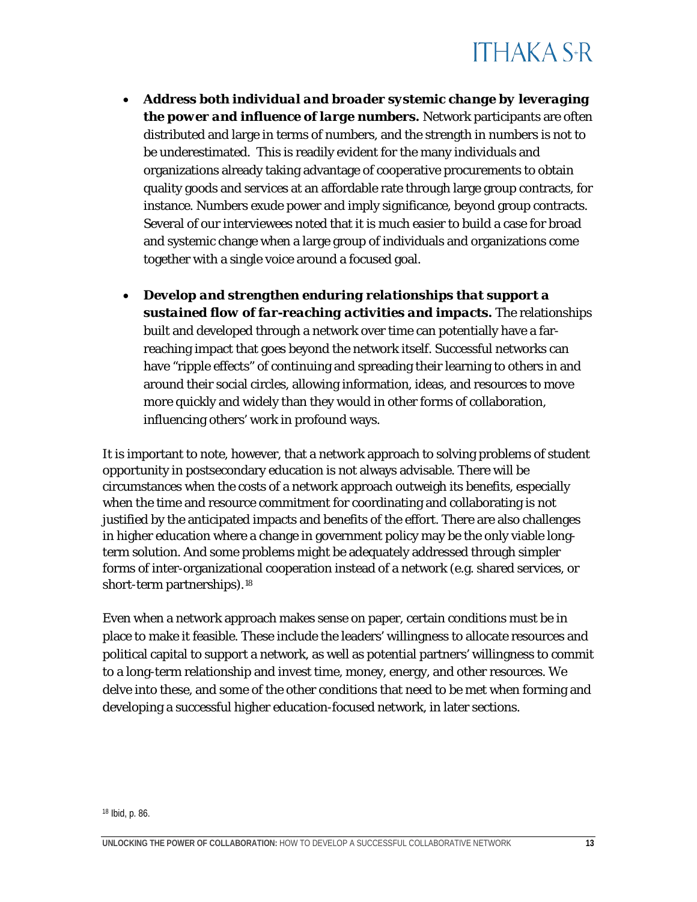- ***Address both individual and broader systemic change by leveraging the power and influence of large numbers.*** Network participants are often distributed and large in terms of numbers, and the strength in numbers is not to be underestimated. This is readily evident for the many individuals and organizations already taking advantage of cooperative procurements to obtain quality goods and services at an affordable rate through large group contracts, for instance. Numbers exude power and imply significance, beyond group contracts. Several of our interviewees noted that it is much easier to build a case for broad and systemic change when a large group of individuals and organizations come together with a single voice around a focused goal.

- ***Develop and strengthen enduring relationships that support a sustained flow of far-reaching activities and impacts.*** The relationships built and developed through a network over time can potentially have a far-reaching impact that goes beyond the network itself. Successful networks can have "ripple effects" of continuing and spreading their learning to others in and around their social circles, allowing information, ideas, and resources to move more quickly and widely than they would in other forms of collaboration, influencing others' work in profound ways.

It is important to note, however, that a network approach to solving problems of student opportunity in postsecondary education is not always advisable. There will be circumstances when the costs of a network approach outweigh its benefits, especially when the time and resource commitment for coordinating and collaborating is not justified by the anticipated impacts and benefits of the effort. There are also challenges in higher education where a change in government policy may be the only viable long-term solution. And some problems might be adequately addressed through simpler forms of inter-organizational cooperation instead of a network (e.g. shared services, or short-term partnerships).[18]

Even when a network approach makes sense on paper, certain conditions must be in place to make it feasible. These include the leaders' willingness to allocate resources and political capital to support a network, as well as potential partners' willingness to commit to a long-term relationship and invest time, money, energy, and other resources. We delve into these, and some of the other conditions that need to be met when forming and developing a successful higher education-focused network, in later sections.

[18] Ibid, p. 86.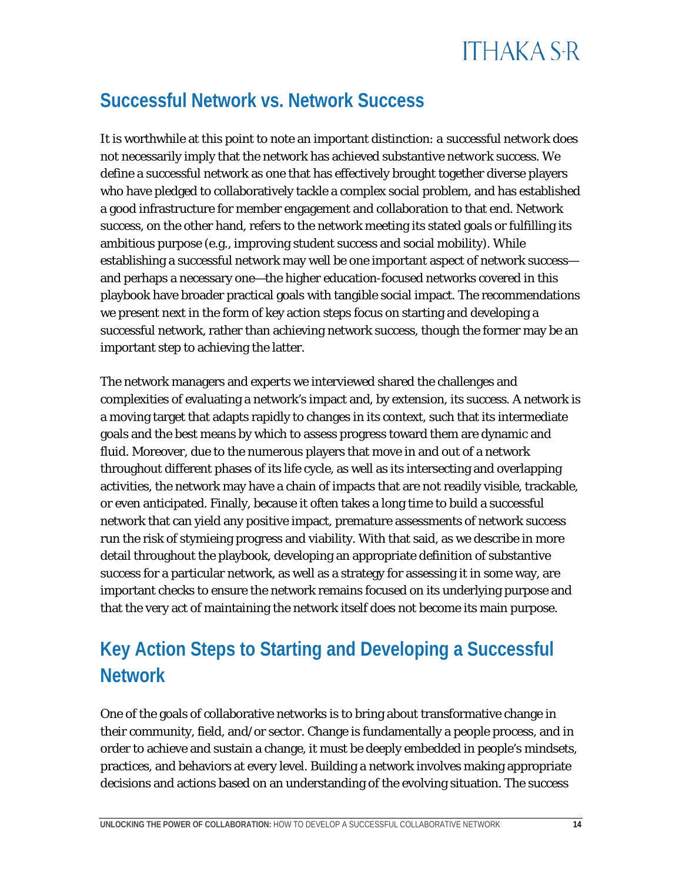## Successful Network vs. Network Success

It is worthwhile at this point to note an important distinction: a successful network does not necessarily imply that the network has achieved substantive network success. We define a successful network as one that has effectively brought together diverse players who have pledged to collaboratively tackle a complex social problem, and has established a good infrastructure for member engagement and collaboration to that end. Network success, on the other hand, refers to the network meeting its stated goals or fulfilling its ambitious purpose (e.g., improving student success and social mobility). While establishing a successful network may well be one important aspect of network success—and perhaps a necessary one—the higher education-focused networks covered in this playbook have broader practical goals with tangible social impact. The recommendations we present next in the form of key action steps focus on starting and developing a successful network, rather than achieving network success, though the former may be an important step to achieving the latter.

The network managers and experts we interviewed shared the challenges and complexities of evaluating a network's impact and, by extension, its success. A network is a moving target that adapts rapidly to changes in its context, such that its intermediate goals and the best means by which to assess progress toward them are dynamic and fluid. Moreover, due to the numerous players that move in and out of a network throughout different phases of its life cycle, as well as its intersecting and overlapping activities, the network may have a chain of impacts that are not readily visible, trackable, or even anticipated. Finally, because it often takes a long time to build a successful network that can yield any positive impact, premature assessments of network success run the risk of stymieing progress and viability. With that said, as we describe in more detail throughout the playbook, developing an appropriate definition of substantive success for a particular network, as well as a strategy for assessing it in some way, are important checks to ensure the network remains focused on its underlying purpose and that the very act of maintaining the network itself does not become its main purpose.

## Key Action Steps to Starting and Developing a Successful Network

One of the goals of collaborative networks is to bring about transformative change in their community, field, and/or sector. Change is fundamentally a people process, and in order to achieve and sustain a change, it must be deeply embedded in people's mindsets, practices, and behaviors at every level. Building a network involves making appropriate decisions and actions based on an understanding of the evolving situation. The success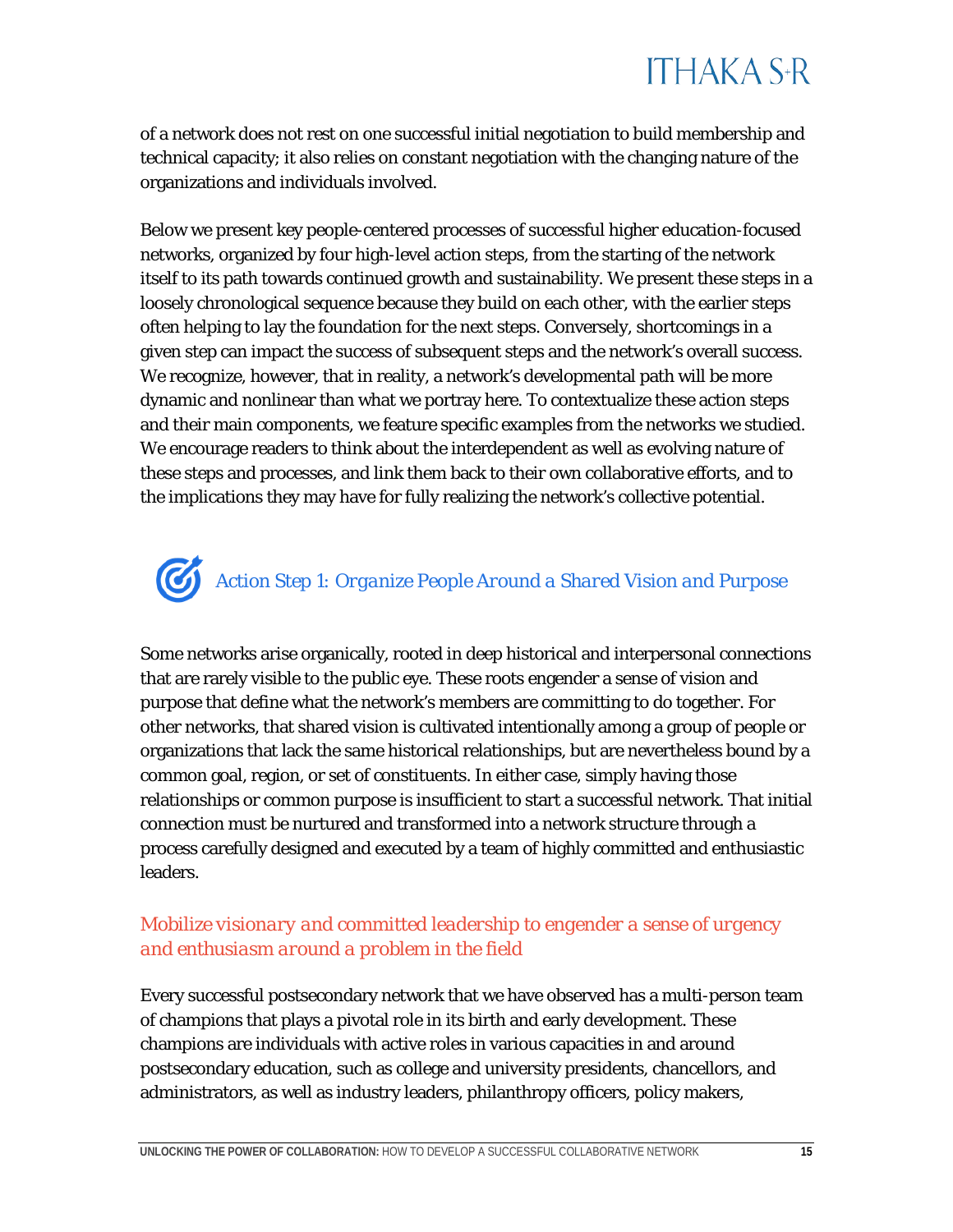of a network does not rest on one successful initial negotiation to build membership and technical capacity; it also relies on constant negotiation with the changing nature of the organizations and individuals involved.

Below we present key people-centered processes of successful higher education-focused networks, organized by four high-level action steps, from the starting of the network itself to its path towards continued growth and sustainability. We present these steps in a loosely chronological sequence because they build on each other, with the earlier steps often helping to lay the foundation for the next steps. Conversely, shortcomings in a given step can impact the success of subsequent steps and the network's overall success. We recognize, however, that in reality, a network's developmental path will be more dynamic and nonlinear than what we portray here. To contextualize these action steps and their main components, we feature specific examples from the networks we studied. We encourage readers to think about the interdependent as well as evolving nature of these steps and processes, and link them back to their own collaborative efforts, and to the implications they may have for fully realizing the network's collective potential.

## *Action Step 1: Organize People Around a Shared Vision and Purpose*

Some networks arise organically, rooted in deep historical and interpersonal connections that are rarely visible to the public eye. These roots engender a sense of vision and purpose that define what the network's members are committing to do together. For other networks, that shared vision is cultivated intentionally among a group of people or organizations that lack the same historical relationships, but are nevertheless bound by a common goal, region, or set of constituents. In either case, simply having those relationships or common purpose is insufficient to start a successful network. That initial connection must be nurtured and transformed into a network structure through a process carefully designed and executed by a team of highly committed and enthusiastic leaders.

### *Mobilize visionary and committed leadership to engender a sense of urgency and enthusiasm around a problem in the field*

Every successful postsecondary network that we have observed has a multi-person team of champions that plays a pivotal role in its birth and early development. These champions are individuals with active roles in various capacities in and around postsecondary education, such as college and university presidents, chancellors, and administrators, as well as industry leaders, philanthropy officers, policy makers,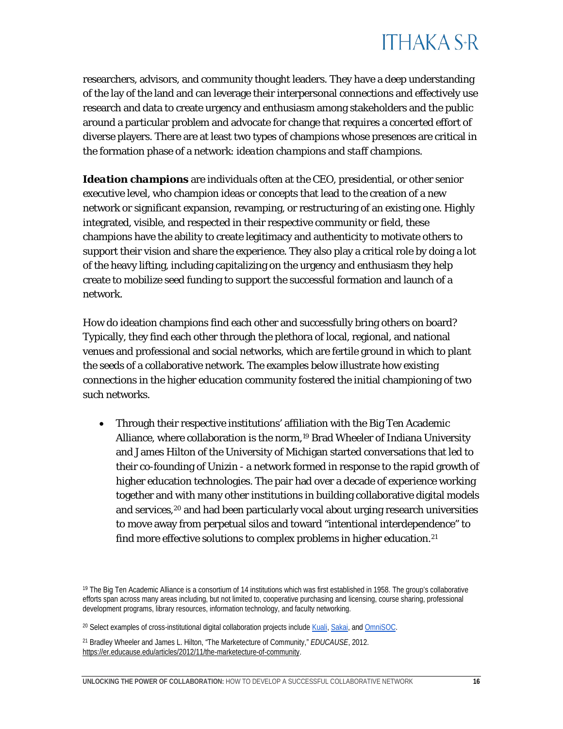researchers, advisors, and community thought leaders. They have a deep understanding of the lay of the land and can leverage their interpersonal connections and effectively use research and data to create urgency and enthusiasm among stakeholders and the public around a particular problem and advocate for change that requires a concerted effort of diverse players. There are at least two types of champions whose presences are critical in the formation phase of a network: *ideation champions* and *staff champions*.

***Ideation champions*** are individuals often at the CEO, presidential, or other senior executive level, who champion ideas or concepts that lead to the creation of a new network or significant expansion, revamping, or restructuring of an existing one. Highly integrated, visible, and respected in their respective community or field, these champions have the ability to create legitimacy and authenticity to motivate others to support their vision and share the experience. They also play a critical role by doing a lot of the heavy lifting, including capitalizing on the urgency and enthusiasm they help create to mobilize seed funding to support the successful formation and launch of a network.

How do ideation champions find each other and successfully bring others on board? Typically, they find each other through the plethora of local, regional, and national venues and professional and social networks, which are fertile ground in which to plant the seeds of a collaborative network. The examples below illustrate how existing connections in the higher education community fostered the initial championing of two such networks.

- Through their respective institutions' affiliation with the Big Ten Academic Alliance, where collaboration is the norm,[19] Brad Wheeler of Indiana University and James Hilton of the University of Michigan started conversations that led to their co-founding of Unizin - a network formed in response to the rapid growth of higher education technologies. The pair had over a decade of experience working together and with many other institutions in building collaborative digital models and services,[20] and had been particularly vocal about urging research universities to move away from perpetual silos and toward "intentional interdependence" to find more effective solutions to complex problems in higher education.[21]

---

[19] The Big Ten Academic Alliance is a consortium of 14 institutions which was first established in 1958. The group's collaborative efforts span across many areas including, but not limited to, cooperative purchasing and licensing, course sharing, professional development programs, library resources, information technology, and faculty networking.

[20] Select examples of cross-institutional digital collaboration projects include Kuali, Sakai, and OmniSOC.

[21] Bradley Wheeler and James L. Hilton, "The Marketecture of Community," *EDUCAUSE*, 2012. https://er.educause.edu/articles/2012/11/the-marketecture-of-community.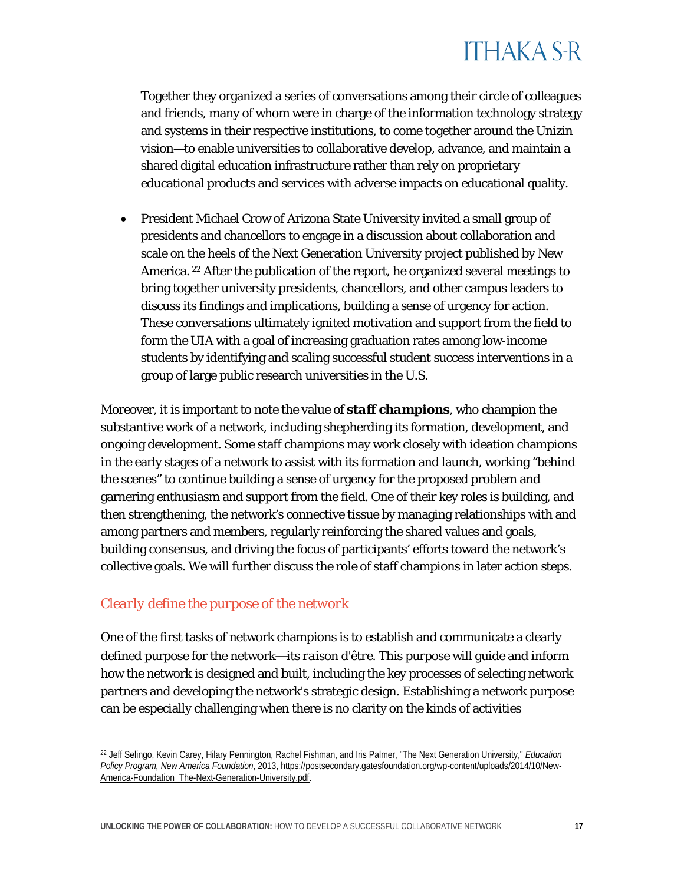Together they organized a series of conversations among their circle of colleagues and friends, many of whom were in charge of the information technology strategy and systems in their respective institutions, to come together around the Unizin vision—to enable universities to collaborative develop, advance, and maintain a shared digital education infrastructure rather than rely on proprietary educational products and services with adverse impacts on educational quality.

- President Michael Crow of Arizona State University invited a small group of presidents and chancellors to engage in a discussion about collaboration and scale on the heels of the Next Generation University project published by New America. [22] After the publication of the report, he organized several meetings to bring together university presidents, chancellors, and other campus leaders to discuss its findings and implications, building a sense of urgency for action. These conversations ultimately ignited motivation and support from the field to form the UIA with a goal of increasing graduation rates among low-income students by identifying and scaling successful student success interventions in a group of large public research universities in the U.S.

Moreover, it is important to note the value of ***staff champions***, who champion the substantive work of a network, including shepherding its formation, development, and ongoing development. Some staff champions may work closely with ideation champions in the early stages of a network to assist with its formation and launch, working "behind the scenes" to continue building a sense of urgency for the proposed problem and garnering enthusiasm and support from the field. One of their key roles is building, and then strengthening, the network's connective tissue by managing relationships with and among partners and members, regularly reinforcing the shared values and goals, building consensus, and driving the focus of participants' efforts toward the network's collective goals. We will further discuss the role of staff champions in later action steps.

### *Clearly define the purpose of the network*

One of the first tasks of network champions is to establish and communicate a clearly defined purpose for the network—its *raison d'être*. This purpose will guide and inform how the network is designed and built, including the key processes of selecting network partners and developing the network's strategic design. Establishing a network purpose can be especially challenging when there is no clarity on the kinds of activities

[22] Jeff Selingo, Kevin Carey, Hilary Pennington, Rachel Fishman, and Iris Palmer, "The Next Generation University," *Education Policy Program, New America Foundation*, 2013, https://postsecondary.gatesfoundation.org/wp-content/uploads/2014/10/New-America-Foundation_The-Next-Generation-University.pdf.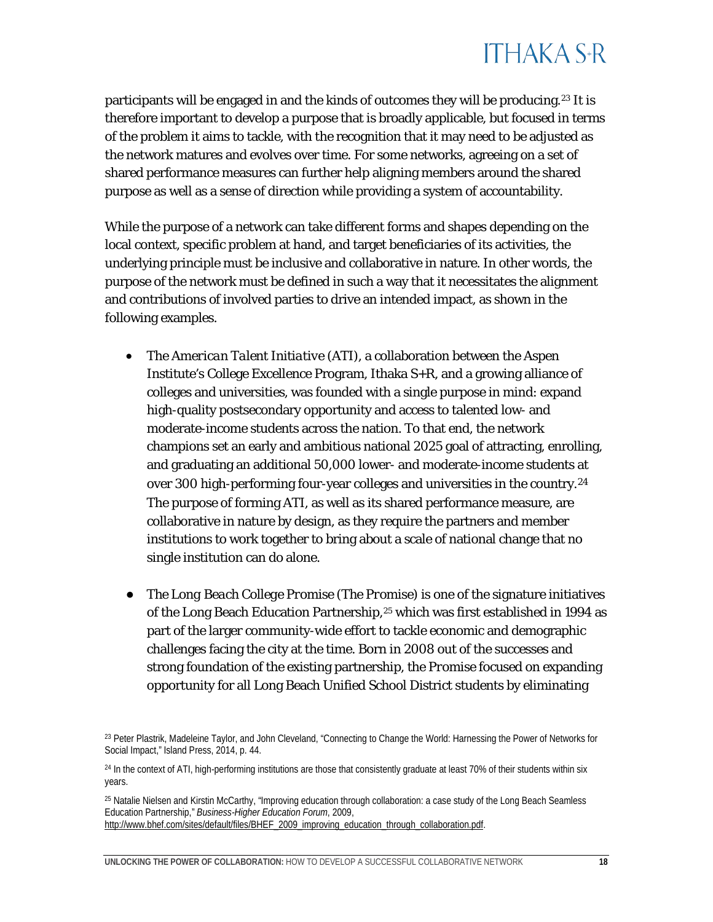participants will be engaged in and the kinds of outcomes they will be producing.[23] It is therefore important to develop a purpose that is broadly applicable, but focused in terms of the problem it aims to tackle, with the recognition that it may need to be adjusted as the network matures and evolves over time. For some networks, agreeing on a set of shared performance measures can further help aligning members around the shared purpose as well as a sense of direction while providing a system of accountability.

While the purpose of a network can take different forms and shapes depending on the local context, specific problem at hand, and target beneficiaries of its activities, the underlying principle must be inclusive and collaborative in nature. In other words, the purpose of the network must be defined in such a way that it necessitates the alignment and contributions of involved parties to drive an intended impact, as shown in the following examples.

- The *American Talent Initiative* (ATI), a collaboration between the Aspen Institute's College Excellence Program, Ithaka S+R, and a growing alliance of colleges and universities, was founded with a single purpose in mind: expand high-quality postsecondary opportunity and access to talented low- and moderate-income students across the nation. To that end, the network champions set an early and ambitious national 2025 goal of attracting, enrolling, and graduating an additional 50,000 lower- and moderate-income students at over 300 high-performing four-year colleges and universities in the country.[24] The purpose of forming ATI, as well as its shared performance measure, are collaborative in nature by design, as they require the partners and member institutions to work together to bring about a scale of national change that no single institution can do alone.

- The *Long Beach College Promise* (*The Promise*) is one of the signature initiatives of the Long Beach Education Partnership,[25] which was first established in 1994 as part of the larger community-wide effort to tackle economic and demographic challenges facing the city at the time. Born in 2008 out of the successes and strong foundation of the existing partnership, the *Promise* focused on expanding opportunity for all Long Beach Unified School District students by eliminating

---

[23] Peter Plastrik, Madeleine Taylor, and John Cleveland, "Connecting to Change the World: Harnessing the Power of Networks for Social Impact," Island Press, 2014, p. 44.

[24] In the context of ATI, high-performing institutions are those that consistently graduate at least 70% of their students within six years.

[25] Natalie Nielsen and Kirstin McCarthy, "Improving education through collaboration: a case study of the Long Beach Seamless Education Partnership," *Business-Higher Education Forum*, 2009, http://www.bhef.com/sites/default/files/BHEF_2009_improving_education_through_collaboration.pdf.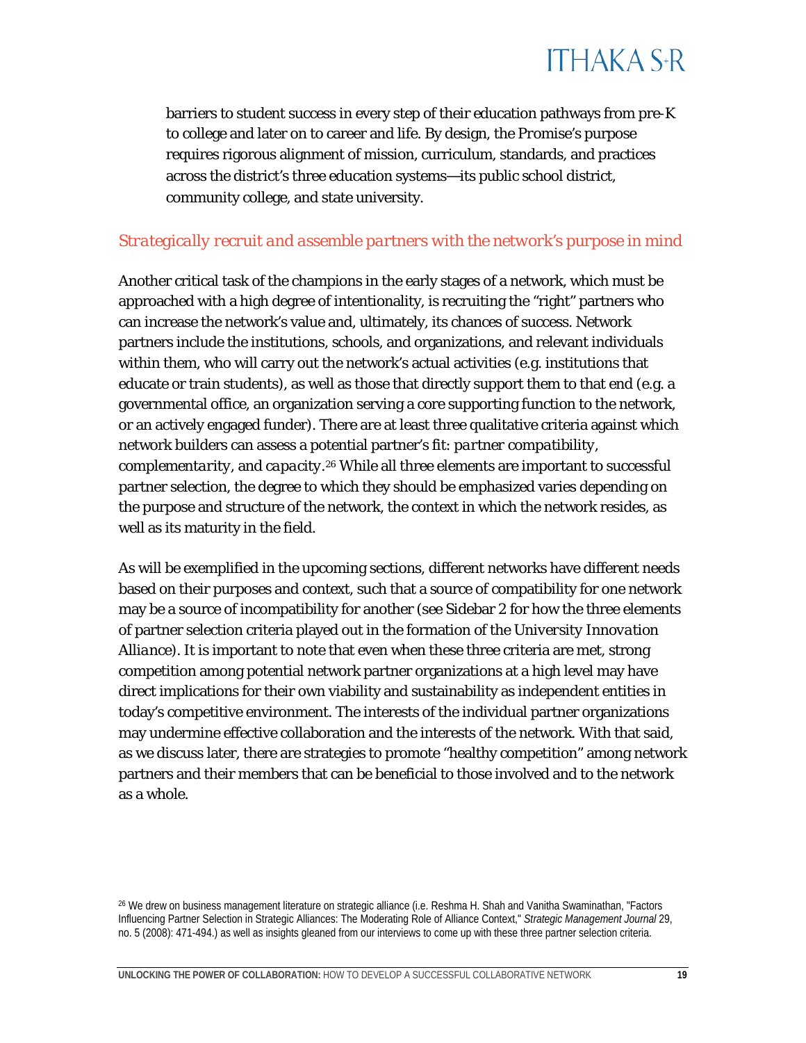barriers to student success in every step of their education pathways from pre-K to college and later on to career and life. By design, the Promise's purpose requires rigorous alignment of mission, curriculum, standards, and practices across the district's three education systems—its public school district, community college, and state university.

### *Strategically recruit and assemble partners with the network's purpose in mind*

Another critical task of the champions in the early stages of a network, which must be approached with a high degree of intentionality, is recruiting the "right" partners who can increase the network's value and, ultimately, its chances of success. Network partners include the institutions, schools, and organizations, and relevant individuals within them, who will carry out the network's actual activities (e.g. institutions that educate or train students), as well as those that directly support them to that end (e.g. a governmental office, an organization serving a core supporting function to the network, or an actively engaged funder). There are at least three qualitative criteria against which network builders can assess a potential partner's fit: *partner compatibility*, *complementarity*, and *capacity*.[26] While all three elements are important to successful partner selection, the degree to which they should be emphasized varies depending on the purpose and structure of the network, the context in which the network resides, as well as its maturity in the field.

As will be exemplified in the upcoming sections, different networks have different needs based on their purposes and context, such that a source of compatibility for one network may be a source of incompatibility for another (see Sidebar 2 for how the three elements of partner selection criteria played out in the formation of the *University Innovation Alliance*). It is important to note that even when these three criteria are met, strong competition among potential network partner organizations at a high level may have direct implications for their own viability and sustainability as independent entities in today's competitive environment. The interests of the individual partner organizations may undermine effective collaboration and the interests of the network. With that said, as we discuss later, there are strategies to promote "healthy competition" among network partners and their members that can be beneficial to those involved and to the network as a whole.

[26] We drew on business management literature on strategic alliance (i.e. Reshma H. Shah and Vanitha Swaminathan, "Factors Influencing Partner Selection in Strategic Alliances: The Moderating Role of Alliance Context," *Strategic Management Journal* 29, no. 5 (2008): 471-494.) as well as insights gleaned from our interviews to come up with these three partner selection criteria.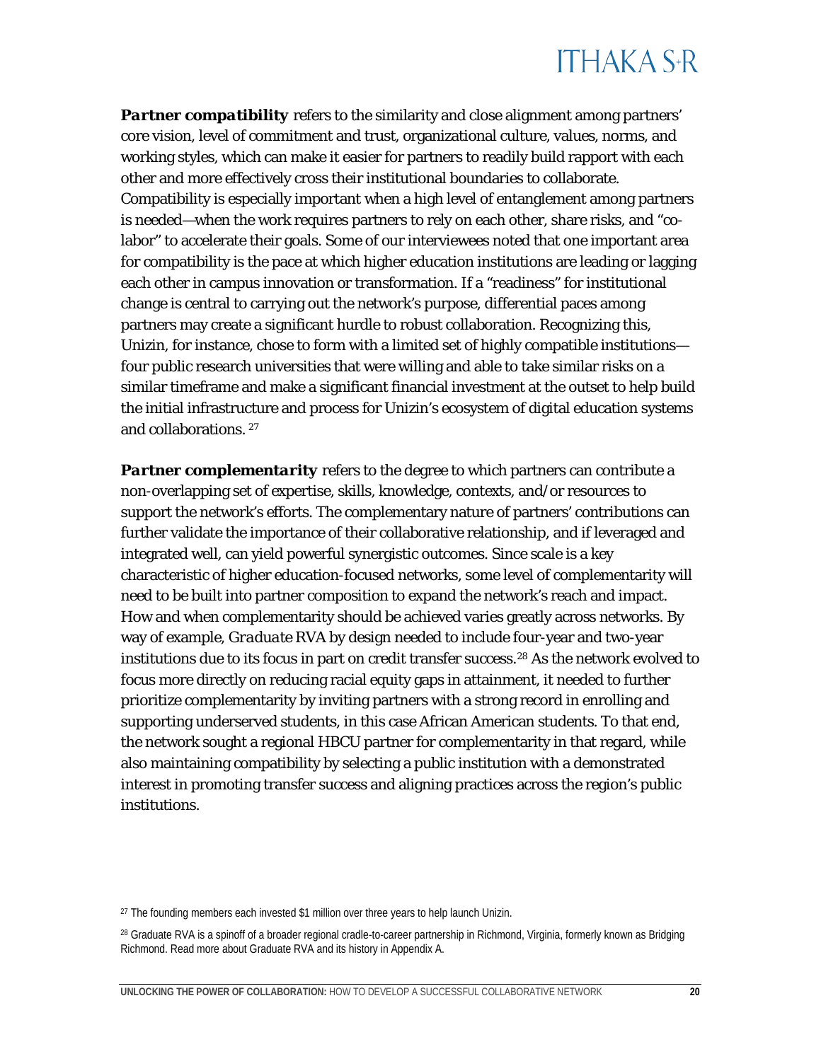***Partner compatibility*** refers to the similarity and close alignment among partners' core vision, level of commitment and trust, organizational culture, values, norms, and working styles, which can make it easier for partners to readily build rapport with each other and more effectively cross their institutional boundaries to collaborate. Compatibility is especially important when a high level of entanglement among partners is needed—when the work requires partners to rely on each other, share risks, and "co-labor" to accelerate their goals. Some of our interviewees noted that one important area for compatibility is the pace at which higher education institutions are leading or lagging each other in campus innovation or transformation. If a "readiness" for institutional change is central to carrying out the network's purpose, differential paces among partners may create a significant hurdle to robust collaboration. Recognizing this, Unizin, for instance, chose to form with a limited set of highly compatible institutions—four public research universities that were willing and able to take similar risks on a similar timeframe and make a significant financial investment at the outset to help build the initial infrastructure and process for Unizin's ecosystem of digital education systems and collaborations. [27]

***Partner complementarity*** refers to the degree to which partners can contribute a non-overlapping set of expertise, skills, knowledge, contexts, and/or resources to support the network's efforts. The complementary nature of partners' contributions can further validate the importance of their collaborative relationship, and if leveraged and integrated well, can yield powerful synergistic outcomes. Since scale is a key characteristic of higher education-focused networks, some level of complementarity will need to be built into partner composition to expand the network's reach and impact. How and when complementarity should be achieved varies greatly across networks. By way of example, *Graduate RVA* by design needed to include four-year and two-year institutions due to its focus in part on credit transfer success.[28] As the network evolved to focus more directly on reducing racial equity gaps in attainment, it needed to further prioritize complementarity by inviting partners with a strong record in enrolling and supporting underserved students, in this case African American students. To that end, the network sought a regional HBCU partner for complementarity in that regard, while also maintaining compatibility by selecting a public institution with a demonstrated interest in promoting transfer success and aligning practices across the region's public institutions.

[27] The founding members each invested $1 million over three years to help launch Unizin.

[28] Graduate RVA is a spinoff of a broader regional cradle-to-career partnership in Richmond, Virginia, formerly known as Bridging Richmond. Read more about Graduate RVA and its history in Appendix A.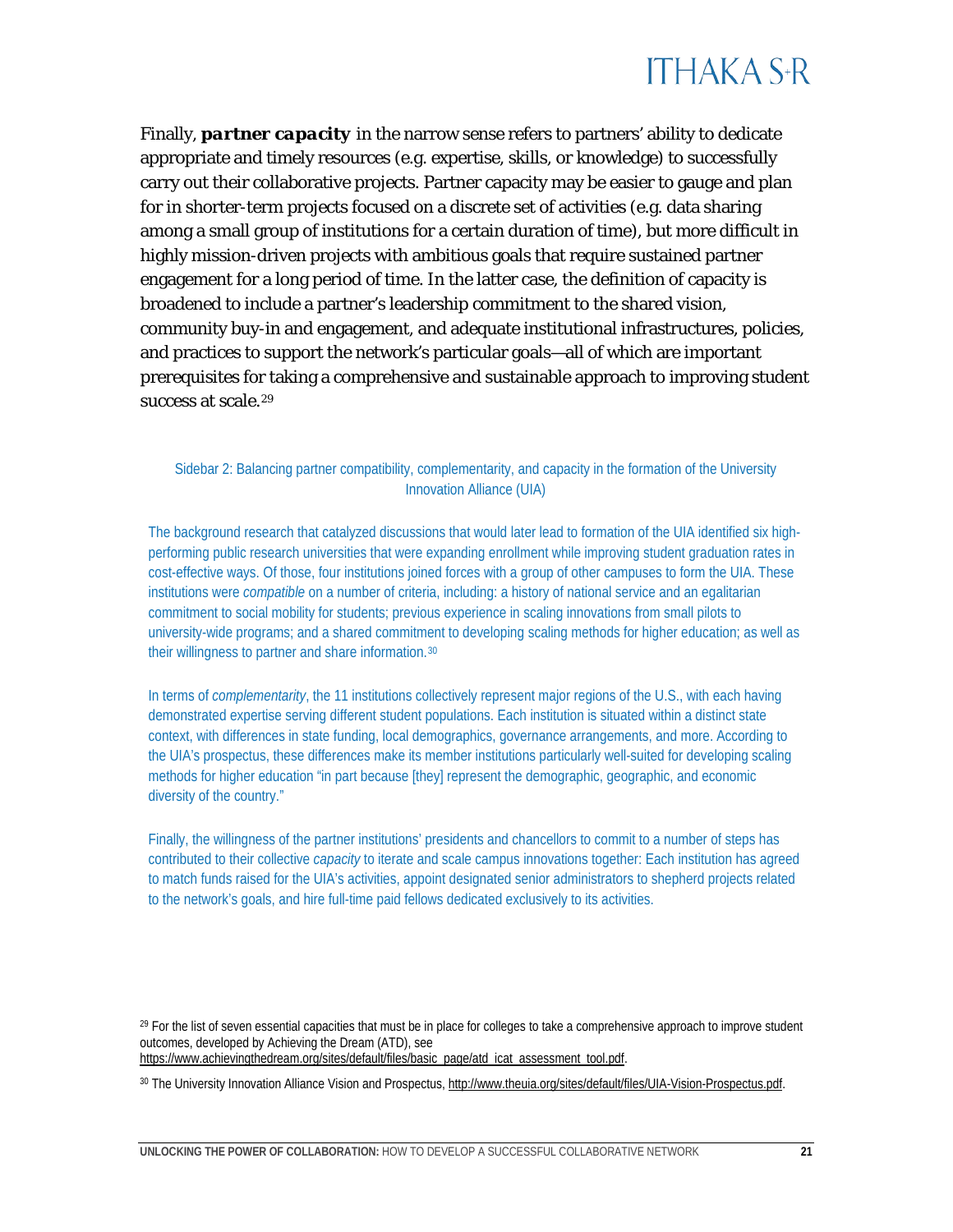Finally, ***partner capacity*** in the narrow sense refers to partners' ability to dedicate appropriate and timely resources (e.g. expertise, skills, or knowledge) to successfully carry out their collaborative projects. Partner capacity may be easier to gauge and plan for in shorter-term projects focused on a discrete set of activities (e.g. data sharing among a small group of institutions for a certain duration of time), but more difficult in highly mission-driven projects with ambitious goals that require sustained partner engagement for a long period of time. In the latter case, the definition of capacity is broadened to include a partner's leadership commitment to the shared vision, community buy-in and engagement, and adequate institutional infrastructures, policies, and practices to support the network's particular goals—all of which are important prerequisites for taking a comprehensive and sustainable approach to improving student success at scale.[29]

### Sidebar 2: Balancing partner compatibility, complementarity, and capacity in the formation of the University Innovation Alliance (UIA)

The background research that catalyzed discussions that would later lead to formation of the UIA identified six high-performing public research universities that were expanding enrollment while improving student graduation rates in cost-effective ways. Of those, four institutions joined forces with a group of other campuses to form the UIA. These institutions were *compatible* on a number of criteria, including: a history of national service and an egalitarian commitment to social mobility for students; previous experience in scaling innovations from small pilots to university-wide programs; and a shared commitment to developing scaling methods for higher education; as well as their willingness to partner and share information.[30]

In terms of *complementarity*, the 11 institutions collectively represent major regions of the U.S., with each having demonstrated expertise serving different student populations. Each institution is situated within a distinct state context, with differences in state funding, local demographics, governance arrangements, and more. According to the UIA's prospectus, these differences make its member institutions particularly well-suited for developing scaling methods for higher education "in part because [they] represent the demographic, geographic, and economic diversity of the country."

Finally, the willingness of the partner institutions' presidents and chancellors to commit to a number of steps has contributed to their collective *capacity* to iterate and scale campus innovations together: Each institution has agreed to match funds raised for the UIA's activities, appoint designated senior administrators to shepherd projects related to the network's goals, and hire full-time paid fellows dedicated exclusively to its activities.

---

[29] For the list of seven essential capacities that must be in place for colleges to take a comprehensive approach to improve student outcomes, developed by Achieving the Dream (ATD), see https://www.achievingthedream.org/sites/default/files/basic_page/atd_icat_assessment_tool.pdf.

[30] The University Innovation Alliance Vision and Prospectus, http://www.theuia.org/sites/default/files/UIA-Vision-Prospectus.pdf.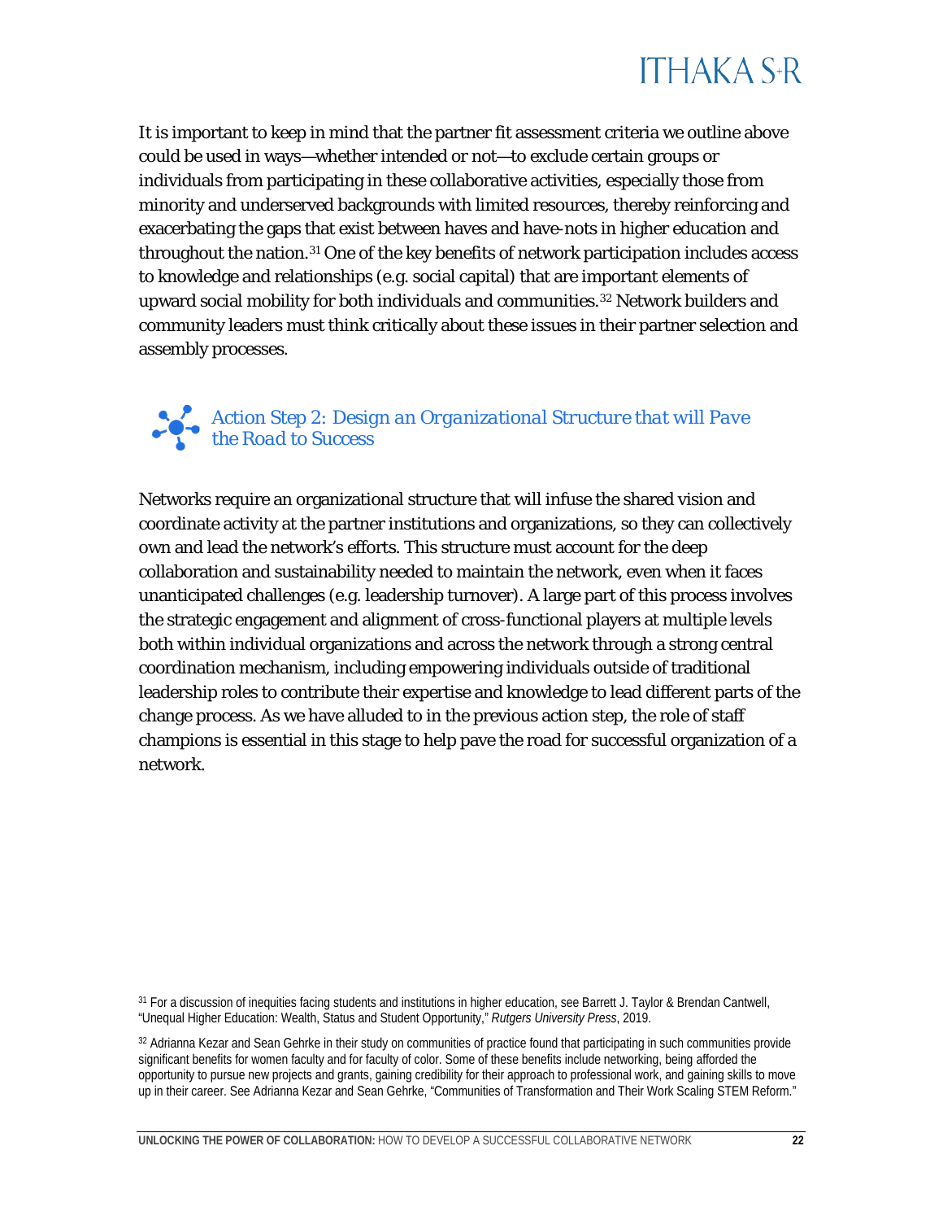It is important to keep in mind that the partner fit assessment criteria we outline above could be used in ways—whether intended or not—to exclude certain groups or individuals from participating in these collaborative activities, especially those from minority and underserved backgrounds with limited resources, thereby reinforcing and exacerbating the gaps that exist between haves and have-nots in higher education and throughout the nation.[31] One of the key benefits of network participation includes access to knowledge and relationships (e.g. social capital) that are important elements of upward social mobility for both individuals and communities.[32] Network builders and community leaders must think critically about these issues in their partner selection and assembly processes.

## Action Step 2: Design an *Organizational Structure* that will Pave the Road to Success

Networks require an organizational structure that will infuse the shared vision and coordinate activity at the partner institutions and organizations, so they can collectively own and lead the network's efforts. This structure must account for the deep collaboration and sustainability needed to maintain the network, even when it faces unanticipated challenges (e.g. leadership turnover). A large part of this process involves the strategic engagement and alignment of cross-functional players at multiple levels both within individual organizations and across the network through a strong central coordination mechanism, including empowering individuals outside of traditional leadership roles to contribute their expertise and knowledge to lead different parts of the change process. As we have alluded to in the previous action step, the role of staff champions is essential in this stage to help pave the road for successful organization of a network.

---

[31] For a discussion of inequities facing students and institutions in higher education, see Barrett J. Taylor & Brendan Cantwell, "Unequal Higher Education: Wealth, Status and Student Opportunity," *Rutgers University Press*, 2019.

[32] Adrianna Kezar and Sean Gehrke in their study on communities of practice found that participating in such communities provide significant benefits for women faculty and for faculty of color. Some of these benefits include networking, being afforded the opportunity to pursue new projects and grants, gaining credibility for their approach to professional work, and gaining skills to move up in their career. See Adrianna Kezar and Sean Gehrke, "Communities of Transformation and Their Work Scaling STEM Reform."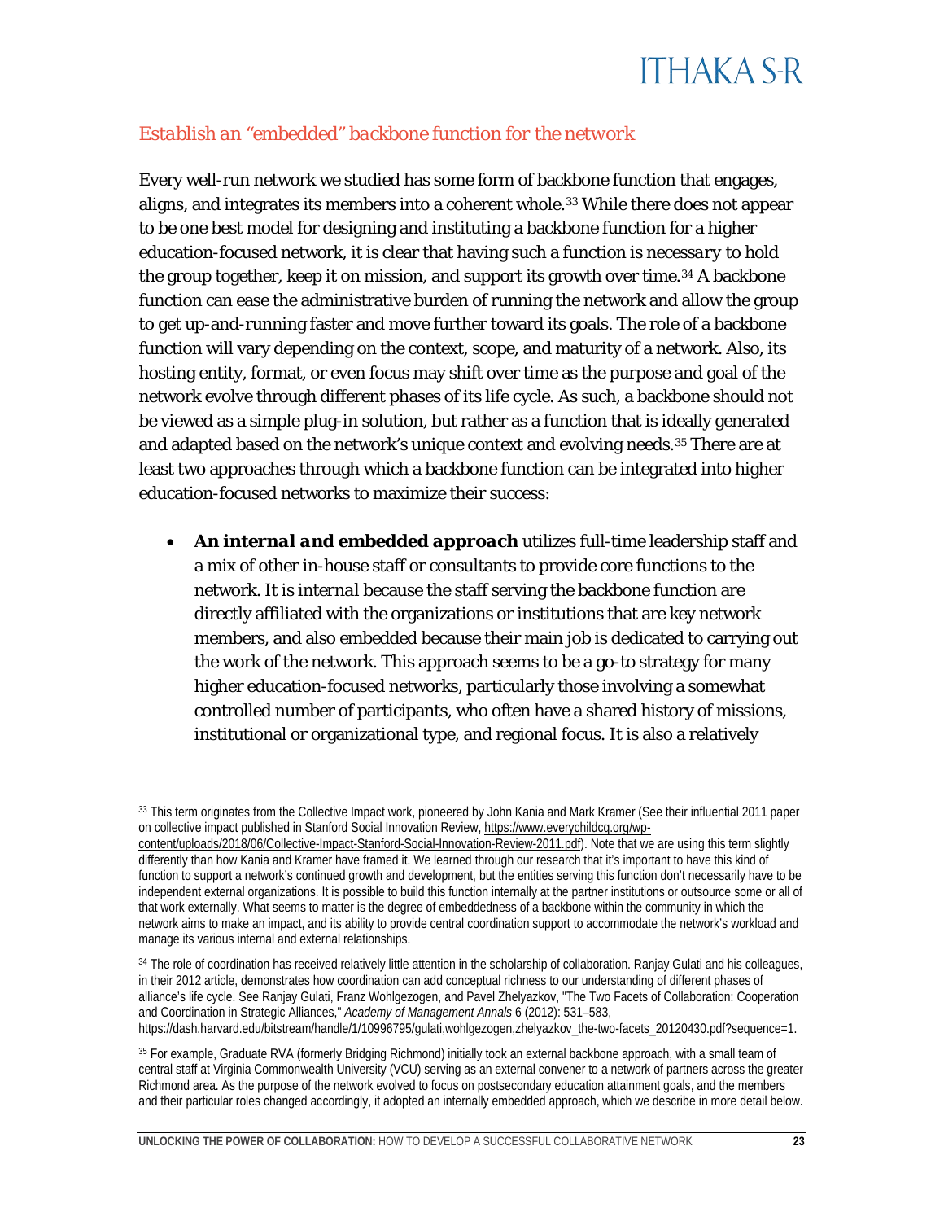### *Establish an "embedded" backbone function for the network*

Every well-run network we studied has some form of backbone function that engages, aligns, and integrates its members into a coherent whole.[33] While there does not appear to be one best model for designing and instituting a backbone function for a higher education-focused network, it is clear that having such a function is *necessary* to hold the group together, keep it on mission, and support its growth over time.[34] A backbone function can ease the administrative burden of running the network and allow the group to get up-and-running faster and move further toward its goals. The role of a backbone function will vary depending on the context, scope, and maturity of a network. Also, its hosting entity, format, or even focus may shift over time as the purpose and goal of the network evolve through different phases of its life cycle. As such, a backbone should not be viewed as a simple plug-in solution, but rather as a function that is ideally generated and adapted based on the network's unique context and evolving needs.[35] There are at least two approaches through which a backbone function can be integrated into higher education-focused networks to maximize their success:

- ***An internal and embedded approach*** utilizes full-time leadership staff and a mix of other in-house staff or consultants to provide core functions to the network. It is *internal* because the staff serving the backbone function are directly affiliated with the organizations or institutions that are key network members, and also *embedded* because their main job is dedicated to carrying out the work of the network. This approach seems to be a go-to strategy for many higher education-focused networks, particularly those involving a somewhat controlled number of participants, who often have a shared history of missions, institutional or organizational type, and regional focus. It is also a relatively

---

[33] This term originates from the Collective Impact work, pioneered by John Kania and Mark Kramer (See their influential 2011 paper on collective impact published in Stanford Social Innovation Review, https://www.everychildcq.org/wp-content/uploads/2018/06/Collective-Impact-Stanford-Social-Innovation-Review-2011.pdf). Note that we are using this term slightly differently than how Kania and Kramer have framed it. We learned through our research that it's important to have this kind of function to support a network's continued growth and development, but the entities serving this function don't necessarily have to be independent external organizations. It is possible to build this function internally at the partner institutions or outsource some or all of that work externally. What seems to matter is the degree of embeddedness of a backbone within the community in which the network aims to make an impact, and its ability to provide central coordination support to accommodate the network's workload and manage its various internal and external relationships.

[34] The role of coordination has received relatively little attention in the scholarship of collaboration. Ranjay Gulati and his colleagues, in their 2012 article, demonstrates how coordination can add conceptual richness to our understanding of different phases of alliance's life cycle. See Ranjay Gulati, Franz Wohlgezogen, and Pavel Zhelyazkov, "The Two Facets of Collaboration: Cooperation and Coordination in Strategic Alliances," *Academy of Management Annals* 6 (2012): 531–583, https://dash.harvard.edu/bitstream/handle/1/10996795/gulati,wohlgezogen,zhelyazkov_the-two-facets_20120430.pdf?sequence=1.

[35] For example, Graduate RVA (formerly Bridging Richmond) initially took an external backbone approach, with a small team of central staff at Virginia Commonwealth University (VCU) serving as an external convener to a network of partners across the greater Richmond area. As the purpose of the network evolved to focus on postsecondary education attainment goals, and the members and their particular roles changed accordingly, it adopted an internally embedded approach, which we describe in more detail below.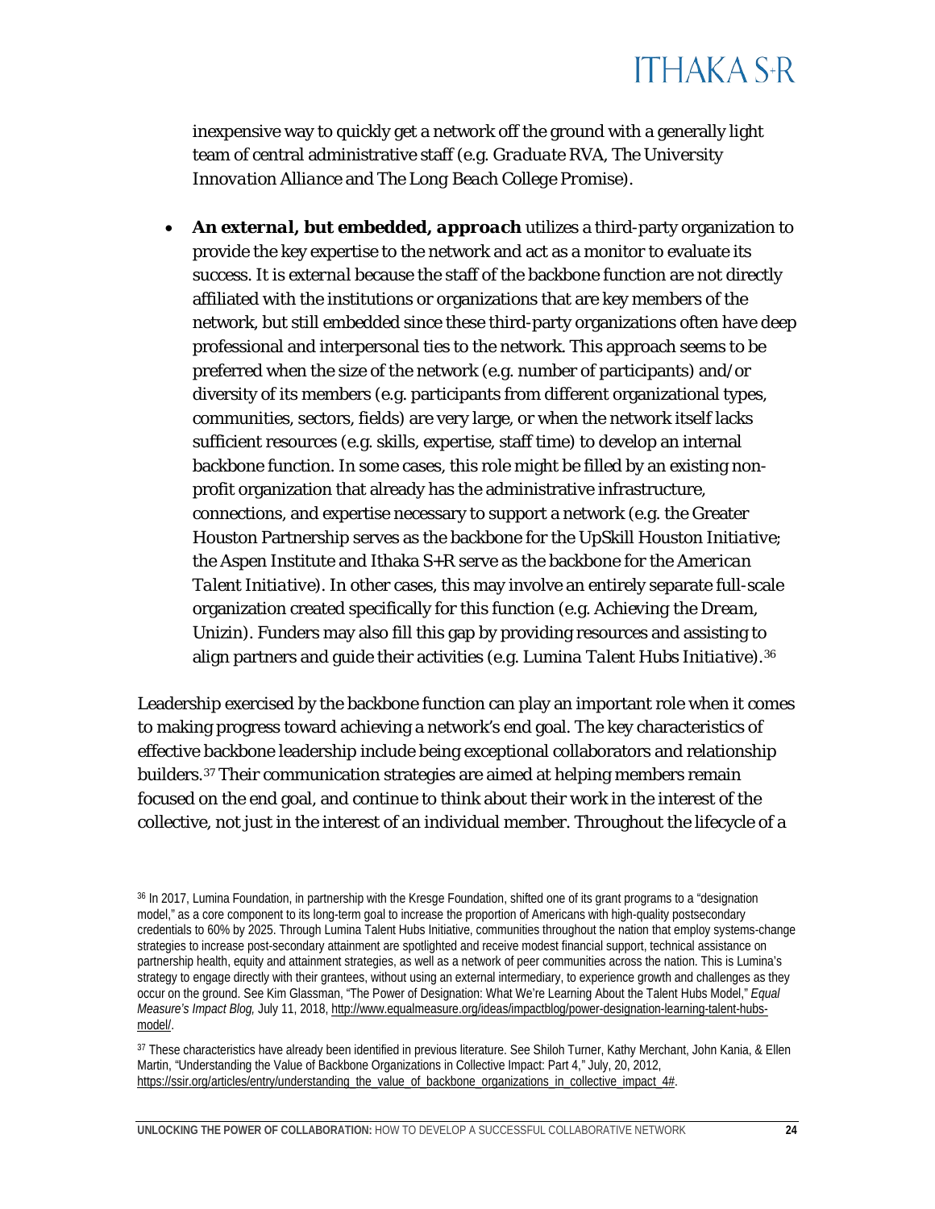inexpensive way to quickly get a network off the ground with a generally light team of central administrative staff (e.g. *Graduate RVA, The University Innovation Alliance* and *The Long Beach College Promise*).

- ***An external, but embedded, approach*** utilizes a third-party organization to provide the key expertise to the network and act as a monitor to evaluate its success. It is *external* because the staff of the backbone function are not directly affiliated with the institutions or organizations that are key members of the network, but still embedded since these third-party organizations often have deep professional and interpersonal ties to the network. This approach seems to be preferred when the size of the network (e.g. number of participants) and/or diversity of its members (e.g. participants from different organizational types, communities, sectors, fields) are very large, or when the network itself lacks sufficient resources (e.g. skills, expertise, staff time) to develop an internal backbone function. In some cases, this role might be filled by an existing non-profit organization that already has the administrative infrastructure, connections, and expertise necessary to support a network (e.g. the Greater Houston Partnership serves as the backbone for the *UpSkill Houston Initiative*; the Aspen Institute and Ithaka S+R serve as the backbone for the *American Talent Initiative*). In other cases, this may involve an entirely separate full-scale organization created specifically for this function (e.g. *Achieving the Dream*, Unizin). Funders may also fill this gap by providing resources and assisting to align partners and guide their activities (e.g. *Lumina Talent Hubs Initiative*).[36]

Leadership exercised by the backbone function can play an important role when it comes to making progress toward achieving a network's end goal. The key characteristics of effective backbone leadership include being exceptional collaborators and relationship builders.[37] Their communication strategies are aimed at helping members remain focused on the end goal, and continue to think about their work in the interest of the collective, not just in the interest of an individual member. Throughout the lifecycle of a

[36] In 2017, Lumina Foundation, in partnership with the Kresge Foundation, shifted one of its grant programs to a "designation model," as a core component to its long-term goal to increase the proportion of Americans with high-quality postsecondary credentials to 60% by 2025. Through Lumina Talent Hubs Initiative, communities throughout the nation that employ systems-change strategies to increase post-secondary attainment are spotlighted and receive modest financial support, technical assistance on partnership health, equity and attainment strategies, as well as a network of peer communities across the nation. This is Lumina's strategy to engage directly with their grantees, without using an external intermediary, to experience growth and challenges as they occur on the ground. See Kim Glassman, "The Power of Designation: What We're Learning About the Talent Hubs Model," *Equal Measure's Impact Blog,* July 11, 2018, http://www.equalmeasure.org/ideas/impactblog/power-designation-learning-talent-hubs-model/.

[37] These characteristics have already been identified in previous literature. See Shiloh Turner, Kathy Merchant, John Kania, & Ellen Martin, "Understanding the Value of Backbone Organizations in Collective Impact: Part 4," July, 20, 2012, https://ssir.org/articles/entry/understanding_the_value_of_backbone_organizations_in_collective_impact_4#.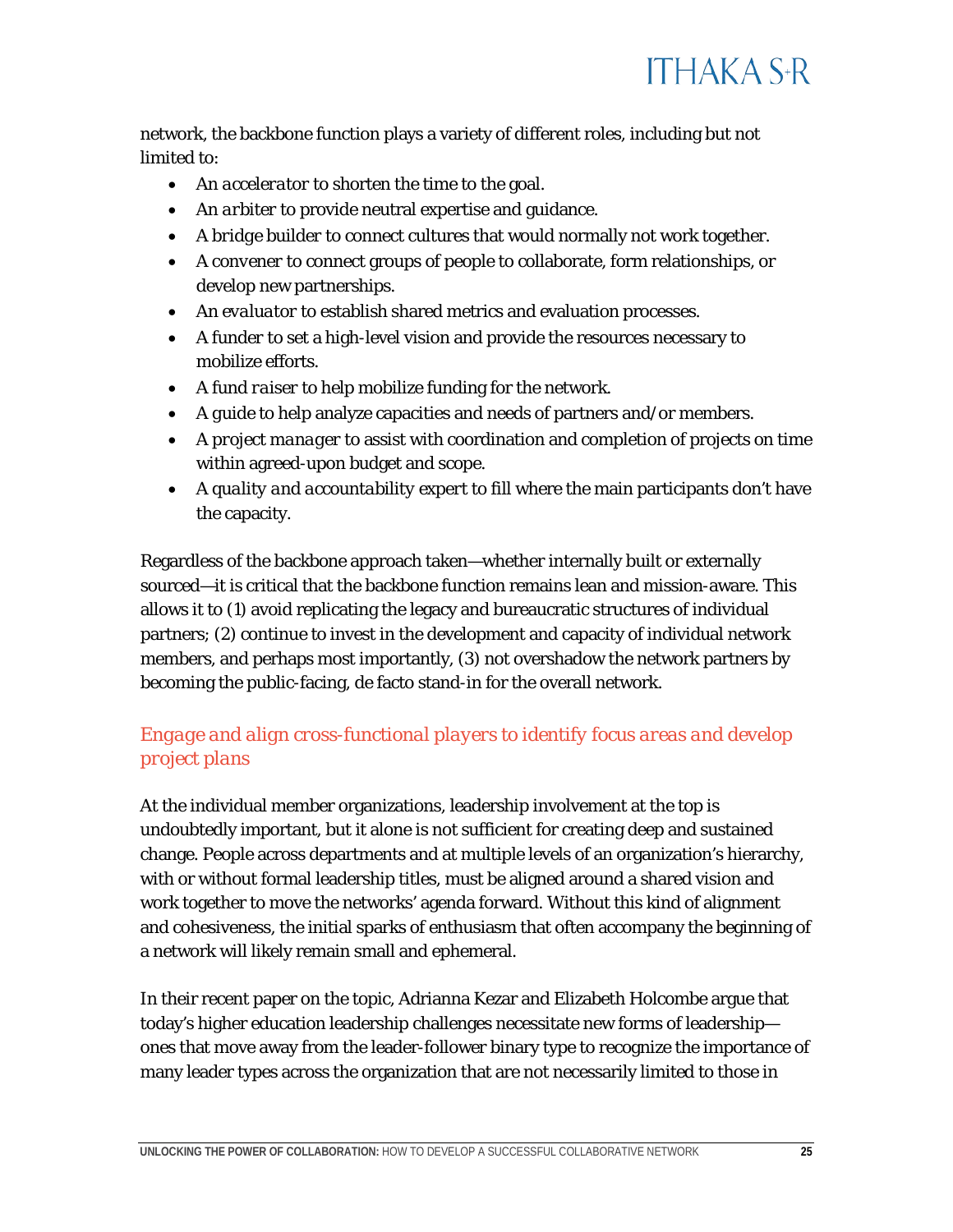network, the backbone function plays a variety of different roles, including but not limited to:

- An *accelerator* to shorten the time to the goal.
- An *arbiter* to provide neutral expertise and guidance.
- A *bridge builder* to connect cultures that would normally not work together.
- A *convener* to connect groups of people to collaborate, form relationships, or develop new partnerships.
- An *evaluator* to establish shared metrics and evaluation processes.
- A *funder* to set a high-level vision and provide the resources necessary to mobilize efforts.
- A *fund raiser* to help mobilize funding for the network.
- A *guide* to help analyze capacities and needs of partners and/or members.
- A *project manager* to assist with coordination and completion of projects on time within agreed-upon budget and scope.
- A *quality and accountability* expert to fill where the main participants don't have the capacity.

Regardless of the backbone approach taken—whether internally built or externally sourced—it is critical that the backbone function remains lean and mission-aware. This allows it to (1) avoid replicating the legacy and bureaucratic structures of individual partners; (2) continue to invest in the development and capacity of individual network members, and perhaps most importantly, (3) not overshadow the network partners by becoming the public-facing, de facto stand-in for the overall network.

### *Engage and align cross-functional players to identify focus areas and develop project plans*

At the individual member organizations, leadership involvement at the top is undoubtedly important, but it alone is not sufficient for creating deep and sustained change. People across departments and at multiple levels of an organization's hierarchy, with or without formal leadership titles, must be aligned around a shared vision and work together to move the networks' agenda forward. Without this kind of alignment and cohesiveness, the initial sparks of enthusiasm that often accompany the beginning of a network will likely remain small and ephemeral.

In their recent paper on the topic, Adrianna Kezar and Elizabeth Holcombe argue that today's higher education leadership challenges necessitate new forms of leadership—ones that move away from the leader-follower binary type to recognize the importance of many leader types across the organization that are not necessarily limited to those in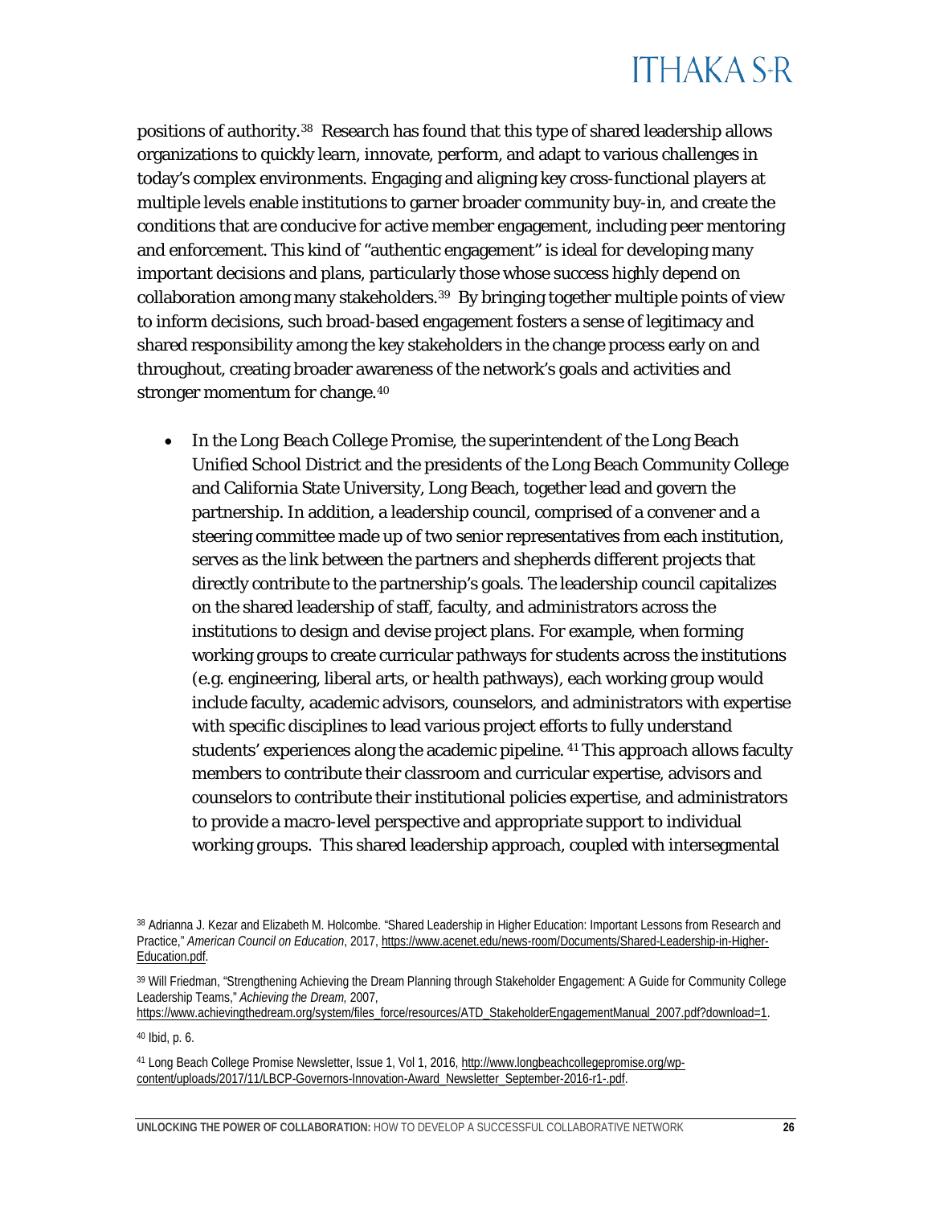positions of authority.[38] Research has found that this type of shared leadership allows organizations to quickly learn, innovate, perform, and adapt to various challenges in today's complex environments. Engaging and aligning key cross-functional players at multiple levels enable institutions to garner broader community buy-in, and create the conditions that are conducive for active member engagement, including peer mentoring and enforcement. This kind of "authentic engagement" is ideal for developing many important decisions and plans, particularly those whose success highly depend on collaboration among many stakeholders.[39] By bringing together multiple points of view to inform decisions, such broad-based engagement fosters a sense of legitimacy and shared responsibility among the key stakeholders in the change process early on and throughout, creating broader awareness of the network's goals and activities and stronger momentum for change.[40]

- In the *Long Beach College Promise*, the superintendent of the Long Beach Unified School District and the presidents of the Long Beach Community College and California State University, Long Beach, together lead and govern the partnership. In addition, a leadership council, comprised of a convener and a steering committee made up of two senior representatives from each institution, serves as the link between the partners and shepherds different projects that directly contribute to the partnership's goals. The leadership council capitalizes on the shared leadership of staff, faculty, and administrators across the institutions to design and devise project plans. For example, when forming working groups to create curricular pathways for students across the institutions (e.g. engineering, liberal arts, or health pathways), each working group would include faculty, academic advisors, counselors, and administrators with expertise with specific disciplines to lead various project efforts to fully understand students' experiences along the academic pipeline. [41] This approach allows faculty members to contribute their classroom and curricular expertise, advisors and counselors to contribute their institutional policies expertise, and administrators to provide a macro-level perspective and appropriate support to individual working groups. This shared leadership approach, coupled with intersegmental

[38] Adrianna J. Kezar and Elizabeth M. Holcombe. "Shared Leadership in Higher Education: Important Lessons from Research and Practice," *American Council on Education*, 2017, https://www.acenet.edu/news-room/Documents/Shared-Leadership-in-Higher-Education.pdf.

[39] Will Friedman, "Strengthening Achieving the Dream Planning through Stakeholder Engagement: A Guide for Community College Leadership Teams," *Achieving the Dream*, 2007, https://www.achievingthedream.org/system/files_force/resources/ATD_StakeholderEngagementManual_2007.pdf?download=1.

[40] Ibid, p. 6.

[41] Long Beach College Promise Newsletter, Issue 1, Vol 1, 2016, http://www.longbeachcollegepromise.org/wp-content/uploads/2017/11/LBCP-Governors-Innovation-Award_Newsletter_September-2016-r1-.pdf.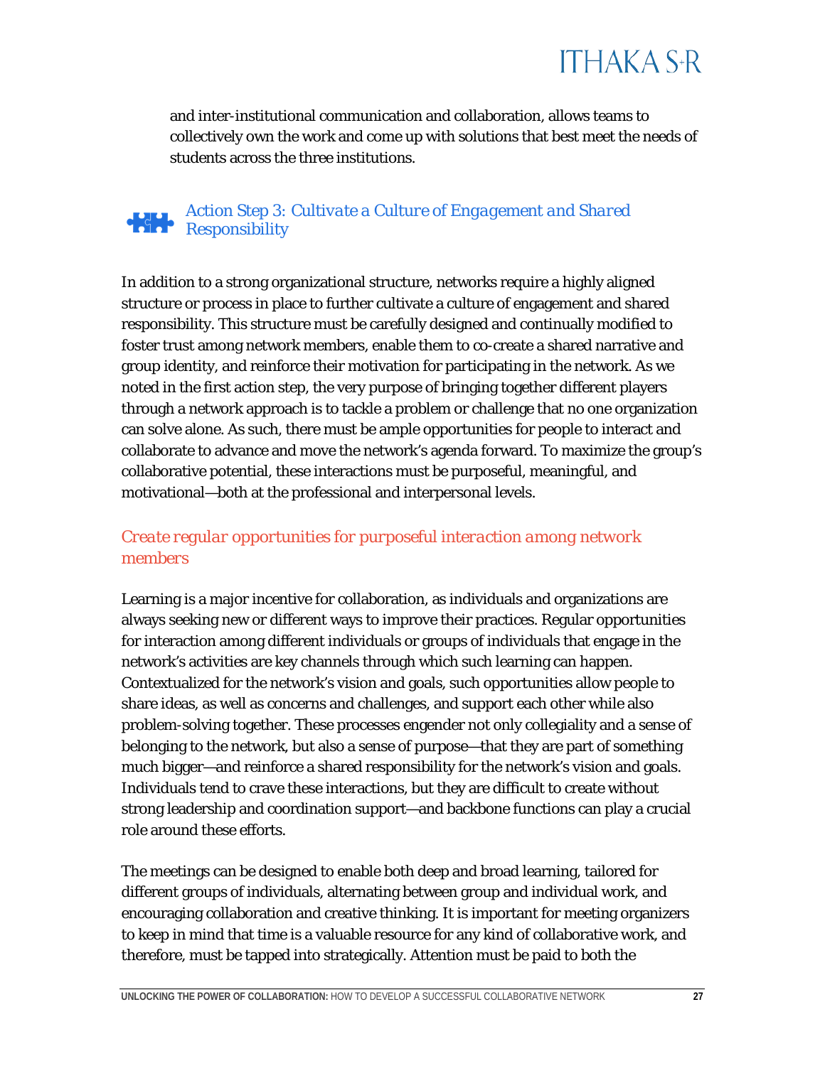and inter-institutional communication and collaboration, allows teams to collectively own the work and come up with solutions that best meet the needs of students across the three institutions.

## *Action Step 3: Cultivate a Culture of Engagement and Shared Responsibility*

In addition to a strong organizational structure, networks require a highly aligned structure or process in place to further cultivate a culture of engagement and shared responsibility. This structure must be carefully designed and continually modified to foster trust among network members, enable them to co-create a shared narrative and group identity, and reinforce their motivation for participating in the network. As we noted in the first action step, the very purpose of bringing together different players through a network approach is to tackle a problem or challenge that no one organization can solve alone. As such, there must be ample opportunities for people to interact and collaborate to advance and move the network's agenda forward. To maximize the group's collaborative potential, these interactions must be purposeful, meaningful, and motivational—both at the professional and interpersonal levels.

### *Create regular opportunities for purposeful interaction among network members*

Learning is a major incentive for collaboration, as individuals and organizations are always seeking new or different ways to improve their practices. Regular opportunities for interaction among different individuals or groups of individuals that engage in the network's activities are key channels through which such learning can happen. Contextualized for the network's vision and goals, such opportunities allow people to share ideas, as well as concerns and challenges, and support each other while also problem-solving together. These processes engender not only collegiality and a sense of belonging to the network, but also a sense of purpose—that they are part of something much bigger—and reinforce a shared responsibility for the network's vision and goals. Individuals tend to crave these interactions, but they are difficult to create without strong leadership and coordination support—and backbone functions can play a crucial role around these efforts.

The meetings can be designed to enable both deep and broad learning, tailored for different groups of individuals, alternating between group and individual work, and encouraging collaboration and creative thinking. It is important for meeting organizers to keep in mind that time is a valuable resource for any kind of collaborative work, and therefore, must be tapped into strategically. Attention must be paid to both the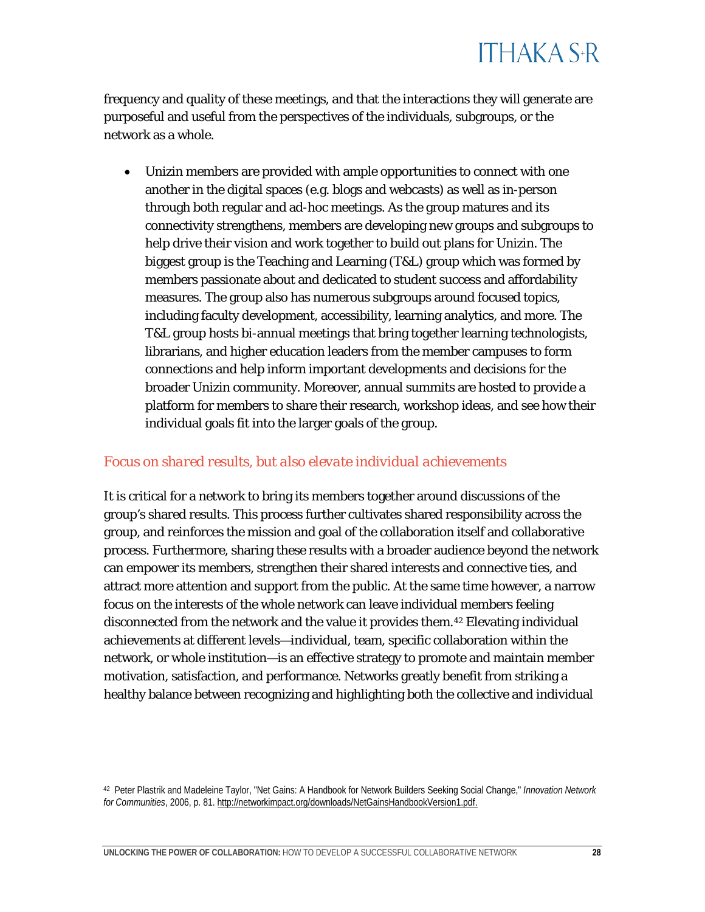frequency and quality of these meetings, and that the interactions they will generate are purposeful and useful from the perspectives of the individuals, subgroups, or the network as a whole.

- Unizin members are provided with ample opportunities to connect with one another in the digital spaces (e.g. blogs and webcasts) as well as in-person through both regular and ad-hoc meetings. As the group matures and its connectivity strengthens, members are developing new groups and subgroups to help drive their vision and work together to build out plans for Unizin. The biggest group is the Teaching and Learning (T&L) group which was formed by members passionate about and dedicated to student success and affordability measures. The group also has numerous subgroups around focused topics, including faculty development, accessibility, learning analytics, and more. The T&L group hosts bi-annual meetings that bring together learning technologists, librarians, and higher education leaders from the member campuses to form connections and help inform important developments and decisions for the broader Unizin community. Moreover, annual summits are hosted to provide a platform for members to share their research, workshop ideas, and see how their individual goals fit into the larger goals of the group.

### *Focus on shared results, but also elevate individual achievements*

It is critical for a network to bring its members together around discussions of the group's shared results. This process further cultivates shared responsibility across the group, and reinforces the mission and goal of the collaboration itself and collaborative process. Furthermore, sharing these results with a broader audience beyond the network can empower its members, strengthen their shared interests and connective ties, and attract more attention and support from the public. At the same time however, a narrow focus on the interests of the whole network can leave individual members feeling disconnected from the network and the value it provides them.[42] Elevating individual achievements at different levels—individual, team, specific collaboration within the network, or whole institution—is an effective strategy to promote and maintain member motivation, satisfaction, and performance. Networks greatly benefit from striking a healthy balance between recognizing and highlighting both the collective and individual

---

[42] Peter Plastrik and Madeleine Taylor, "Net Gains: A Handbook for Network Builders Seeking Social Change," *Innovation Network for Communities*, 2006, p. 81. http://networkimpact.org/downloads/NetGainsHandbookVersion1.pdf.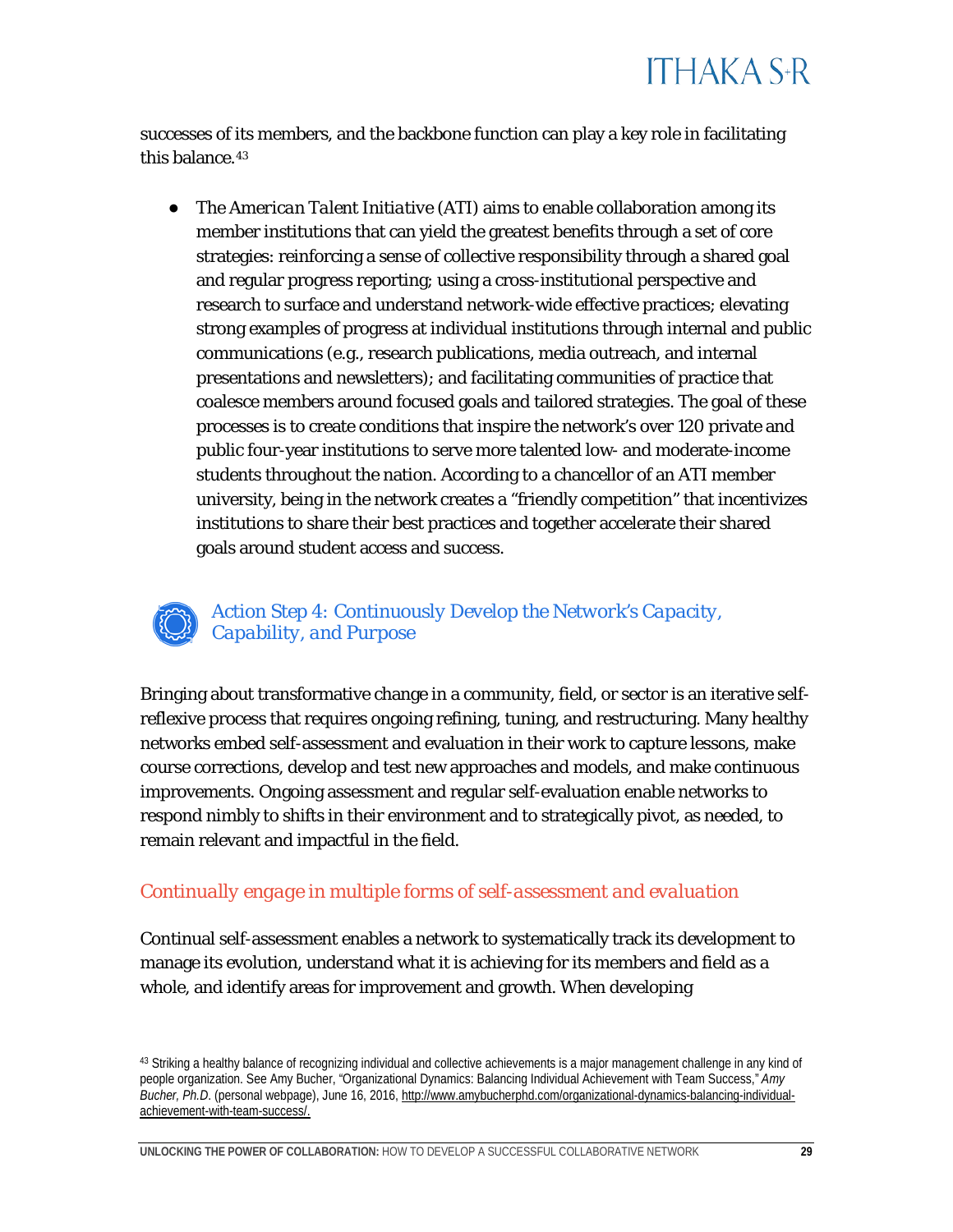successes of its members, and the backbone function can play a key role in facilitating this balance.[43]

- The *American Talent Initiative* (ATI) aims to enable collaboration among its member institutions that can yield the greatest benefits through a set of core strategies: reinforcing a sense of collective responsibility through a shared goal and regular progress reporting; using a cross-institutional perspective and research to surface and understand network-wide effective practices; elevating strong examples of progress at individual institutions through internal and public communications (e.g., research publications, media outreach, and internal presentations and newsletters); and facilitating communities of practice that coalesce members around focused goals and tailored strategies. The goal of these processes is to create conditions that inspire the network's over 120 private and public four-year institutions to serve more talented low- and moderate-income students throughout the nation. According to a chancellor of an ATI member university, being in the network creates a "friendly competition" that incentivizes institutions to share their best practices and together accelerate their shared goals around student access and success.

## *Action Step 4: Continuously Develop the Network's Capacity, Capability, and Purpose*

Bringing about transformative change in a community, field, or sector is an iterative self-reflexive process that requires ongoing refining, tuning, and restructuring. Many healthy networks embed self-assessment and evaluation in their work to capture lessons, make course corrections, develop and test new approaches and models, and make continuous improvements. Ongoing assessment and regular self-evaluation enable networks to respond nimbly to shifts in their environment and to strategically pivot, as needed, to remain relevant and impactful in the field.

### *Continually engage in multiple forms of self-assessment and evaluation*

Continual self-assessment enables a network to systematically track its development to manage its evolution, understand what it is achieving for its members and field as a whole, and identify areas for improvement and growth. When developing

[43] Striking a healthy balance of recognizing individual and collective achievements is a major management challenge in any kind of people organization. See Amy Bucher, "Organizational Dynamics: Balancing Individual Achievement with Team Success," *Amy Bucher, Ph.D.* (personal webpage), June 16, 2016, http://www.amybucherphd.com/organizational-dynamics-balancing-individual-achievement-with-team-success/.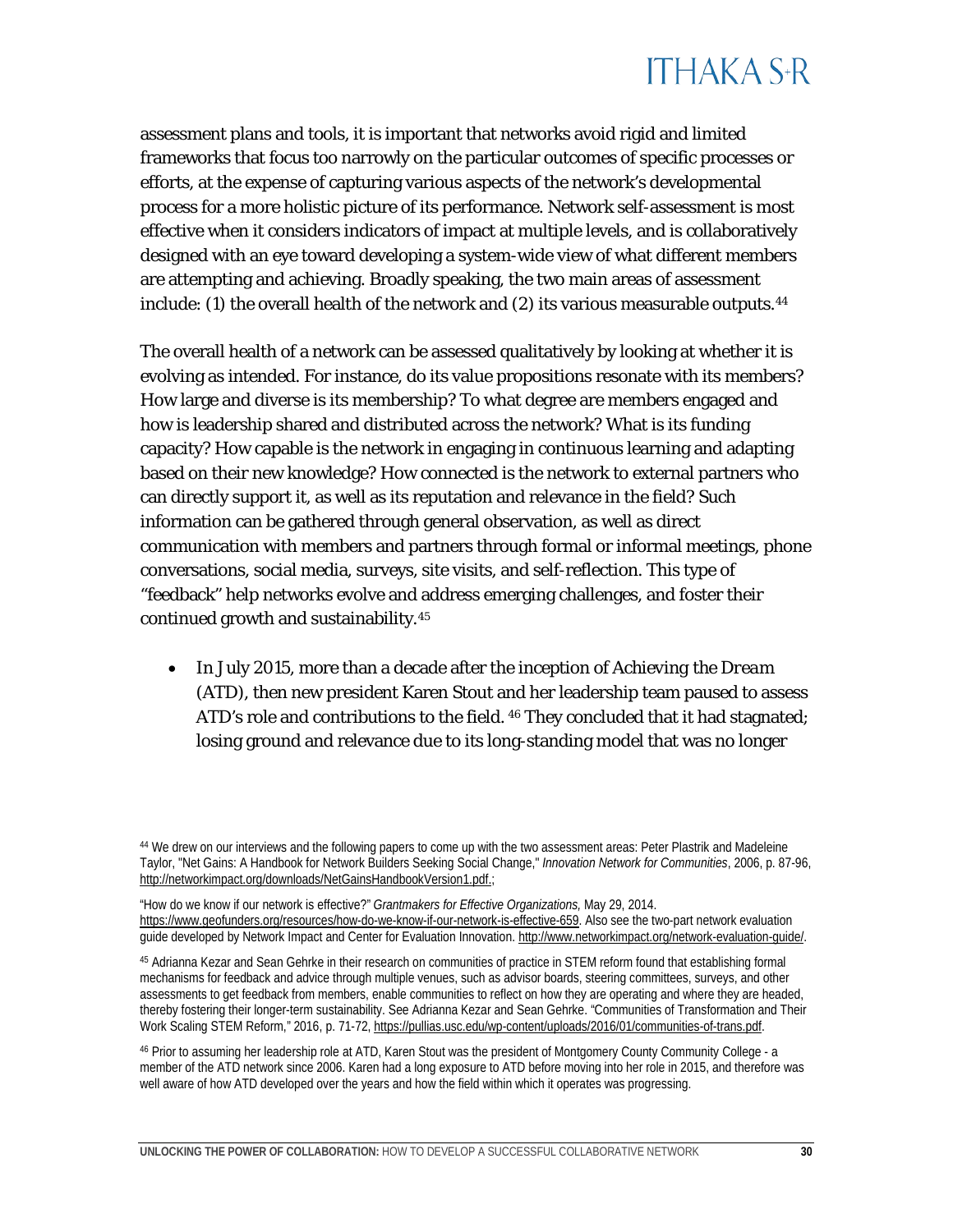assessment plans and tools, it is important that networks avoid rigid and limited frameworks that focus too narrowly on the particular outcomes of specific processes or efforts, at the expense of capturing various aspects of the network's developmental process for a more holistic picture of its performance. Network self-assessment is most effective when it considers indicators of impact at multiple levels, and is collaboratively designed with an eye toward developing a system-wide view of what different members are attempting and achieving. Broadly speaking, the two main areas of assessment include: (1) the overall health of the network and (2) its various measurable outputs.[44]

The overall health of a network can be assessed qualitatively by looking at whether it is evolving as intended. For instance, do its value propositions resonate with its members? How large and diverse is its membership? To what degree are members engaged and how is leadership shared and distributed across the network? What is its funding capacity? How capable is the network in engaging in continuous learning and adapting based on their new knowledge? How connected is the network to external partners who can directly support it, as well as its reputation and relevance in the field? Such information can be gathered through general observation, as well as direct communication with members and partners through formal or informal meetings, phone conversations, social media, surveys, site visits, and self-reflection. This type of "feedback" help networks evolve and address emerging challenges, and foster their continued growth and sustainability.[45]

- In July 2015, more than a decade after the inception of *Achieving the Dream* (ATD), then new president Karen Stout and her leadership team paused to assess ATD's role and contributions to the field. [46] They concluded that it had stagnated; losing ground and relevance due to its long-standing model that was no longer

[44] We drew on our interviews and the following papers to come up with the two assessment areas: Peter Plastrik and Madeleine Taylor, "Net Gains: A Handbook for Network Builders Seeking Social Change," *Innovation Network for Communities*, 2006, p. 87-96, http://networkimpact.org/downloads/NetGainsHandbookVersion1.pdf.;

"How do we know if our network is effective?" *Grantmakers for Effective Organizations*, May 29, 2014. https://www.geofunders.org/resources/how-do-we-know-if-our-network-is-effective-659. Also see the two-part network evaluation guide developed by Network Impact and Center for Evaluation Innovation. http://www.networkimpact.org/network-evaluation-guide/.

[45] Adrianna Kezar and Sean Gehrke in their research on communities of practice in STEM reform found that establishing formal mechanisms for feedback and advice through multiple venues, such as advisor boards, steering committees, surveys, and other assessments to get feedback from members, enable communities to reflect on how they are operating and where they are headed, thereby fostering their longer-term sustainability. See Adrianna Kezar and Sean Gehrke. "Communities of Transformation and Their Work Scaling STEM Reform," 2016, p. 71-72, https://pullias.usc.edu/wp-content/uploads/2016/01/communities-of-trans.pdf.

[46] Prior to assuming her leadership role at ATD, Karen Stout was the president of Montgomery County Community College - a member of the ATD network since 2006. Karen had a long exposure to ATD before moving into her role in 2015, and therefore was well aware of how ATD developed over the years and how the field within which it operates was progressing.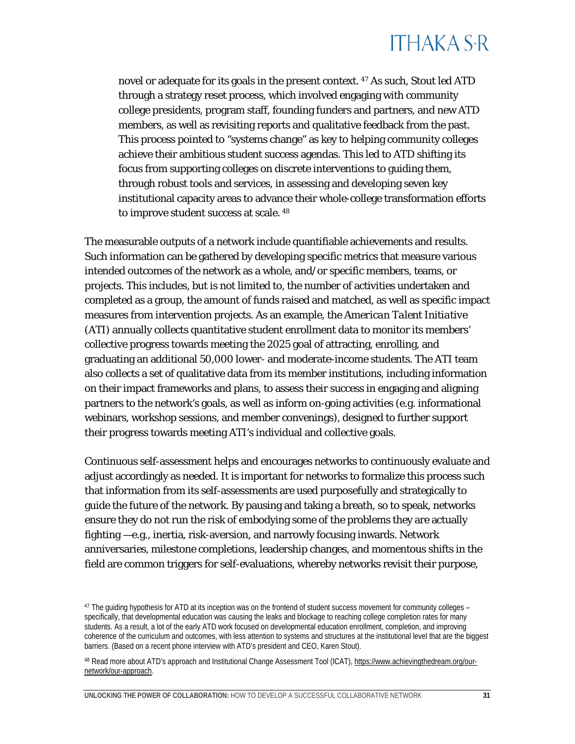> novel or adequate for its goals in the present context.[47] As such, Stout led ATD through a strategy reset process, which involved engaging with community college presidents, program staff, founding funders and partners, and new ATD members, as well as revisiting reports and qualitative feedback from the past. This process pointed to "systems change" as key to helping community colleges achieve their ambitious student success agendas. This led to ATD shifting its focus from supporting colleges on discrete interventions to guiding them, through robust tools and services, in assessing and developing seven key institutional capacity areas to advance their whole-college transformation efforts to improve student success at scale.[48]

The measurable outputs of a network include quantifiable achievements and results. Such information can be gathered by developing specific metrics that measure various intended outcomes of the network as a whole, and/or specific members, teams, or projects. This includes, but is not limited to, the number of activities undertaken and completed as a group, the amount of funds raised and matched, as well as specific impact measures from intervention projects. As an example, the *American Talent Initiative* (ATI) annually collects quantitative student enrollment data to monitor its members' collective progress towards meeting the 2025 goal of attracting, enrolling, and graduating an additional 50,000 lower- and moderate-income students. The ATI team also collects a set of qualitative data from its member institutions, including information on their impact frameworks and plans, to assess their success in engaging and aligning partners to the network's goals, as well as inform on-going activities (e.g. informational webinars, workshop sessions, and member convenings), designed to further support their progress towards meeting ATI's individual and collective goals.

Continuous self-assessment helps and encourages networks to continuously evaluate and adjust accordingly as needed. It is important for networks to formalize this process such that information from its self-assessments are used purposefully and strategically to guide the future of the network. By pausing and taking a breath, so to speak, networks ensure they do not run the risk of embodying some of the problems they are actually fighting —e.g., inertia, risk-aversion, and narrowly focusing inwards. Network anniversaries, milestone completions, leadership changes, and momentous shifts in the field are common triggers for self-evaluations, whereby networks revisit their purpose,

[47] The guiding hypothesis for ATD at its inception was on the frontend of student success movement for community colleges – specifically, that developmental education was causing the leaks and blockage to reaching college completion rates for many students. As a result, a lot of the early ATD work focused on developmental education enrollment, completion, and improving coherence of the curriculum and outcomes, with less attention to systems and structures at the institutional level that are the biggest barriers. (Based on a recent phone interview with ATD's president and CEO, Karen Stout).

[48] Read more about ATD's approach and Institutional Change Assessment Tool (ICAT), https://www.achievingthedream.org/our-network/our-approach.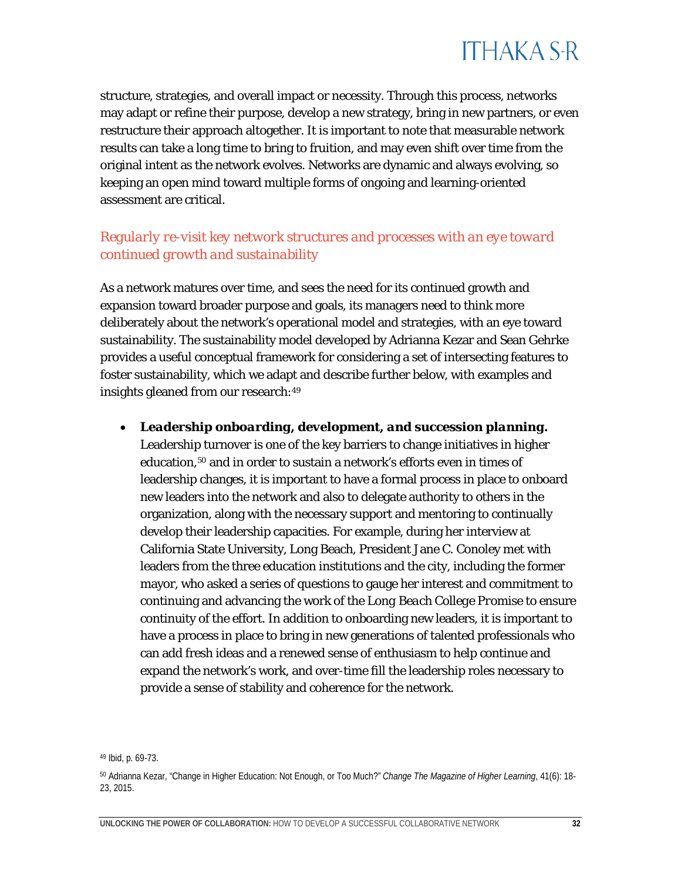structure, strategies, and overall impact or necessity. Through this process, networks may adapt or refine their purpose, develop a new strategy, bring in new partners, or even restructure their approach altogether. It is important to note that measurable network results can take a long time to bring to fruition, and may even shift over time from the original intent as the network evolves. Networks are dynamic and always evolving, so keeping an open mind toward multiple forms of ongoing and learning-oriented assessment are critical.

### *Regularly re-visit key network structures and processes with an eye toward continued growth and sustainability*

As a network matures over time, and sees the need for its continued growth and expansion toward broader purpose and goals, its managers need to think more deliberately about the network's operational model and strategies, with an eye toward sustainability. The sustainability model developed by Adrianna Kezar and Sean Gehrke provides a useful conceptual framework for considering a set of intersecting features to foster sustainability, which we adapt and describe further below, with examples and insights gleaned from our research:[49]

- ***Leadership onboarding, development, and succession planning.*** Leadership turnover is one of the key barriers to change initiatives in higher education,[50] and in order to sustain a network's efforts even in times of leadership changes, it is important to have a formal process in place to onboard new leaders into the network and also to delegate authority to others in the organization, along with the necessary support and mentoring to continually develop their leadership capacities. For example, during her interview at California State University, Long Beach, President Jane C. Conoley met with leaders from the three education institutions and the city, including the former mayor, who asked a series of questions to gauge her interest and commitment to continuing and advancing the work of the *Long Beach College Promise* to ensure continuity of the effort. In addition to onboarding new leaders, it is important to have a process in place to bring in new generations of talented professionals who can add fresh ideas and a renewed sense of enthusiasm to help continue and expand the network's work, and over-time fill the leadership roles necessary to provide a sense of stability and coherence for the network.

[49] Ibid, p. 69-73.

[50] Adrianna Kezar, "Change in Higher Education: Not Enough, or Too Much?" *Change The Magazine of Higher Learning*, 41(6): 18-23, 2015.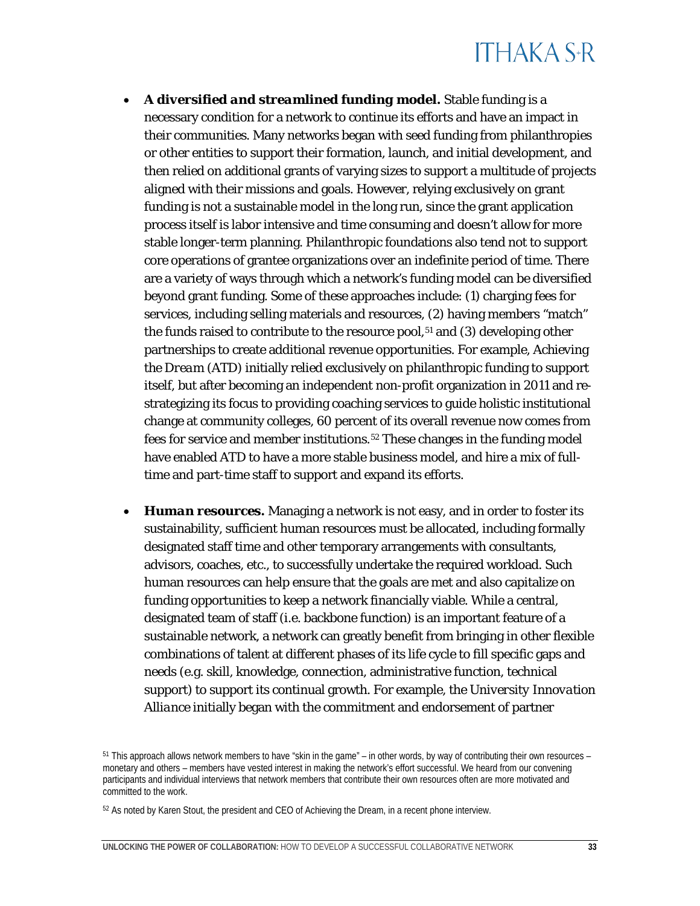- ***A diversified and streamlined funding model.*** Stable funding is a necessary condition for a network to continue its efforts and have an impact in their communities. Many networks began with seed funding from philanthropies or other entities to support their formation, launch, and initial development, and then relied on additional grants of varying sizes to support a multitude of projects aligned with their missions and goals. However, relying exclusively on grant funding is not a sustainable model in the long run, since the grant application process itself is labor intensive and time consuming and doesn't allow for more stable longer-term planning. Philanthropic foundations also tend not to support core operations of grantee organizations over an indefinite period of time. There are a variety of ways through which a network's funding model can be diversified beyond grant funding. Some of these approaches include: (1) charging fees for services, including selling materials and resources, (2) having members "match" the funds raised to contribute to the resource pool,[51] and (3) developing other partnerships to create additional revenue opportunities. For example, *Achieving the Dream* (ATD) initially relied exclusively on philanthropic funding to support itself, but after becoming an independent non-profit organization in 2011 and re-strategizing its focus to providing coaching services to guide holistic institutional change at community colleges, 60 percent of its overall revenue now comes from fees for service and member institutions.[52] These changes in the funding model have enabled ATD to have a more stable business model, and hire a mix of full-time and part-time staff to support and expand its efforts.

- ***Human resources.*** Managing a network is not easy, and in order to foster its sustainability, sufficient human resources must be allocated, including formally designated staff time and other temporary arrangements with consultants, advisors, coaches, etc., to successfully undertake the required workload. Such human resources can help ensure that the goals are met and also capitalize on funding opportunities to keep a network financially viable. While a central, designated team of staff (i.e. backbone function) is an important feature of a sustainable network, a network can greatly benefit from bringing in other flexible combinations of talent at different phases of its life cycle to fill specific gaps and needs (e.g. skill, knowledge, connection, administrative function, technical support) to support its continual growth. For example, the *University Innovation Alliance* initially began with the commitment and endorsement of partner

[51] This approach allows network members to have "skin in the game" – in other words, by way of contributing their own resources – monetary and others – members have vested interest in making the network's effort successful. We heard from our convening participants and individual interviews that network members that contribute their own resources often are more motivated and committed to the work.

[52] As noted by Karen Stout, the president and CEO of Achieving the Dream, in a recent phone interview.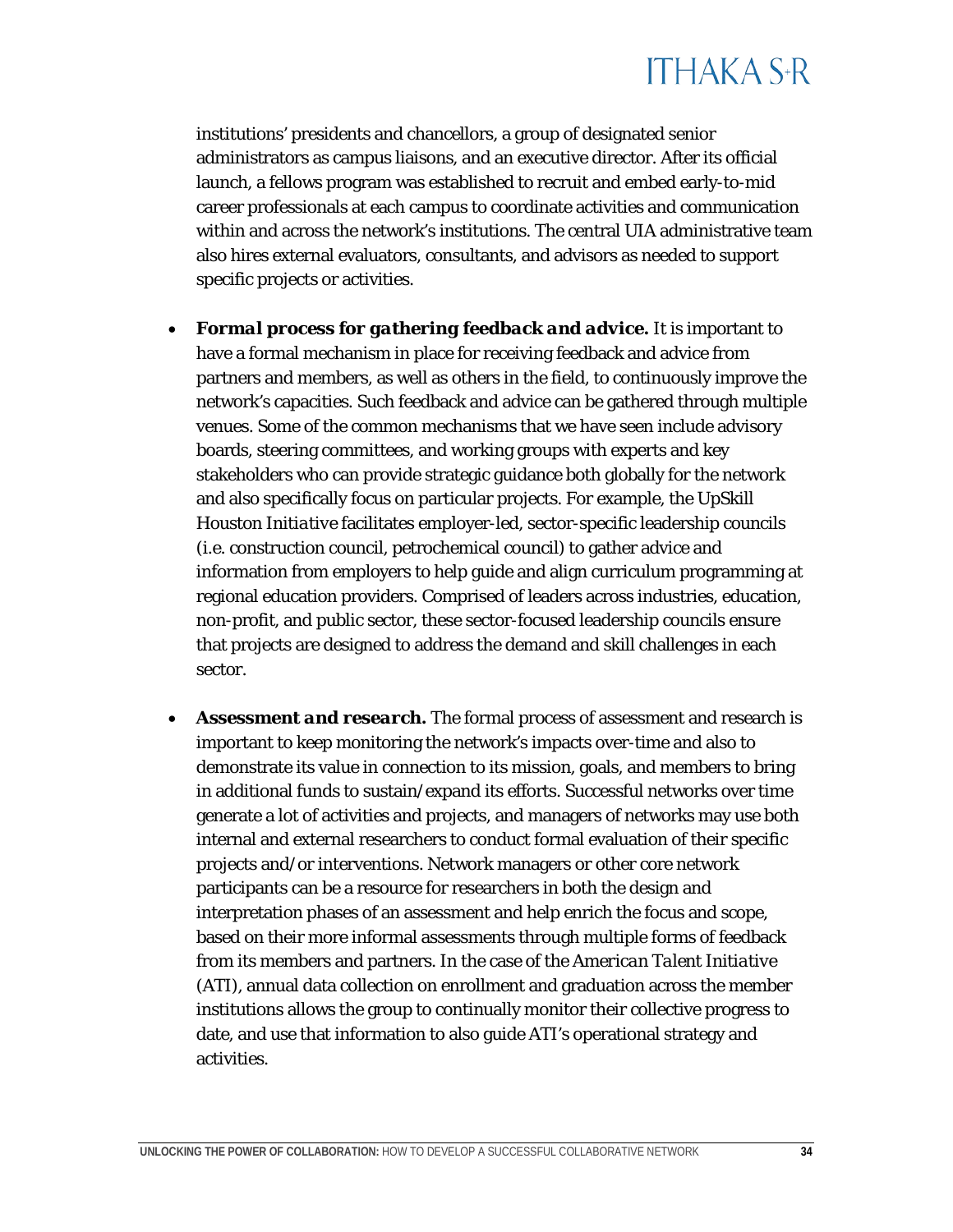institutions' presidents and chancellors, a group of designated senior administrators as campus liaisons, and an executive director. After its official launch, a fellows program was established to recruit and embed early-to-mid career professionals at each campus to coordinate activities and communication within and across the network's institutions. The central UIA administrative team also hires external evaluators, consultants, and advisors as needed to support specific projects or activities.

- ***Formal process for gathering feedback and advice.*** It is important to have a formal mechanism in place for receiving feedback and advice from partners and members, as well as others in the field, to continuously improve the network's capacities. Such feedback and advice can be gathered through multiple venues. Some of the common mechanisms that we have seen include advisory boards, steering committees, and working groups with experts and key stakeholders who can provide strategic guidance both globally for the network and also specifically focus on particular projects. For example, the UpSkill Houston *Initiative* facilitates employer-led, sector-specific leadership councils (i.e. construction council, petrochemical council) to gather advice and information from employers to help guide and align curriculum programming at regional education providers. Comprised of leaders across industries, education, non-profit, and public sector, these sector-focused leadership councils ensure that projects are designed to address the demand and skill challenges in each sector.

- ***Assessment and research.*** The formal process of assessment and research is important to keep monitoring the network's impacts over-time and also to demonstrate its value in connection to its mission, goals, and members to bring in additional funds to sustain/expand its efforts. Successful networks over time generate a lot of activities and projects, and managers of networks may use both internal and external researchers to conduct formal evaluation of their specific projects and/or interventions. Network managers or other core network participants can be a resource for researchers in both the design and interpretation phases of an assessment and help enrich the focus and scope, based on their more informal assessments through multiple forms of feedback from its members and partners. In the case of the *American Talent Initiative* (ATI), annual data collection on enrollment and graduation across the member institutions allows the group to continually monitor their collective progress to date, and use that information to also guide ATI's operational strategy and activities.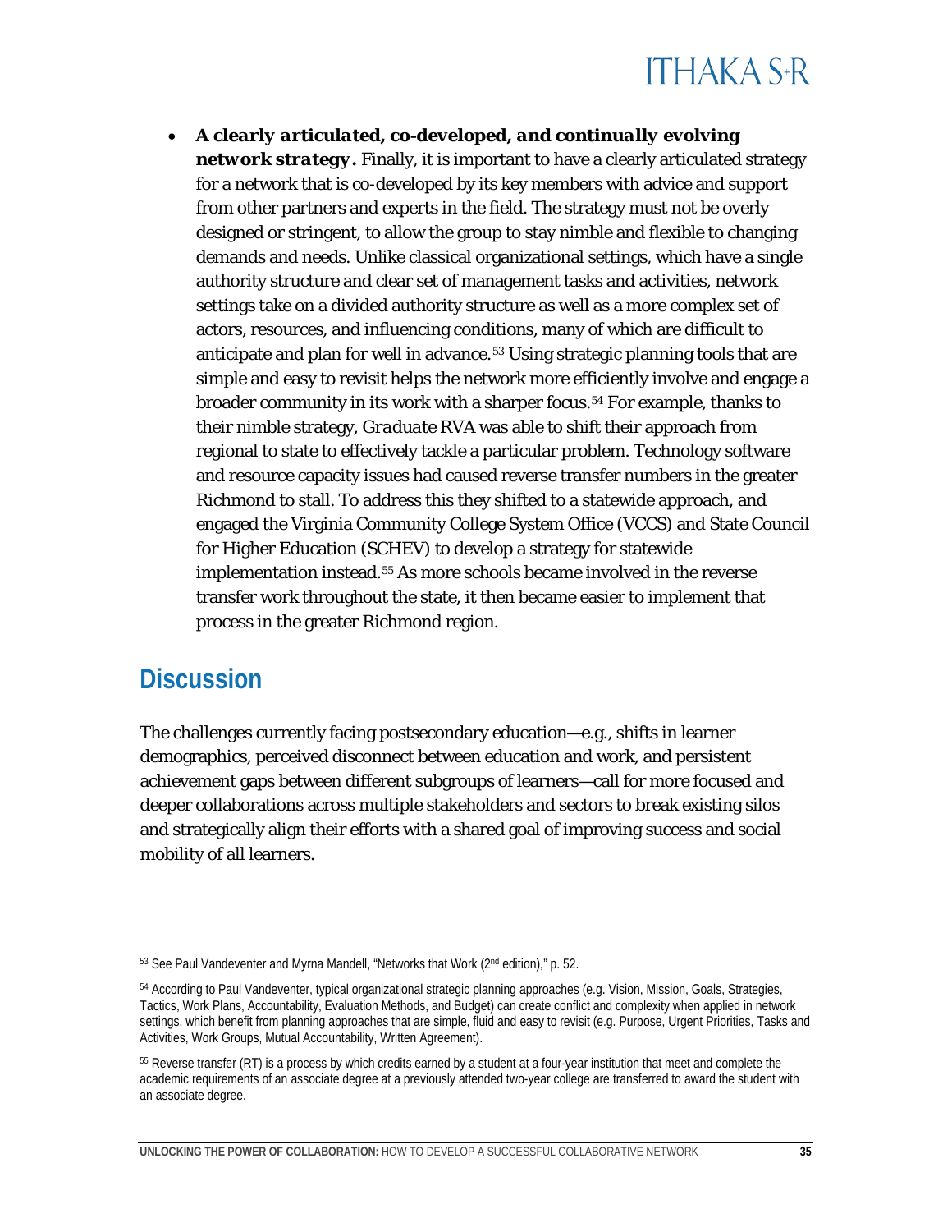- ***A clearly articulated, co-developed, and continually evolving network strategy.*** Finally, it is important to have a clearly articulated strategy for a network that is co-developed by its key members with advice and support from other partners and experts in the field. The strategy must not be overly designed or stringent, to allow the group to stay nimble and flexible to changing demands and needs. Unlike classical organizational settings, which have a single authority structure and clear set of management tasks and activities, network settings take on a divided authority structure as well as a more complex set of actors, resources, and influencing conditions, many of which are difficult to anticipate and plan for well in advance.[53] Using strategic planning tools that are simple and easy to revisit helps the network more efficiently involve and engage a broader community in its work with a sharper focus.[54] For example, thanks to their nimble strategy, *Graduate RVA* was able to shift their approach from regional to state to effectively tackle a particular problem. Technology software and resource capacity issues had caused reverse transfer numbers in the greater Richmond to stall. To address this they shifted to a statewide approach, and engaged the Virginia Community College System Office (VCCS) and State Council for Higher Education (SCHEV) to develop a strategy for statewide implementation instead.[55] As more schools became involved in the reverse transfer work throughout the state, it then became easier to implement that process in the greater Richmond region.

## Discussion

The challenges currently facing postsecondary education—e.g., shifts in learner demographics, perceived disconnect between education and work, and persistent achievement gaps between different subgroups of learners—call for more focused and deeper collaborations across multiple stakeholders and sectors to break existing silos and strategically align their efforts with a shared goal of improving success and social mobility of all learners.

[53] See Paul Vandeventer and Myrna Mandell, "Networks that Work (2nd edition)," p. 52.

[54] According to Paul Vandeventer, typical organizational strategic planning approaches (e.g. Vision, Mission, Goals, Strategies, Tactics, Work Plans, Accountability, Evaluation Methods, and Budget) can create conflict and complexity when applied in network settings, which benefit from planning approaches that are simple, fluid and easy to revisit (e.g. Purpose, Urgent Priorities, Tasks and Activities, Work Groups, Mutual Accountability, Written Agreement).

[55] Reverse transfer (RT) is a process by which credits earned by a student at a four-year institution that meet and complete the academic requirements of an associate degree at a previously attended two-year college are transferred to award the student with an associate degree.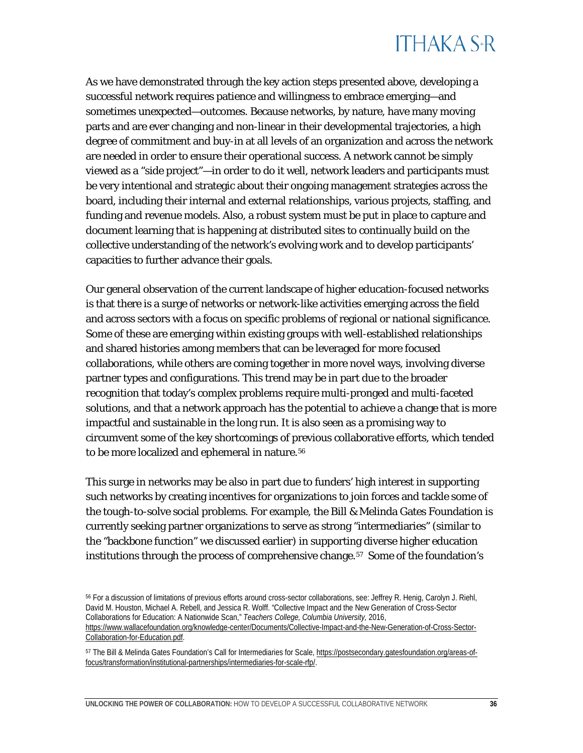As we have demonstrated through the key action steps presented above, developing a successful network requires patience and willingness to embrace emerging—and sometimes unexpected—outcomes. Because networks, by nature, have many moving parts and are ever changing and non-linear in their developmental trajectories, a high degree of commitment and buy-in at all levels of an organization and across the network are needed in order to ensure their operational success. A network cannot be simply viewed as a "side project"—in order to do it well, network leaders and participants must be very intentional and strategic about their ongoing management strategies across the board, including their internal and external relationships, various projects, staffing, and funding and revenue models. Also, a robust system must be put in place to capture and document learning that is happening at distributed sites to continually build on the collective understanding of the network's evolving work and to develop participants' capacities to further advance their goals.

Our general observation of the current landscape of higher education-focused networks is that there is a surge of networks or network-like activities emerging across the field and across sectors with a focus on specific problems of regional or national significance. Some of these are emerging within existing groups with well-established relationships and shared histories among members that can be leveraged for more focused collaborations, while others are coming together in more novel ways, involving diverse partner types and configurations. This trend may be in part due to the broader recognition that today's complex problems require multi-pronged and multi-faceted solutions, and that a network approach has the potential to achieve a change that is more impactful and sustainable in the long run. It is also seen as a promising way to circumvent some of the key shortcomings of previous collaborative efforts, which tended to be more localized and ephemeral in nature.[56]

This surge in networks may be also in part due to funders' high interest in supporting such networks by creating incentives for organizations to join forces and tackle some of the tough-to-solve social problems. For example, the Bill & Melinda Gates Foundation is currently seeking partner organizations to serve as strong "intermediaries" (similar to the "backbone function" we discussed earlier) in supporting diverse higher education institutions through the process of comprehensive change.[57] Some of the foundation's

[56] For a discussion of limitations of previous efforts around cross-sector collaborations, see: Jeffrey R. Henig, Carolyn J. Riehl, David M. Houston, Michael A. Rebell, and Jessica R. Wolff. "Collective Impact and the New Generation of Cross-Sector Collaborations for Education: A Nationwide Scan," *Teachers College, Columbia University*, 2016, https://www.wallacefoundation.org/knowledge-center/Documents/Collective-Impact-and-the-New-Generation-of-Cross-Sector-Collaboration-for-Education.pdf.

[57] The Bill & Melinda Gates Foundation's Call for Intermediaries for Scale, https://postsecondary.gatesfoundation.org/areas-of-focus/transformation/institutional-partnerships/intermediaries-for-scale-rfp/.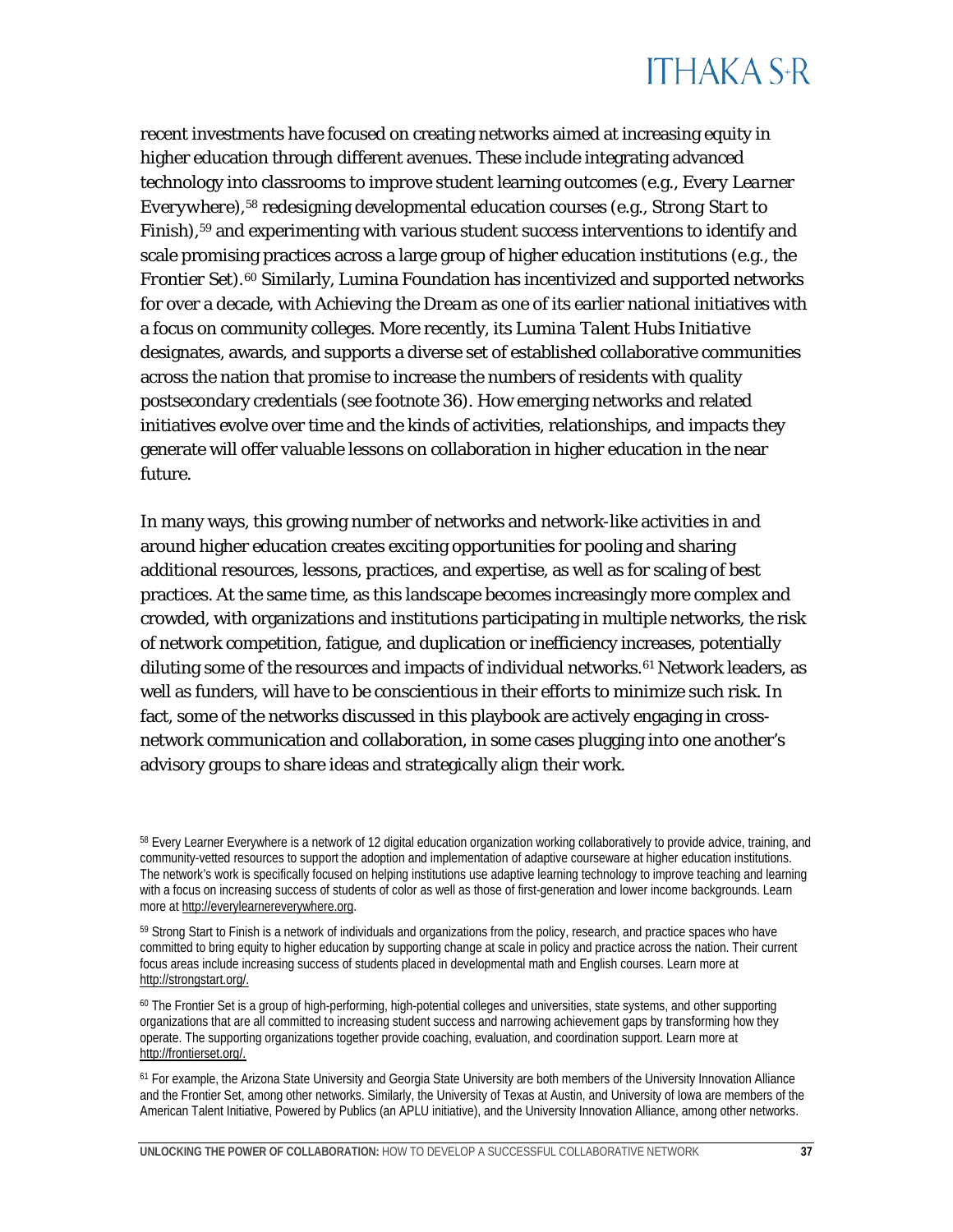recent investments have focused on creating networks aimed at increasing equity in higher education through different avenues. These include integrating advanced technology into classrooms to improve student learning outcomes (e.g., *Every Learner Everywhere*),[58] redesigning developmental education courses (e.g., *Strong Start to Finish*),[59] and experimenting with various student success interventions to identify and scale promising practices across a large group of higher education institutions (e.g., the *Frontier Set*).[60] Similarly, Lumina Foundation has incentivized and supported networks for over a decade, with *Achieving the Dream* as one of its earlier national initiatives with a focus on community colleges. More recently, its *Lumina Talent Hubs Initiative* designates, awards, and supports a diverse set of established collaborative communities across the nation that promise to increase the numbers of residents with quality postsecondary credentials (see footnote 36). How emerging networks and related initiatives evolve over time and the kinds of activities, relationships, and impacts they generate will offer valuable lessons on collaboration in higher education in the near future.

In many ways, this growing number of networks and network-like activities in and around higher education creates exciting opportunities for pooling and sharing additional resources, lessons, practices, and expertise, as well as for scaling of best practices. At the same time, as this landscape becomes increasingly more complex and crowded, with organizations and institutions participating in multiple networks, the risk of network competition, fatigue, and duplication or inefficiency increases, potentially diluting some of the resources and impacts of individual networks.[61] Network leaders, as well as funders, will have to be conscientious in their efforts to minimize such risk. In fact, some of the networks discussed in this playbook are actively engaging in cross-network communication and collaboration, in some cases plugging into one another's advisory groups to share ideas and strategically align their work.

---

[58] Every Learner Everywhere is a network of 12 digital education organization working collaboratively to provide advice, training, and community-vetted resources to support the adoption and implementation of adaptive courseware at higher education institutions. The network's work is specifically focused on helping institutions use adaptive learning technology to improve teaching and learning with a focus on increasing success of students of color as well as those of first-generation and lower income backgrounds. Learn more at http://everylearnereverywhere.org.

[59] Strong Start to Finish is a network of individuals and organizations from the policy, research, and practice spaces who have committed to bring equity to higher education by supporting change at scale in policy and practice across the nation. Their current focus areas include increasing success of students placed in developmental math and English courses. Learn more at http://strongstart.org/.

[60] The Frontier Set is a group of high-performing, high-potential colleges and universities, state systems, and other supporting organizations that are all committed to increasing student success and narrowing achievement gaps by transforming how they operate. The supporting organizations together provide coaching, evaluation, and coordination support. Learn more at http://frontierset.org/.

[61] For example, the Arizona State University and Georgia State University are both members of the University Innovation Alliance and the Frontier Set, among other networks. Similarly, the University of Texas at Austin, and University of Iowa are members of the American Talent Initiative, Powered by Publics (an APLU initiative), and the University Innovation Alliance, among other networks.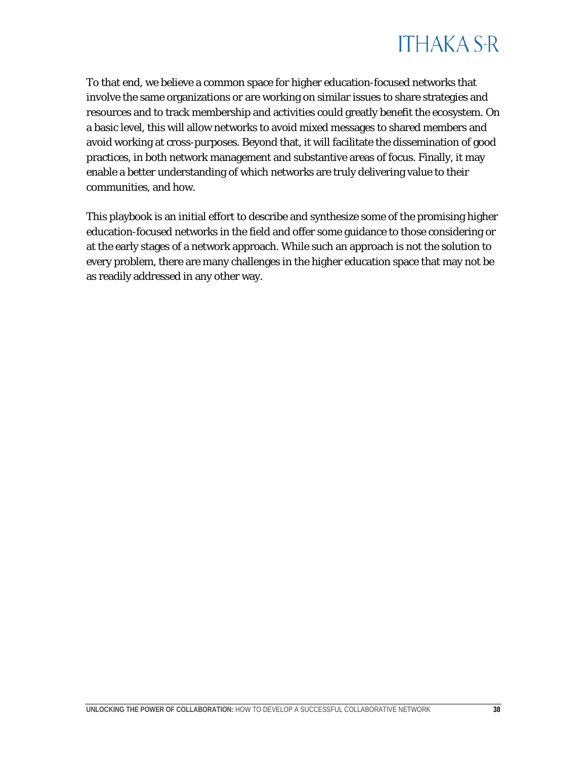To that end, we believe a common space for higher education-focused networks that involve the same organizations or are working on similar issues to share strategies and resources and to track membership and activities could greatly benefit the ecosystem. On a basic level, this will allow networks to avoid mixed messages to shared members and avoid working at cross-purposes. Beyond that, it will facilitate the dissemination of good practices, in both network management and substantive areas of focus. Finally, it may enable a better understanding of which networks are truly delivering value to their communities, and how.

This playbook is an initial effort to describe and synthesize some of the promising higher education-focused networks in the field and offer some guidance to those considering or at the early stages of a network approach. While such an approach is not the solution to every problem, there are many challenges in the higher education space that may not be as readily addressed in any other way.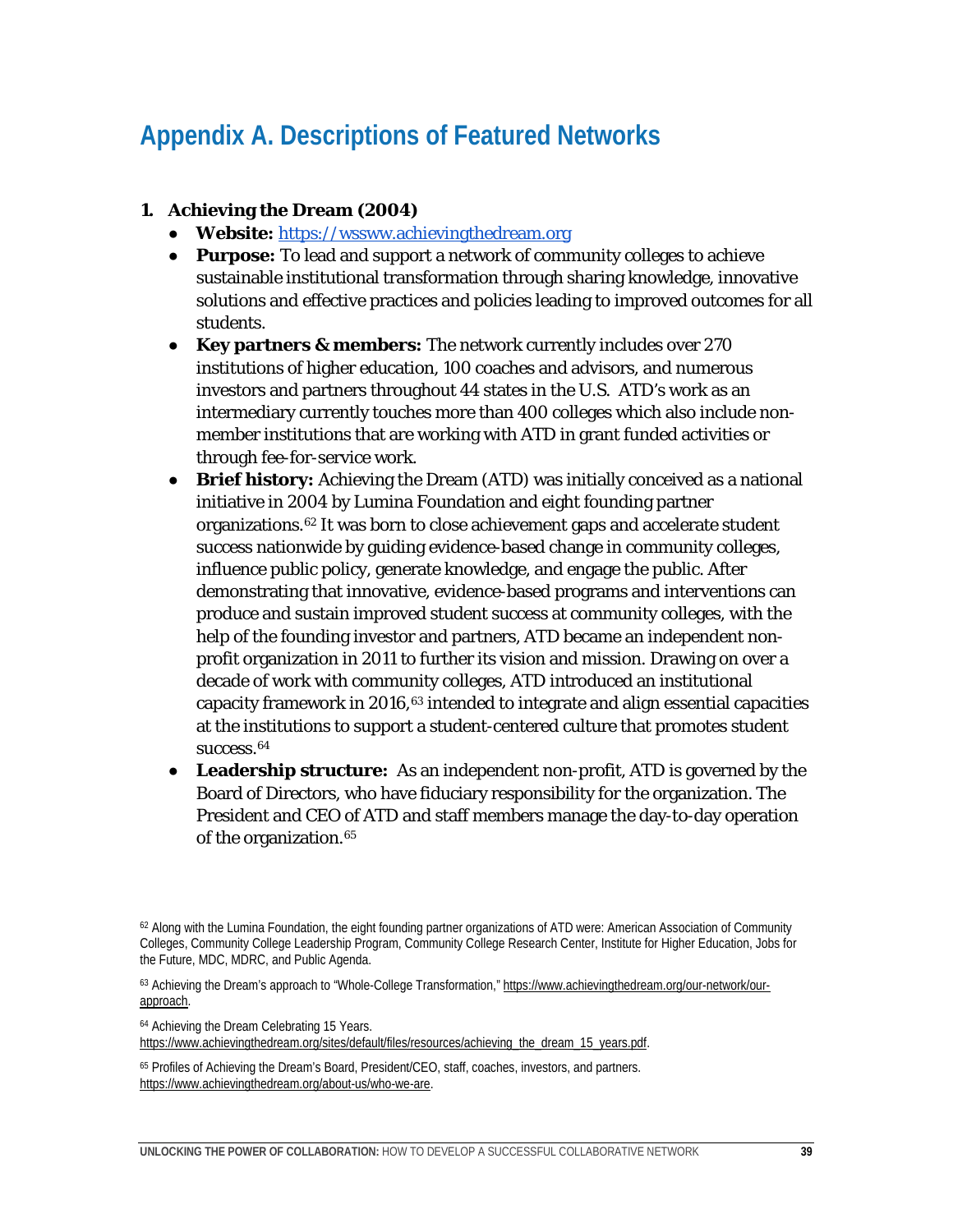# Appendix A. Descriptions of Featured Networks

1. **Achieving the Dream (2004)**
   - **Website:** [https://wsswww.achievingthedream.org](https://wsswww.achievingthedream.org)
   - **Purpose:** To lead and support a network of community colleges to achieve sustainable institutional transformation through sharing knowledge, innovative solutions and effective practices and policies leading to improved outcomes for all students.
   - **Key partners & members:** The network currently includes over 270 institutions of higher education, 100 coaches and advisors, and numerous investors and partners throughout 44 states in the U.S. ATD's work as an intermediary currently touches more than 400 colleges which also include non-member institutions that are working with ATD in grant funded activities or through fee-for-service work.
   - **Brief history:** Achieving the Dream (ATD) was initially conceived as a national initiative in 2004 by Lumina Foundation and eight founding partner organizations.[62] It was born to close achievement gaps and accelerate student success nationwide by guiding evidence-based change in community colleges, influence public policy, generate knowledge, and engage the public. After demonstrating that innovative, evidence-based programs and interventions can produce and sustain improved student success at community colleges, with the help of the founding investor and partners, ATD became an independent non-profit organization in 2011 to further its vision and mission. Drawing on over a decade of work with community colleges, ATD introduced an institutional capacity framework in 2016,[63] intended to integrate and align essential capacities at the institutions to support a student-centered culture that promotes student success.[64]
   - **Leadership structure:** As an independent non-profit, ATD is governed by the Board of Directors, who have fiduciary responsibility for the organization. The President and CEO of ATD and staff members manage the day-to-day operation of the organization.[65]

[62] Along with the Lumina Foundation, the eight founding partner organizations of ATD were: American Association of Community Colleges, Community College Leadership Program, Community College Research Center, Institute for Higher Education, Jobs for the Future, MDC, MDRC, and Public Agenda.

[63] Achieving the Dream's approach to "Whole-College Transformation," https://www.achievingthedream.org/our-network/our-approach.

[64] Achieving the Dream Celebrating 15 Years. https://www.achievingthedream.org/sites/default/files/resources/achieving_the_dream_15_years.pdf.

[65] Profiles of Achieving the Dream's Board, President/CEO, staff, coaches, investors, and partners. https://www.achievingthedream.org/about-us/who-we-are.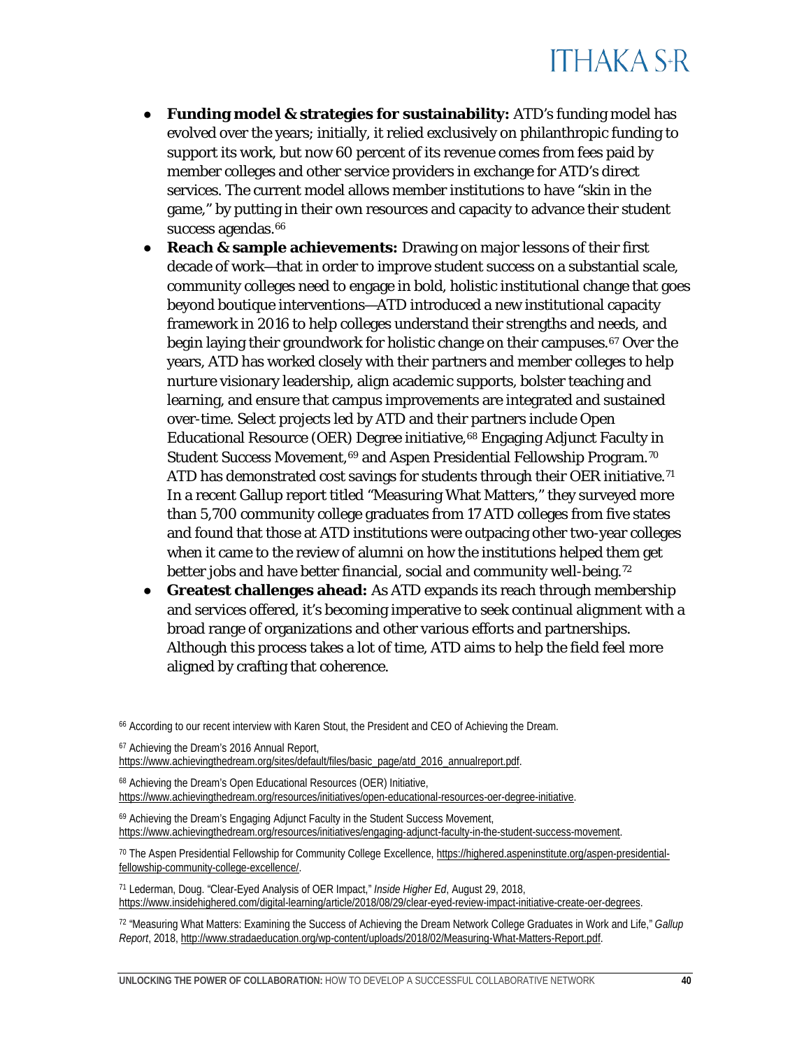- **Funding model & strategies for sustainability:** ATD's funding model has evolved over the years; initially, it relied exclusively on philanthropic funding to support its work, but now 60 percent of its revenue comes from fees paid by member colleges and other service providers in exchange for ATD's direct services. The current model allows member institutions to have "skin in the game," by putting in their own resources and capacity to advance their student success agendas.[66]
- **Reach & sample achievements:** Drawing on major lessons of their first decade of work—that in order to improve student success on a substantial scale, community colleges need to engage in bold, holistic institutional change that goes beyond boutique interventions—ATD introduced a new institutional capacity framework in 2016 to help colleges understand their strengths and needs, and begin laying their groundwork for holistic change on their campuses.[67] Over the years, ATD has worked closely with their partners and member colleges to help nurture visionary leadership, align academic supports, bolster teaching and learning, and ensure that campus improvements are integrated and sustained over-time. Select projects led by ATD and their partners include Open Educational Resource (OER) Degree initiative,[68] Engaging Adjunct Faculty in Student Success Movement,[69] and Aspen Presidential Fellowship Program.[70] ATD has demonstrated cost savings for students through their OER initiative.[71] In a recent Gallup report titled "Measuring What Matters," they surveyed more than 5,700 community college graduates from 17 ATD colleges from five states and found that those at ATD institutions were outpacing other two-year colleges when it came to the review of alumni on how the institutions helped them get better jobs and have better financial, social and community well-being.[72]
- **Greatest challenges ahead:** As ATD expands its reach through membership and services offered, it's becoming imperative to seek continual alignment with a broad range of organizations and other various efforts and partnerships. Although this process takes a lot of time, ATD aims to help the field feel more aligned by crafting that coherence.

[66] According to our recent interview with Karen Stout, the President and CEO of Achieving the Dream.

[67] Achieving the Dream's 2016 Annual Report, https://www.achievingthedream.org/sites/default/files/basic_page/atd_2016_annualreport.pdf.

[68] Achieving the Dream's Open Educational Resources (OER) Initiative, https://www.achievingthedream.org/resources/initiatives/open-educational-resources-oer-degree-initiative.

[69] Achieving the Dream's Engaging Adjunct Faculty in the Student Success Movement, https://www.achievingthedream.org/resources/initiatives/engaging-adjunct-faculty-in-the-student-success-movement.

[70] The Aspen Presidential Fellowship for Community College Excellence, https://highered.aspeninstitute.org/aspen-presidential-fellowship-community-college-excellence/.

[71] Lederman, Doug. "Clear-Eyed Analysis of OER Impact," *Inside Higher Ed*, August 29, 2018, https://www.insidehighered.com/digital-learning/article/2018/08/29/clear-eyed-review-impact-initiative-create-oer-degrees.

[72] "Measuring What Matters: Examining the Success of Achieving the Dream Network College Graduates in Work and Life," *Gallup Report*, 2018, http://www.stradaeducation.org/wp-content/uploads/2018/02/Measuring-What-Matters-Report.pdf.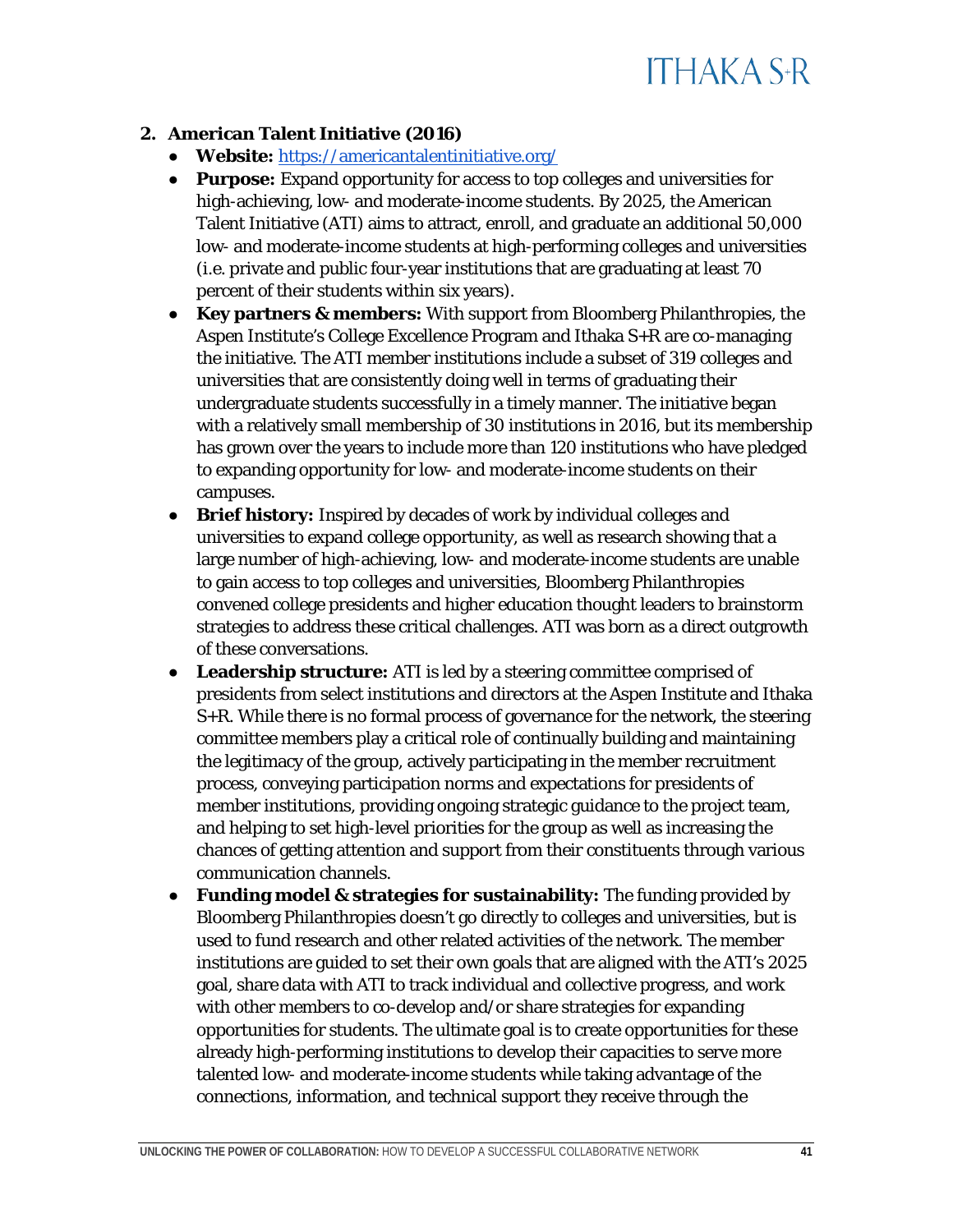2. **American Talent Initiative (2016)**
   - **Website:** [https://americantalentinitiative.org/](https://americantalentinitiative.org/)
   - **Purpose:** Expand opportunity for access to top colleges and universities for high-achieving, low- and moderate-income students. By 2025, the American Talent Initiative (ATI) aims to attract, enroll, and graduate an additional 50,000 low- and moderate-income students at high-performing colleges and universities (i.e. private and public four-year institutions that are graduating at least 70 percent of their students within six years).
   - **Key partners & members:** With support from Bloomberg Philanthropies, the Aspen Institute's College Excellence Program and Ithaka S+R are co-managing the initiative. The ATI member institutions include a subset of 319 colleges and universities that are consistently doing well in terms of graduating their undergraduate students successfully in a timely manner. The initiative began with a relatively small membership of 30 institutions in 2016, but its membership has grown over the years to include more than 120 institutions who have pledged to expanding opportunity for low- and moderate-income students on their campuses.
   - **Brief history:** Inspired by decades of work by individual colleges and universities to expand college opportunity, as well as research showing that a large number of high-achieving, low- and moderate-income students are unable to gain access to top colleges and universities, Bloomberg Philanthropies convened college presidents and higher education thought leaders to brainstorm strategies to address these critical challenges. ATI was born as a direct outgrowth of these conversations.
   - **Leadership structure:** ATI is led by a steering committee comprised of presidents from select institutions and directors at the Aspen Institute and Ithaka S+R. While there is no formal process of governance for the network, the steering committee members play a critical role of continually building and maintaining the legitimacy of the group, actively participating in the member recruitment process, conveying participation norms and expectations for presidents of member institutions, providing ongoing strategic guidance to the project team, and helping to set high-level priorities for the group as well as increasing the chances of getting attention and support from their constituents through various communication channels.
   - **Funding model & strategies for sustainability:** The funding provided by Bloomberg Philanthropies doesn't go directly to colleges and universities, but is used to fund research and other related activities of the network. The member institutions are guided to set their own goals that are aligned with the ATI's 2025 goal, share data with ATI to track individual and collective progress, and work with other members to co-develop and/or share strategies for expanding opportunities for students. The ultimate goal is to create opportunities for these already high-performing institutions to develop their capacities to serve more talented low- and moderate-income students while taking advantage of the connections, information, and technical support they receive through the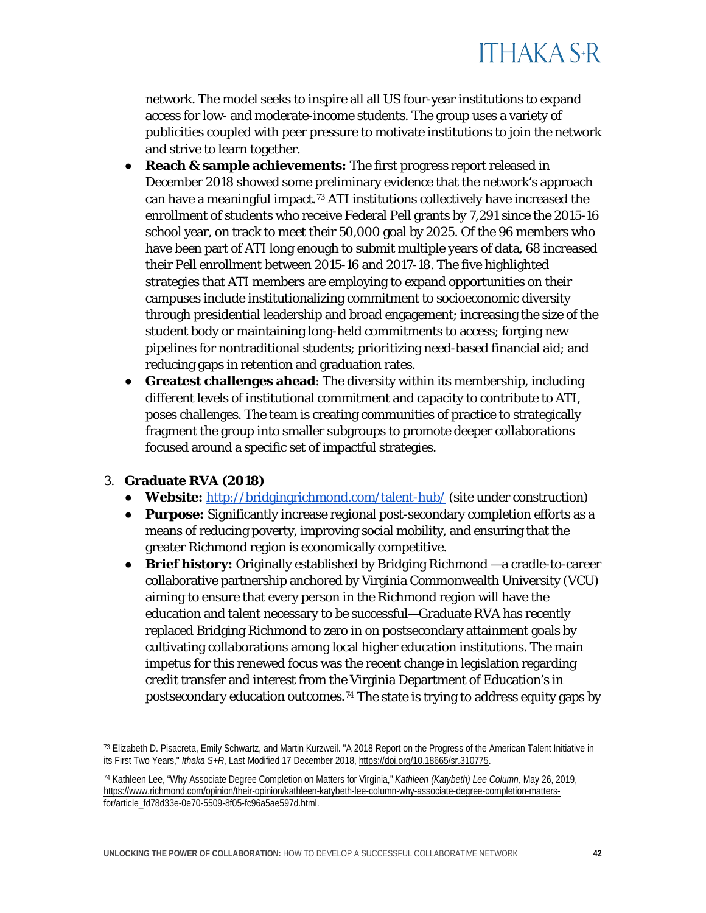network. The model seeks to inspire all all US four-year institutions to expand access for low- and moderate-income students. The group uses a variety of publicities coupled with peer pressure to motivate institutions to join the network and strive to learn together.

- **Reach & sample achievements:** The first progress report released in December 2018 showed some preliminary evidence that the network's approach can have a meaningful impact.[73] ATI institutions collectively have increased the enrollment of students who receive Federal Pell grants by 7,291 since the 2015-16 school year, on track to meet their 50,000 goal by 2025. Of the 96 members who have been part of ATI long enough to submit multiple years of data, 68 increased their Pell enrollment between 2015-16 and 2017-18. The five highlighted strategies that ATI members are employing to expand opportunities on their campuses include institutionalizing commitment to socioeconomic diversity through presidential leadership and broad engagement; increasing the size of the student body or maintaining long-held commitments to access; forging new pipelines for nontraditional students; prioritizing need-based financial aid; and reducing gaps in retention and graduation rates.
- **Greatest challenges ahead**: The diversity within its membership, including different levels of institutional commitment and capacity to contribute to ATI, poses challenges. The team is creating communities of practice to strategically fragment the group into smaller subgroups to promote deeper collaborations focused around a specific set of impactful strategies.

3. **Graduate RVA (2018)**
   - **Website:** http://bridgingrichmond.com/talent-hub/ (site under construction)
   - **Purpose:** Significantly increase regional post-secondary completion efforts as a means of reducing poverty, improving social mobility, and ensuring that the greater Richmond region is economically competitive.
   - **Brief history:** Originally established by Bridging Richmond —a cradle-to-career collaborative partnership anchored by Virginia Commonwealth University (VCU) aiming to ensure that every person in the Richmond region will have the education and talent necessary to be successful—Graduate RVA has recently replaced Bridging Richmond to zero in on postsecondary attainment goals by cultivating collaborations among local higher education institutions. The main impetus for this renewed focus was the recent change in legislation regarding credit transfer and interest from the Virginia Department of Education's in postsecondary education outcomes.[74] The state is trying to address equity gaps by

[73] Elizabeth D. Pisacreta, Emily Schwartz, and Martin Kurzweil. "A 2018 Report on the Progress of the American Talent Initiative in its First Two Years," *Ithaka S+R*, Last Modified 17 December 2018, https://doi.org/10.18665/sr.310775.

[74] Kathleen Lee, "Why Associate Degree Completion on Matters for Virginia," *Kathleen (Katybeth) Lee Column,* May 26, 2019, https://www.richmond.com/opinion/their-opinion/kathleen-katybeth-lee-column-why-associate-degree-completion-matters-for/article_fd78d33e-0e70-5509-8f05-fc96a5ae597d.html.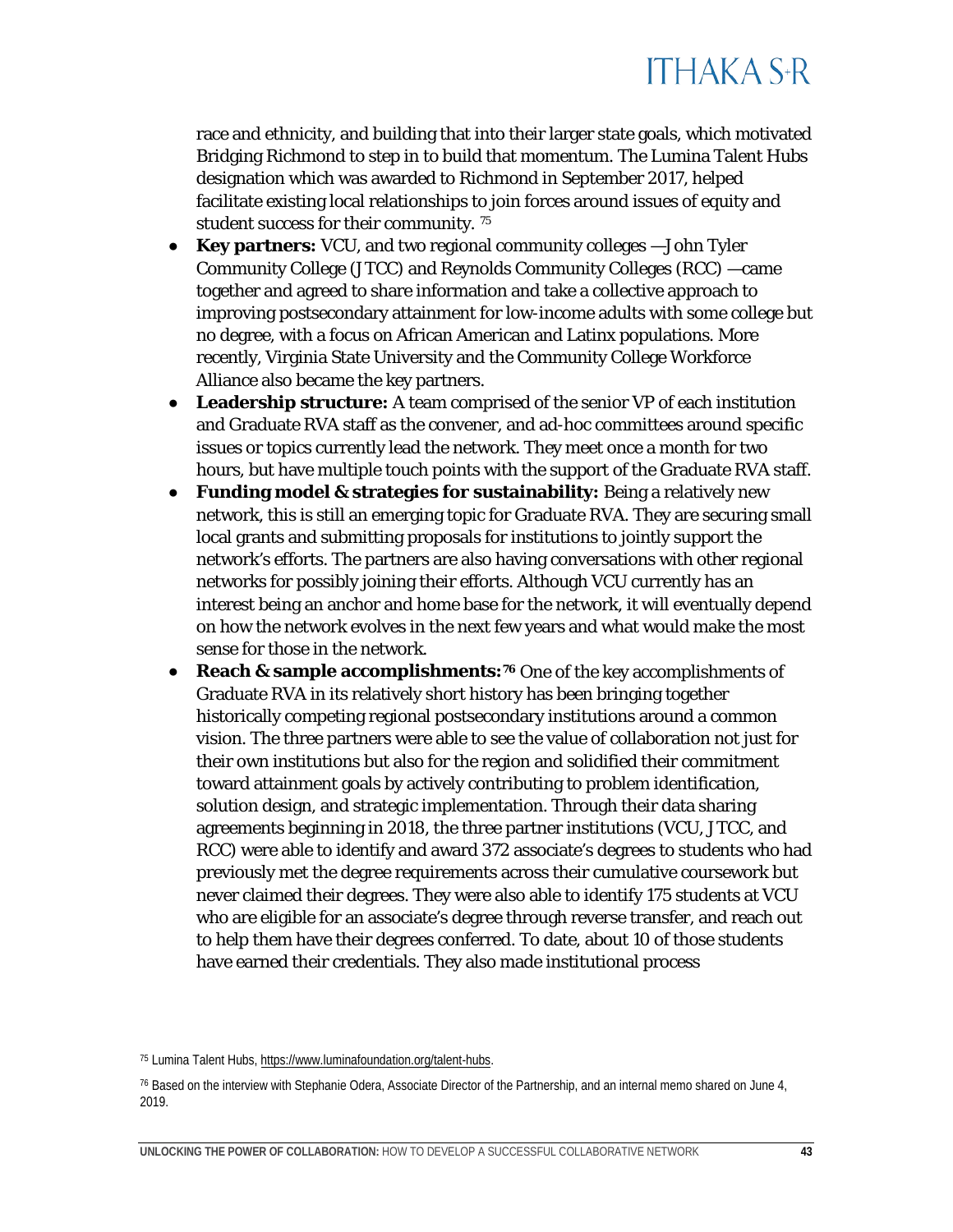race and ethnicity, and building that into their larger state goals, which motivated Bridging Richmond to step in to build that momentum. The Lumina Talent Hubs designation which was awarded to Richmond in September 2017, helped facilitate existing local relationships to join forces around issues of equity and student success for their community. [75]

- **Key partners:** VCU, and two regional community colleges —John Tyler Community College (JTCC) and Reynolds Community Colleges (RCC) —came together and agreed to share information and take a collective approach to improving postsecondary attainment for low-income adults with some college but no degree, with a focus on African American and Latinx populations. More recently, Virginia State University and the Community College Workforce Alliance also became the key partners.
- **Leadership structure:** A team comprised of the senior VP of each institution and Graduate RVA staff as the convener, and ad-hoc committees around specific issues or topics currently lead the network. They meet once a month for two hours, but have multiple touch points with the support of the Graduate RVA staff.
- **Funding model & strategies for sustainability:** Being a relatively new network, this is still an emerging topic for Graduate RVA. They are securing small local grants and submitting proposals for institutions to jointly support the network's efforts. The partners are also having conversations with other regional networks for possibly joining their efforts. Although VCU currently has an interest being an anchor and home base for the network, it will eventually depend on how the network evolves in the next few years and what would make the most sense for those in the network.
- **Reach & sample accomplishments:** [76] One of the key accomplishments of Graduate RVA in its relatively short history has been bringing together historically competing regional postsecondary institutions around a common vision. The three partners were able to see the value of collaboration not just for their own institutions but also for the region and solidified their commitment toward attainment goals by actively contributing to problem identification, solution design, and strategic implementation. Through their data sharing agreements beginning in 2018, the three partner institutions (VCU, JTCC, and RCC) were able to identify and award 372 associate's degrees to students who had previously met the degree requirements across their cumulative coursework but never claimed their degrees. They were also able to identify 175 students at VCU who are eligible for an associate's degree through reverse transfer, and reach out to help them have their degrees conferred. To date, about 10 of those students have earned their credentials. They also made institutional process

[75] Lumina Talent Hubs, https://www.luminafoundation.org/talent-hubs.

[76] Based on the interview with Stephanie Odera, Associate Director of the Partnership, and an internal memo shared on June 4, 2019.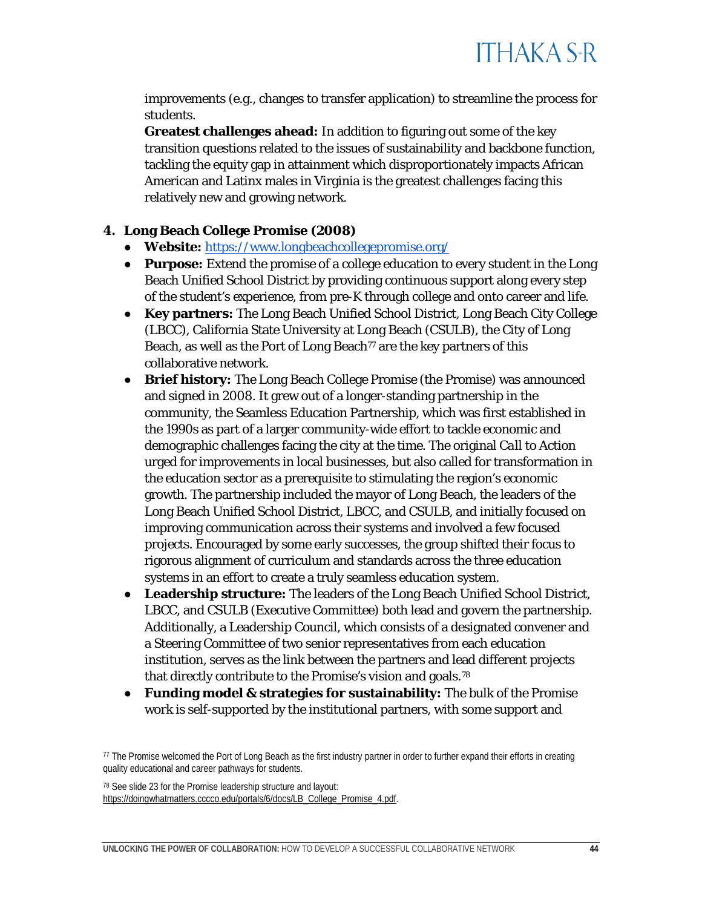improvements (e.g., changes to transfer application) to streamline the process for students.

**Greatest challenges ahead:** In addition to figuring out some of the key transition questions related to the issues of sustainability and backbone function, tackling the equity gap in attainment which disproportionately impacts African American and Latinx males in Virginia is the greatest challenges facing this relatively new and growing network.

4. **Long Beach College Promise (2008)**
   - **Website:** [https://www.longbeachcollegepromise.org/](https://www.longbeachcollegepromise.org/)
   - **Purpose:** Extend the promise of a college education to every student in the Long Beach Unified School District by providing continuous support along every step of the student's experience, from pre-K through college and onto career and life.
   - **Key partners:** The Long Beach Unified School District, Long Beach City College (LBCC), California State University at Long Beach (CSULB), the City of Long Beach, as well as the Port of Long Beach[77] are the key partners of this collaborative network.
   - **Brief history:** The Long Beach College Promise (the Promise) was announced and signed in 2008. It grew out of a longer-standing partnership in the community, the Seamless Education Partnership, which was first established in the 1990s as part of a larger community-wide effort to tackle economic and demographic challenges facing the city at the time. The original *Call to Action* urged for improvements in local businesses, but also called for transformation in the education sector as a prerequisite to stimulating the region's economic growth. The partnership included the mayor of Long Beach, the leaders of the Long Beach Unified School District, LBCC, and CSULB, and initially focused on improving communication across their systems and involved a few focused projects. Encouraged by some early successes, the group shifted their focus to rigorous alignment of curriculum and standards across the three education systems in an effort to create a truly seamless education system.
   - **Leadership structure:** The leaders of the Long Beach Unified School District, LBCC, and CSULB (Executive Committee) both lead and govern the partnership. Additionally, a Leadership Council, which consists of a designated convener and a Steering Committee of two senior representatives from each education institution, serves as the link between the partners and lead different projects that directly contribute to the Promise's vision and goals.[78]
   - **Funding model & strategies for sustainability:** The bulk of the Promise work is self-supported by the institutional partners, with some support and

[77] The Promise welcomed the Port of Long Beach as the first industry partner in order to further expand their efforts in creating quality educational and career pathways for students.

[78] See slide 23 for the Promise leadership structure and layout: [https://doingwhatmatters.cccco.edu/portals/6/docs/LB_College_Promise_4.pdf](https://doingwhatmatters.cccco.edu/portals/6/docs/LB_College_Promise_4.pdf).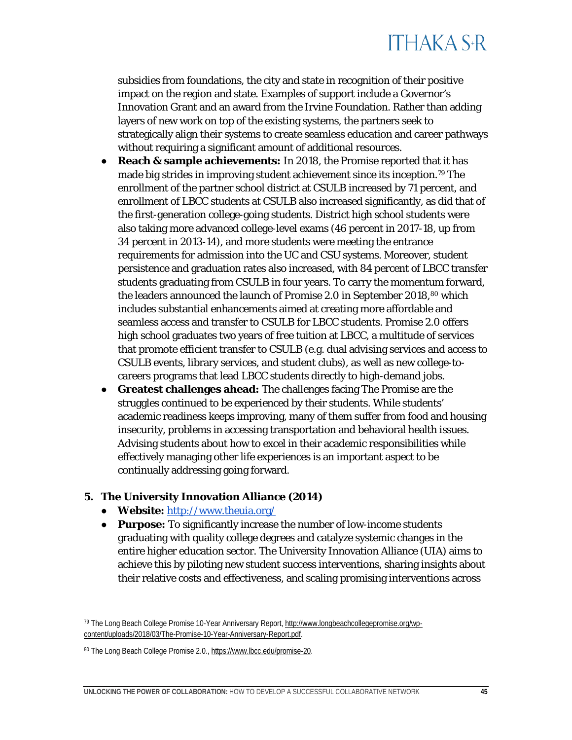subsidies from foundations, the city and state in recognition of their positive impact on the region and state. Examples of support include a Governor's Innovation Grant and an award from the Irvine Foundation. Rather than adding layers of new work on top of the existing systems, the partners seek to strategically align their systems to create seamless education and career pathways without requiring a significant amount of additional resources.

- **Reach & sample achievements:** In 2018, the Promise reported that it has made big strides in improving student achievement since its inception.[79] The enrollment of the partner school district at CSULB increased by 71 percent, and enrollment of LBCC students at CSULB also increased significantly, as did that of the first-generation college-going students. District high school students were also taking more advanced college-level exams (46 percent in 2017-18, up from 34 percent in 2013-14), and more students were meeting the entrance requirements for admission into the UC and CSU systems. Moreover, student persistence and graduation rates also increased, with 84 percent of LBCC transfer students graduating from CSULB in four years. To carry the momentum forward, the leaders announced the launch of Promise 2.0 in September 2018,[80] which includes substantial enhancements aimed at creating more affordable and seamless access and transfer to CSULB for LBCC students. Promise 2.0 offers high school graduates two years of free tuition at LBCC, a multitude of services that promote efficient transfer to CSULB (e.g. dual advising services and access to CSULB events, library services, and student clubs), as well as new college-to-careers programs that lead LBCC students directly to high-demand jobs.
- **Greatest challenges ahead:** The challenges facing The Promise are the struggles continued to be experienced by their students. While students' academic readiness keeps improving, many of them suffer from food and housing insecurity, problems in accessing transportation and behavioral health issues. Advising students about how to excel in their academic responsibilities while effectively managing other life experiences is an important aspect to be continually addressing going forward.

**5. The University Innovation Alliance (2014)**

- **Website:** http://www.theuia.org/
- **Purpose:** To significantly increase the number of low-income students graduating with quality college degrees and catalyze systemic changes in the entire higher education sector. The University Innovation Alliance (UIA) aims to achieve this by piloting new student success interventions, sharing insights about their relative costs and effectiveness, and scaling promising interventions across

[79] The Long Beach College Promise 10-Year Anniversary Report, http://www.longbeachcollegepromise.org/wp-content/uploads/2018/03/The-Promise-10-Year-Anniversary-Report.pdf.

[80] The Long Beach College Promise 2.0., https://www.lbcc.edu/promise-20.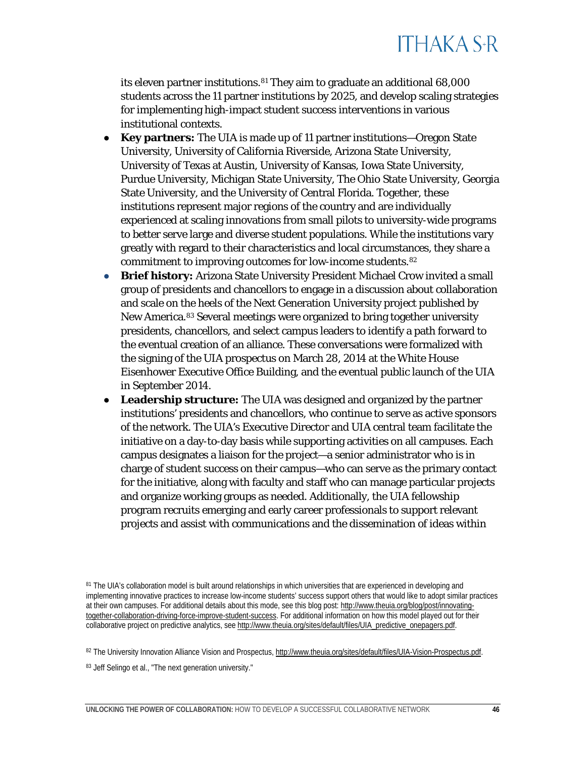its eleven partner institutions.[81] They aim to graduate an additional 68,000 students across the 11 partner institutions by 2025, and develop scaling strategies for implementing high-impact student success interventions in various institutional contexts.

- **Key partners:** The UIA is made up of 11 partner institutions—Oregon State University, University of California Riverside, Arizona State University, University of Texas at Austin, University of Kansas, Iowa State University, Purdue University, Michigan State University, The Ohio State University, Georgia State University, and the University of Central Florida. Together, these institutions represent major regions of the country and are individually experienced at scaling innovations from small pilots to university-wide programs to better serve large and diverse student populations. While the institutions vary greatly with regard to their characteristics and local circumstances, they share a commitment to improving outcomes for low-income students.[82]
- **Brief history:** Arizona State University President Michael Crow invited a small group of presidents and chancellors to engage in a discussion about collaboration and scale on the heels of the Next Generation University project published by New America.[83] Several meetings were organized to bring together university presidents, chancellors, and select campus leaders to identify a path forward to the eventual creation of an alliance. These conversations were formalized with the signing of the UIA prospectus on March 28, 2014 at the White House Eisenhower Executive Office Building, and the eventual public launch of the UIA in September 2014.
- **Leadership structure:** The UIA was designed and organized by the partner institutions' presidents and chancellors, who continue to serve as active sponsors of the network. The UIA's Executive Director and UIA central team facilitate the initiative on a day-to-day basis while supporting activities on all campuses. Each campus designates a liaison for the project—a senior administrator who is in charge of student success on their campus—who can serve as the primary contact for the initiative, along with faculty and staff who can manage particular projects and organize working groups as needed. Additionally, the UIA fellowship program recruits emerging and early career professionals to support relevant projects and assist with communications and the dissemination of ideas within

[81] The UIA's collaboration model is built around relationships in which universities that are experienced in developing and implementing innovative practices to increase low-income students' success support others that would like to adopt similar practices at their own campuses. For additional details about this mode, see this blog post: http://www.theuia.org/blog/post/innovating-together-collaboration-driving-force-improve-student-success. For additional information on how this model played out for their collaborative project on predictive analytics, see http://www.theuia.org/sites/default/files/UIA_predictive_onepagers.pdf.

[82] The University Innovation Alliance Vision and Prospectus, http://www.theuia.org/sites/default/files/UIA-Vision-Prospectus.pdf.

[83] Jeff Selingo et al., "The next generation university."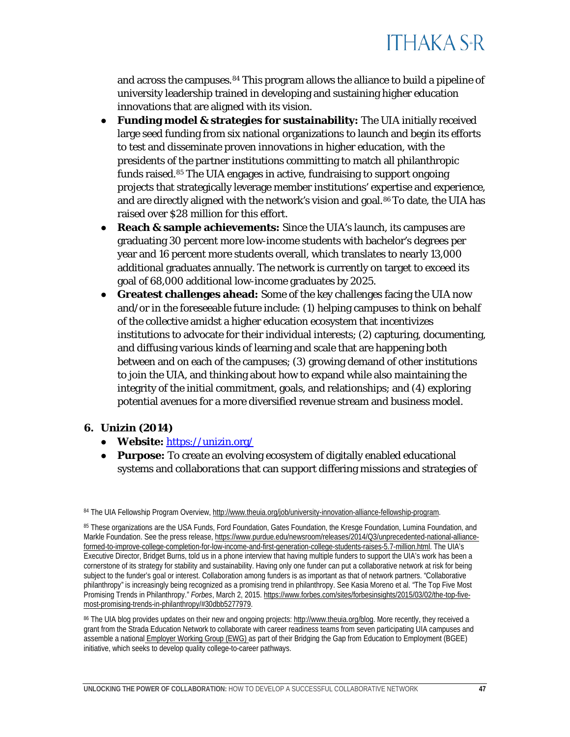and across the campuses.[84] This program allows the alliance to build a pipeline of university leadership trained in developing and sustaining higher education innovations that are aligned with its vision.

- **Funding model & strategies for sustainability:** The UIA initially received large seed funding from six national organizations to launch and begin its efforts to test and disseminate proven innovations in higher education, with the presidents of the partner institutions committing to match all philanthropic funds raised.[85] The UIA engages in active, fundraising to support ongoing projects that strategically leverage member institutions' expertise and experience, and are directly aligned with the network's vision and goal.[86] To date, the UIA has raised over $28 million for this effort.
- **Reach & sample achievements:** Since the UIA's launch, its campuses are graduating 30 percent more low-income students with bachelor's degrees per year and 16 percent more students overall, which translates to nearly 13,000 additional graduates annually. The network is currently on target to exceed its goal of 68,000 additional low-income graduates by 2025.
- **Greatest challenges ahead:** Some of the key challenges facing the UIA now and/or in the foreseeable future include: (1) helping campuses to think on behalf of the collective amidst a higher education ecosystem that incentivizes institutions to advocate for their individual interests; (2) capturing, documenting, and diffusing various kinds of learning and scale that are happening both between and on each of the campuses; (3) growing demand of other institutions to join the UIA, and thinking about how to expand while also maintaining the integrity of the initial commitment, goals, and relationships; and (4) exploring potential avenues for a more diversified revenue stream and business model.

### 6. Unizin (2014)

- **Website:** [https://unizin.org/](https://unizin.org/)
- **Purpose:** To create an evolving ecosystem of digitally enabled educational systems and collaborations that can support differing missions and strategies of

---

[84] The UIA Fellowship Program Overview, http://www.theuia.org/job/university-innovation-alliance-fellowship-program.

[85] These organizations are the USA Funds, Ford Foundation, Gates Foundation, the Kresge Foundation, Lumina Foundation, and Markle Foundation. See the press release, https://www.purdue.edu/newsroom/releases/2014/Q3/unprecedented-national-alliance-formed-to-improve-college-completion-for-low-income-and-first-generation-college-students-raises-5.7-million.html. The UIA's Executive Director, Bridget Burns, told us in a phone interview that having multiple funders to support the UIA's work has been a cornerstone of its strategy for stability and sustainability. Having only one funder can put a collaborative network at risk for being subject to the funder's goal or interest. Collaboration among funders is as important as that of network partners. "Collaborative philanthropy" is increasingly being recognized as a promising trend in philanthropy. See Kasia Moreno et al. "The Top Five Most Promising Trends in Philanthropy." *Forbes*, March 2, 2015. https://www.forbes.com/sites/forbesinsights/2015/03/02/the-top-five-most-promising-trends-in-philanthropy/#30dbb5277979.

[86] The UIA blog provides updates on their new and ongoing projects: http://www.theuia.org/blog. More recently, they received a grant from the Strada Education Network to collaborate with career readiness teams from seven participating UIA campuses and assemble a national Employer Working Group (EWG) as part of their Bridging the Gap from Education to Employment (BGEE) initiative, which seeks to develop quality college-to-career pathways.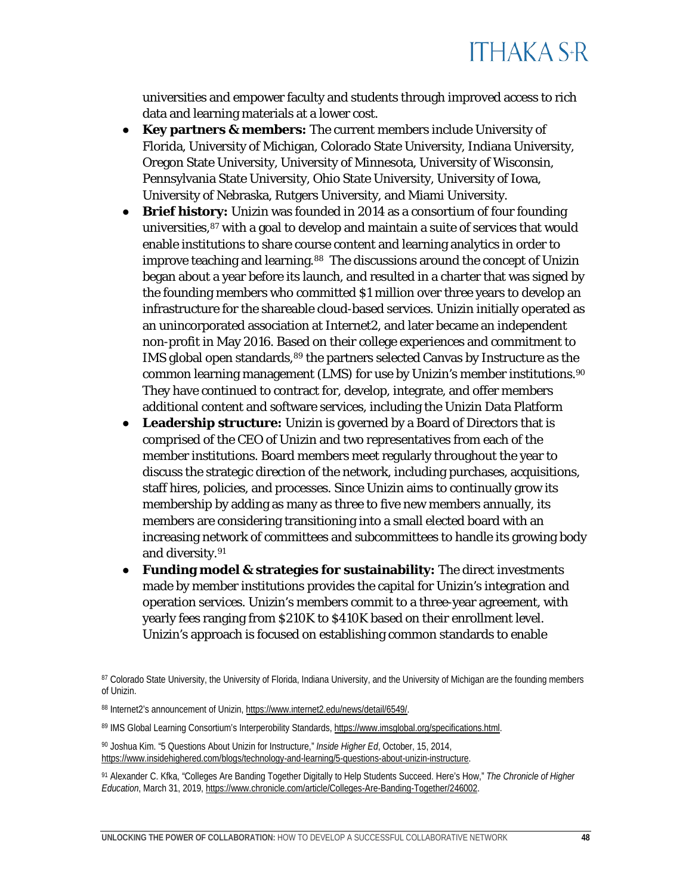universities and empower faculty and students through improved access to rich data and learning materials at a lower cost.

- **Key partners & members:** The current members include University of Florida, University of Michigan, Colorado State University, Indiana University, Oregon State University, University of Minnesota, University of Wisconsin, Pennsylvania State University, Ohio State University, University of Iowa, University of Nebraska, Rutgers University, and Miami University.
- **Brief history:** Unizin was founded in 2014 as a consortium of four founding universities,[87] with a goal to develop and maintain a suite of services that would enable institutions to share course content and learning analytics in order to improve teaching and learning.[88] The discussions around the concept of Unizin began about a year before its launch, and resulted in a charter that was signed by the founding members who committed $1 million over three years to develop an infrastructure for the shareable cloud-based services. Unizin initially operated as an unincorporated association at Internet2, and later became an independent non-profit in May 2016. Based on their college experiences and commitment to IMS global open standards,[89] the partners selected Canvas by Instructure as the common learning management (LMS) for use by Unizin's member institutions.[90] They have continued to contract for, develop, integrate, and offer members additional content and software services, including the Unizin Data Platform
- **Leadership structure:** Unizin is governed by a Board of Directors that is comprised of the CEO of Unizin and two representatives from each of the member institutions. Board members meet regularly throughout the year to discuss the strategic direction of the network, including purchases, acquisitions, staff hires, policies, and processes. Since Unizin aims to continually grow its membership by adding as many as three to five new members annually, its members are considering transitioning into a small elected board with an increasing network of committees and subcommittees to handle its growing body and diversity.[91]
- **Funding model & strategies for sustainability:** The direct investments made by member institutions provides the capital for Unizin's integration and operation services. Unizin's members commit to a three-year agreement, with yearly fees ranging from $210K to $410K based on their enrollment level. Unizin's approach is focused on establishing common standards to enable

[87] Colorado State University, the University of Florida, Indiana University, and the University of Michigan are the founding members of Unizin.

[88] Internet2's announcement of Unizin, https://www.internet2.edu/news/detail/6549/.

[89] IMS Global Learning Consortium's Interperobility Standards, https://www.imsglobal.org/specifications.html.

[90] Joshua Kim. "5 Questions About Unizin for Instructure," *Inside Higher Ed*, October, 15, 2014, https://www.insidehighered.com/blogs/technology-and-learning/5-questions-about-unizin-instructure.

[91] Alexander C. Kfka, "Colleges Are Banding Together Digitally to Help Students Succeed. Here's How," *The Chronicle of Higher Education*, March 31, 2019, https://www.chronicle.com/article/Colleges-Are-Banding-Together/246002.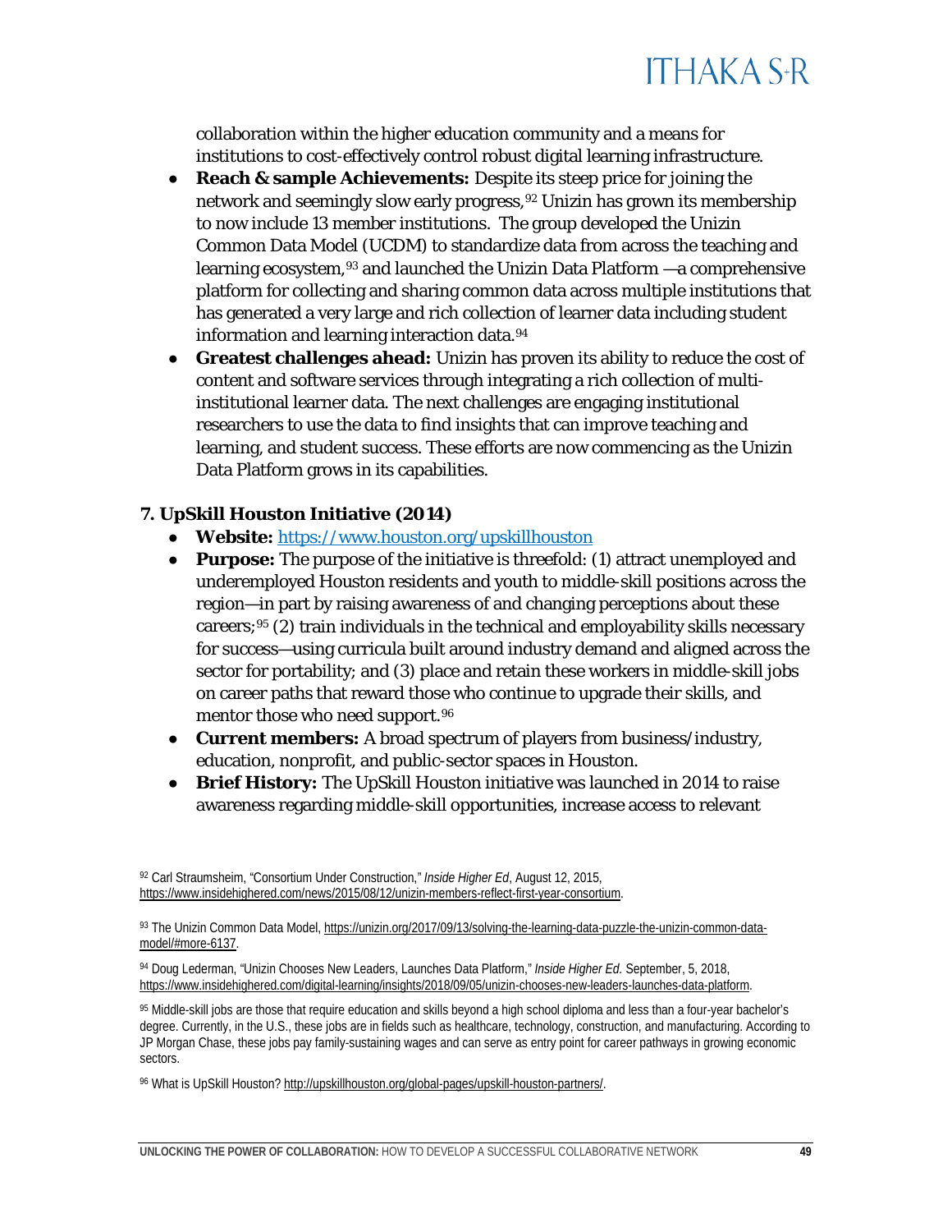collaboration within the higher education community and a means for institutions to cost-effectively control robust digital learning infrastructure.

- **Reach & sample Achievements:** Despite its steep price for joining the network and seemingly slow early progress,[92] Unizin has grown its membership to now include 13 member institutions. The group developed the Unizin Common Data Model (UCDM) to standardize data from across the teaching and learning ecosystem,[93] and launched the Unizin Data Platform —a comprehensive platform for collecting and sharing common data across multiple institutions that has generated a very large and rich collection of learner data including student information and learning interaction data.[94]
- **Greatest challenges ahead:** Unizin has proven its ability to reduce the cost of content and software services through integrating a rich collection of multi-institutional learner data. The next challenges are engaging institutional researchers to use the data to find insights that can improve teaching and learning, and student success. These efforts are now commencing as the Unizin Data Platform grows in its capabilities.

**7. UpSkill Houston Initiative (2014)**

- **Website:** https://www.houston.org/upskillhouston
- **Purpose:** The purpose of the initiative is threefold: (1) attract unemployed and underemployed Houston residents and youth to middle-skill positions across the region—in part by raising awareness of and changing perceptions about these careers;[95] (2) train individuals in the technical and employability skills necessary for success—using curricula built around industry demand and aligned across the sector for portability; and (3) place and retain these workers in middle-skill jobs on career paths that reward those who continue to upgrade their skills, and mentor those who need support.[96]
- **Current members:** A broad spectrum of players from business/industry, education, nonprofit, and public-sector spaces in Houston.
- **Brief History:** The UpSkill Houston initiative was launched in 2014 to raise awareness regarding middle-skill opportunities, increase access to relevant

[92] Carl Straumsheim, "Consortium Under Construction," *Inside Higher Ed*, August 12, 2015, https://www.insidehighered.com/news/2015/08/12/unizin-members-reflect-first-year-consortium.

[93] The Unizin Common Data Model, https://unizin.org/2017/09/13/solving-the-learning-data-puzzle-the-unizin-common-data-model/#more-6137.

[94] Doug Lederman, "Unizin Chooses New Leaders, Launches Data Platform," *Inside Higher Ed.* September, 5, 2018, https://www.insidehighered.com/digital-learning/insights/2018/09/05/unizin-chooses-new-leaders-launches-data-platform.

[95] Middle-skill jobs are those that require education and skills beyond a high school diploma and less than a four-year bachelor's degree. Currently, in the U.S., these jobs are in fields such as healthcare, technology, construction, and manufacturing. According to JP Morgan Chase, these jobs pay family-sustaining wages and can serve as entry point for career pathways in growing economic sectors.

[96] What is UpSkill Houston? http://upskillhouston.org/global-pages/upskill-houston-partners/.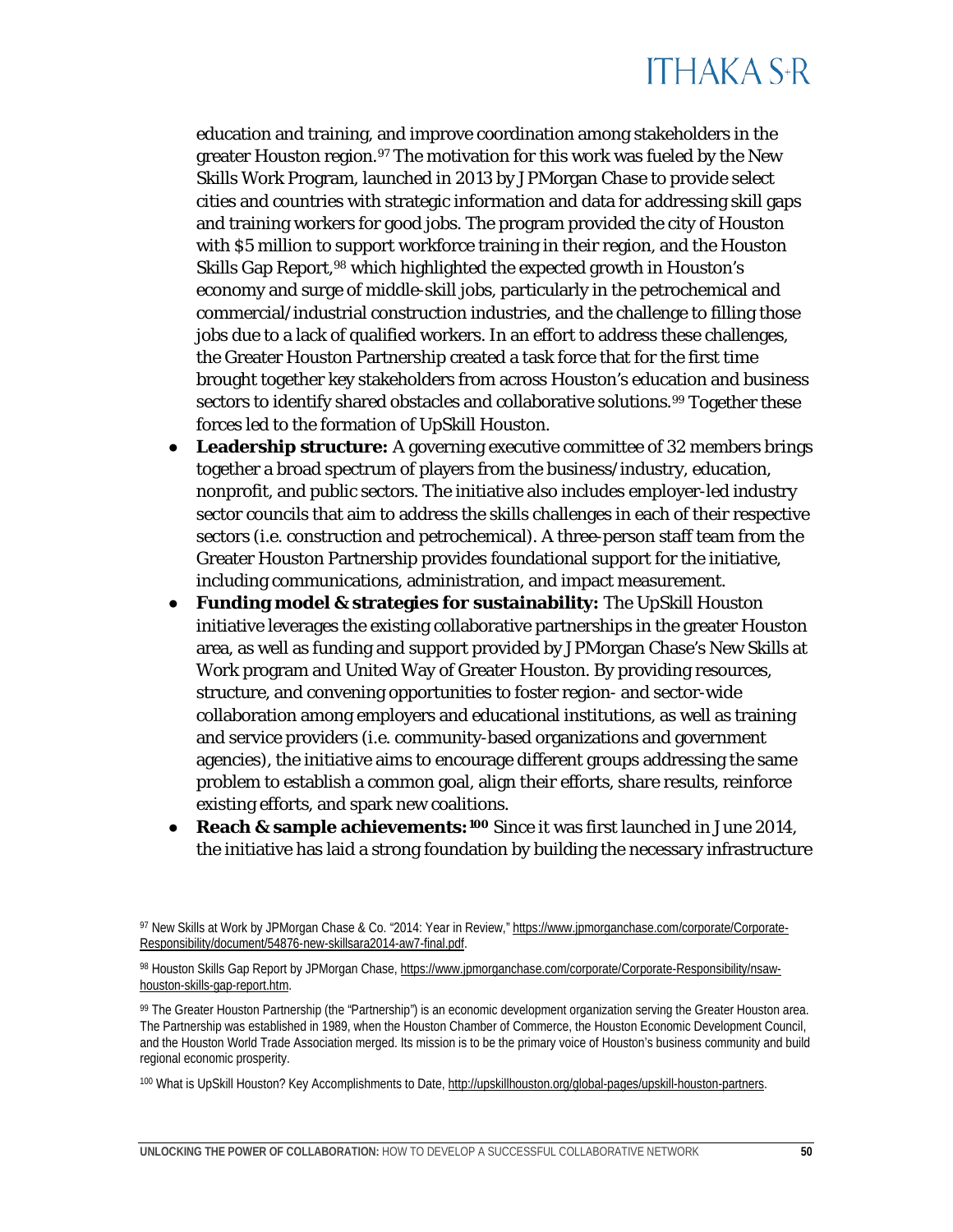education and training, and improve coordination among stakeholders in the greater Houston region.[97] The motivation for this work was fueled by the New Skills Work Program, launched in 2013 by JPMorgan Chase to provide select cities and countries with strategic information and data for addressing skill gaps and training workers for good jobs. The program provided the city of Houston with $5 million to support workforce training in their region, and the Houston Skills Gap Report,[98] which highlighted the expected growth in Houston's economy and surge of middle-skill jobs, particularly in the petrochemical and commercial/industrial construction industries, and the challenge to filling those jobs due to a lack of qualified workers. In an effort to address these challenges, the Greater Houston Partnership created a task force that for the first time brought together key stakeholders from across Houston's education and business sectors to identify shared obstacles and collaborative solutions.[99] Together these forces led to the formation of UpSkill Houston.

- **Leadership structure:** A governing executive committee of 32 members brings together a broad spectrum of players from the business/industry, education, nonprofit, and public sectors. The initiative also includes employer-led industry sector councils that aim to address the skills challenges in each of their respective sectors (i.e. construction and petrochemical). A three-person staff team from the Greater Houston Partnership provides foundational support for the initiative, including communications, administration, and impact measurement.
- **Funding model & strategies for sustainability:** The UpSkill Houston initiative leverages the existing collaborative partnerships in the greater Houston area, as well as funding and support provided by JPMorgan Chase's New Skills at Work program and United Way of Greater Houston. By providing resources, structure, and convening opportunities to foster region- and sector-wide collaboration among employers and educational institutions, as well as training and service providers (i.e. community-based organizations and government agencies), the initiative aims to encourage different groups addressing the same problem to establish a common goal, align their efforts, share results, reinforce existing efforts, and spark new coalitions.
- **Reach & sample achievements:[100]** Since it was first launched in June 2014, the initiative has laid a strong foundation by building the necessary infrastructure

[97] New Skills at Work by JPMorgan Chase & Co. "2014: Year in Review," https://www.jpmorganchase.com/corporate/Corporate-Responsibility/document/54876-new-skillsara2014-aw7-final.pdf.

[98] Houston Skills Gap Report by JPMorgan Chase, https://www.jpmorganchase.com/corporate/Corporate-Responsibility/nsaw-houston-skills-gap-report.htm.

[99] The Greater Houston Partnership (the "Partnership") is an economic development organization serving the Greater Houston area. The Partnership was established in 1989, when the Houston Chamber of Commerce, the Houston Economic Development Council, and the Houston World Trade Association merged. Its mission is to be the primary voice of Houston's business community and build regional economic prosperity.

[100] What is UpSkill Houston? Key Accomplishments to Date, http://upskillhouston.org/global-pages/upskill-houston-partners.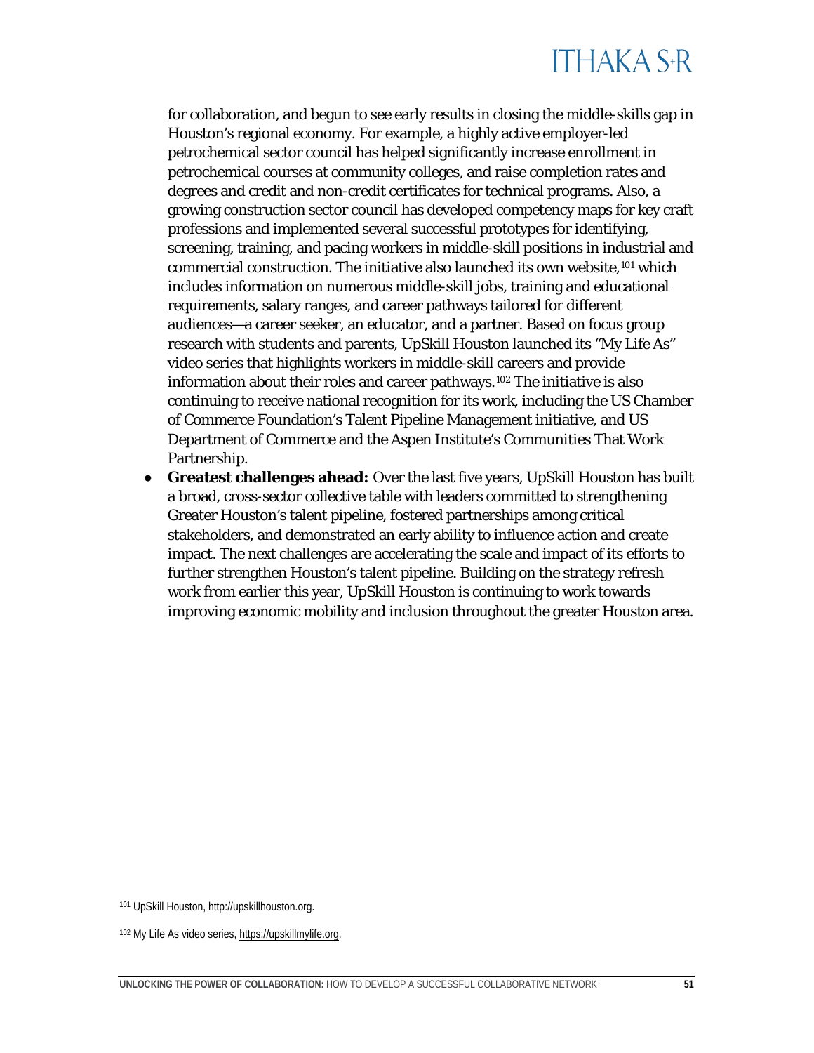for collaboration, and begun to see early results in closing the middle-skills gap in Houston's regional economy. For example, a highly active employer-led petrochemical sector council has helped significantly increase enrollment in petrochemical courses at community colleges, and raise completion rates and degrees and credit and non-credit certificates for technical programs. Also, a growing construction sector council has developed competency maps for key craft professions and implemented several successful prototypes for identifying, screening, training, and pacing workers in middle-skill positions in industrial and commercial construction. The initiative also launched its own website,[101] which includes information on numerous middle-skill jobs, training and educational requirements, salary ranges, and career pathways tailored for different audiences—a career seeker, an educator, and a partner. Based on focus group research with students and parents, UpSkill Houston launched its "My Life As" video series that highlights workers in middle-skill careers and provide information about their roles and career pathways.[102] The initiative is also continuing to receive national recognition for its work, including the US Chamber of Commerce Foundation's Talent Pipeline Management initiative, and US Department of Commerce and the Aspen Institute's Communities That Work Partnership.

- **Greatest challenges ahead:** Over the last five years, UpSkill Houston has built a broad, cross-sector collective table with leaders committed to strengthening Greater Houston's talent pipeline, fostered partnerships among critical stakeholders, and demonstrated an early ability to influence action and create impact. The next challenges are accelerating the scale and impact of its efforts to further strengthen Houston's talent pipeline. Building on the strategy refresh work from earlier this year, UpSkill Houston is continuing to work towards improving economic mobility and inclusion throughout the greater Houston area.

[101] UpSkill Houston, http://upskillhouston.org.

[102] My Life As video series, https://upskillmylife.org.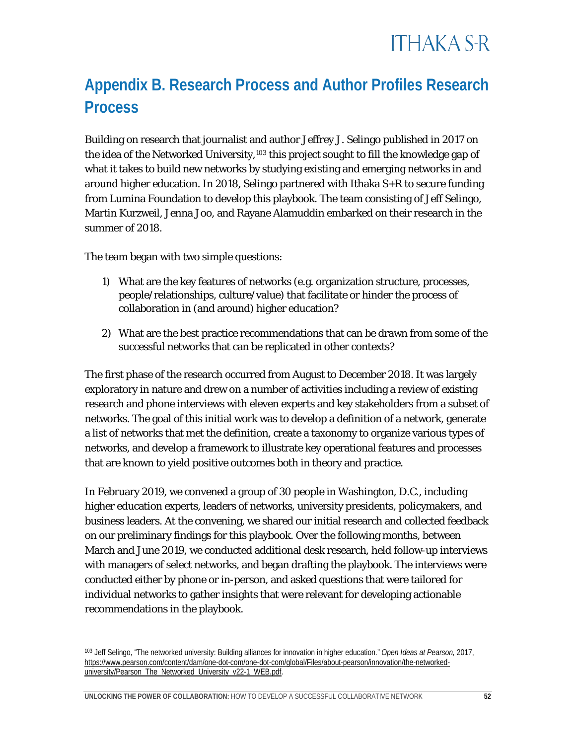## Appendix B. Research Process and Author Profiles Research Process

Building on research that journalist and author Jeffrey J. Selingo published in 2017 on the idea of the Networked University,[103] this project sought to fill the knowledge gap of what it takes to build new networks by studying existing and emerging networks in and around higher education. In 2018, Selingo partnered with Ithaka S+R to secure funding from Lumina Foundation to develop this playbook. The team consisting of Jeff Selingo, Martin Kurzweil, Jenna Joo, and Rayane Alamuddin embarked on their research in the summer of 2018.

The team began with two simple questions:

1) What are the key features of networks (e.g. organization structure, processes, people/relationships, culture/value) that facilitate or hinder the process of collaboration in (and around) higher education?

2) What are the best practice recommendations that can be drawn from some of the successful networks that can be replicated in other contexts?

The first phase of the research occurred from August to December 2018. It was largely exploratory in nature and drew on a number of activities including a review of existing research and phone interviews with eleven experts and key stakeholders from a subset of networks. The goal of this initial work was to develop a definition of a network, generate a list of networks that met the definition, create a taxonomy to organize various types of networks, and develop a framework to illustrate key operational features and processes that are known to yield positive outcomes both in theory and practice.

In February 2019, we convened a group of 30 people in Washington, D.C., including higher education experts, leaders of networks, university presidents, policymakers, and business leaders. At the convening, we shared our initial research and collected feedback on our preliminary findings for this playbook. Over the following months, between March and June 2019, we conducted additional desk research, held follow-up interviews with managers of select networks, and began drafting the playbook. The interviews were conducted either by phone or in-person, and asked questions that were tailored for individual networks to gather insights that were relevant for developing actionable recommendations in the playbook.

[103] Jeff Selingo, "The networked university: Building alliances for innovation in higher education." *Open Ideas at Pearson*, 2017, https://www.pearson.com/content/dam/one-dot-com/one-dot-com/global/Files/about-pearson/innovation/the-networked-university/Pearson_The_Networked_University_v22-1_WEB.pdf.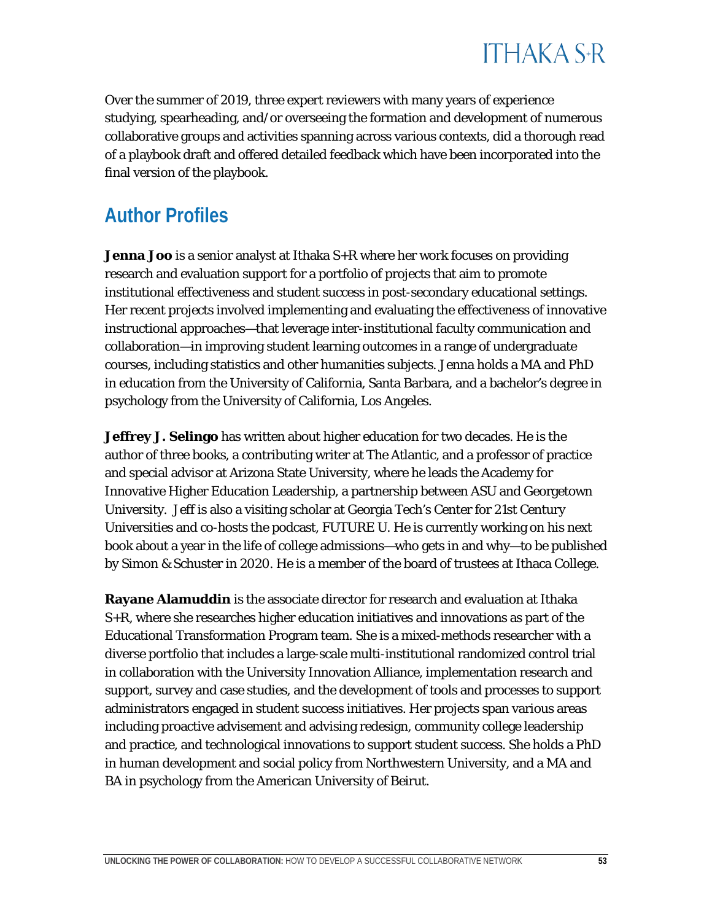Over the summer of 2019, three expert reviewers with many years of experience studying, spearheading, and/or overseeing the formation and development of numerous collaborative groups and activities spanning across various contexts, did a thorough read of a playbook draft and offered detailed feedback which have been incorporated into the final version of the playbook.

## Author Profiles

**Jenna Joo** is a senior analyst at Ithaka S+R where her work focuses on providing research and evaluation support for a portfolio of projects that aim to promote institutional effectiveness and student success in post-secondary educational settings. Her recent projects involved implementing and evaluating the effectiveness of innovative instructional approaches—that leverage inter-institutional faculty communication and collaboration—in improving student learning outcomes in a range of undergraduate courses, including statistics and other humanities subjects. Jenna holds a MA and PhD in education from the University of California, Santa Barbara, and a bachelor's degree in psychology from the University of California, Los Angeles.

**Jeffrey J. Selingo** has written about higher education for two decades. He is the author of three books, a contributing writer at The Atlantic, and a professor of practice and special advisor at Arizona State University, where he leads the Academy for Innovative Higher Education Leadership, a partnership between ASU and Georgetown University. Jeff is also a visiting scholar at Georgia Tech's Center for 21st Century Universities and co-hosts the podcast, FUTURE U. He is currently working on his next book about a year in the life of college admissions—who gets in and why—to be published by Simon & Schuster in 2020. He is a member of the board of trustees at Ithaca College.

**Rayane Alamuddin** is the associate director for research and evaluation at Ithaka S+R, where she researches higher education initiatives and innovations as part of the Educational Transformation Program team. She is a mixed-methods researcher with a diverse portfolio that includes a large-scale multi-institutional randomized control trial in collaboration with the University Innovation Alliance, implementation research and support, survey and case studies, and the development of tools and processes to support administrators engaged in student success initiatives. Her projects span various areas including proactive advisement and advising redesign, community college leadership and practice, and technological innovations to support student success. She holds a PhD in human development and social policy from Northwestern University, and a MA and BA in psychology from the American University of Beirut.